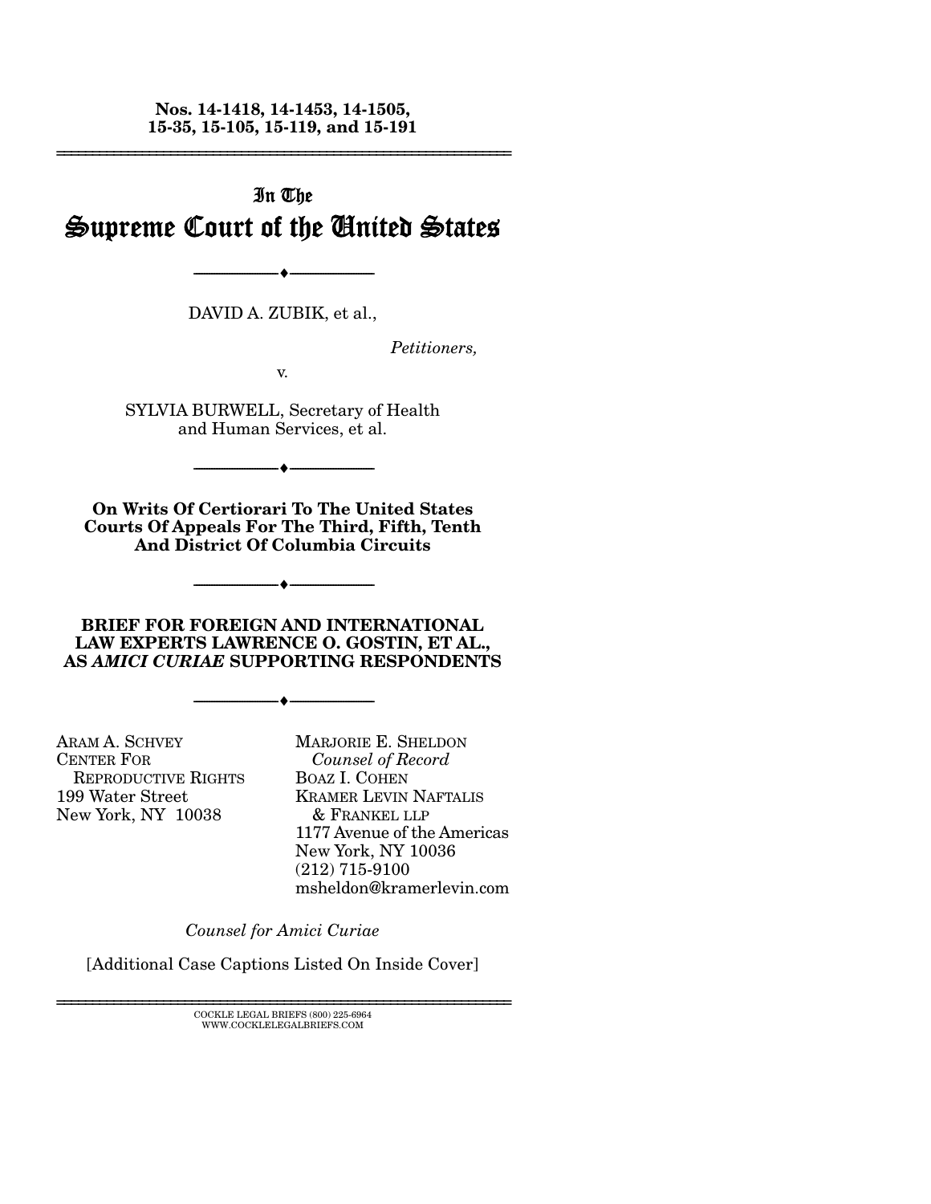**Nos. 14-1418, 14-1453, 14-1505, 15-35, 15-105, 15-119, and 15-191**

---

In The

# Supreme Court of the United States

---

DAVID A. ZUBIK, et al.,

*Petitioners,*

v.

SYLVIA BURWELL, Secretary of Health and Human Services, et al.

---

**On Writs Of Certiorari To The United States Courts Of Appeals For The Third, Fifth, Tenth And District Of Columbia Circuits**

---

**BRIEF FOR FOREIGN AND INTERNATIONAL LAW EXPERTS LAWRENCE O. GOSTIN, ET AL., AS *AMICI CURIAE* SUPPORTING RESPONDENTS**

---

ARAM A. SCHVEY
CENTER FOR REPRODUCTIVE RIGHTS
199 Water Street
New York, NY 10038

MARJORIE E. SHELDON
*Counsel of Record*
BOAZ I. COHEN
KRAMER LEVIN NAFTALIS & FRANKEL LLP
1177 Avenue of the Americas
New York, NY 10036
(212) 715-9100
msheldon@kramerlevin.com

*Counsel for Amici Curiae*

[Additional Case Captions Listed On Inside Cover]

---

COCKLE LEGAL BRIEFS (800) 225-6964
WWW.COCKLELEGALBRIEFS.COM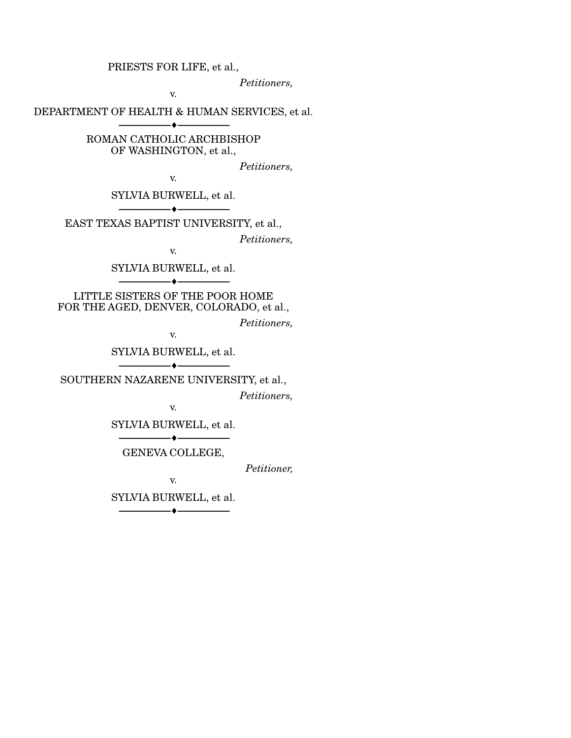PRIESTS FOR LIFE, et al.,

*Petitioners,*

v.

DEPARTMENT OF HEALTH & HUMAN SERVICES, et al.

---

ROMAN CATHOLIC ARCHBISHOP OF WASHINGTON, et al.,

*Petitioners,*

v.

SYLVIA BURWELL, et al.

---

EAST TEXAS BAPTIST UNIVERSITY, et al.,

*Petitioners,*

v.

SYLVIA BURWELL, et al.

---

LITTLE SISTERS OF THE POOR HOME FOR THE AGED, DENVER, COLORADO, et al.,

*Petitioners,*

v.

SYLVIA BURWELL, et al.

---

SOUTHERN NAZARENE UNIVERSITY, et al.,

*Petitioners,*

v.

SYLVIA BURWELL, et al.

---

GENEVA COLLEGE,

*Petitioner,*

v.

SYLVIA BURWELL, et al.

---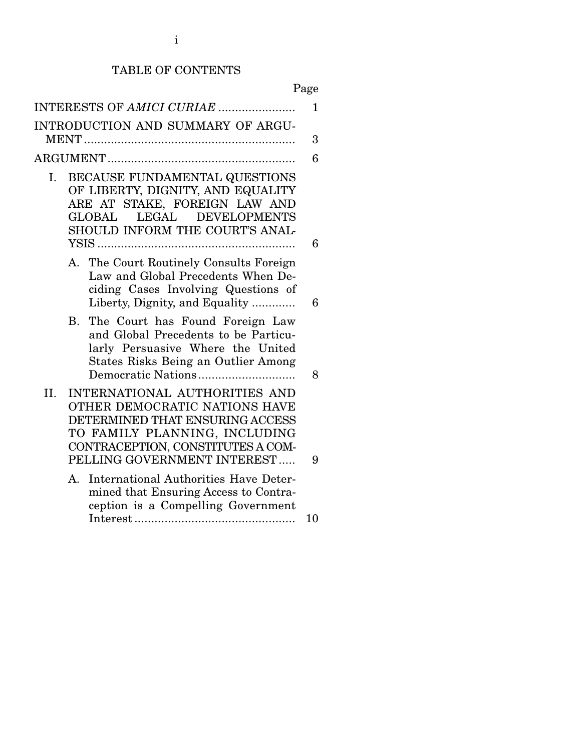# TABLE OF CONTENTS

| | Page |
|---|---|
| INTERESTS OF *AMICI CURIAE* | 1 |
| INTRODUCTION AND SUMMARY OF ARGUMENT | 3 |
| ARGUMENT | 6 |
| I. BECAUSE FUNDAMENTAL QUESTIONS OF LIBERTY, DIGNITY, AND EQUALITY ARE AT STAKE, FOREIGN LAW AND GLOBAL LEGAL DEVELOPMENTS SHOULD INFORM THE COURT'S ANALYSIS | 6 |
| A. The Court Routinely Consults Foreign Law and Global Precedents When Deciding Cases Involving Questions of Liberty, Dignity, and Equality | 6 |
| B. The Court has Found Foreign Law and Global Precedents to be Particularly Persuasive Where the United States Risks Being an Outlier Among Democratic Nations | 8 |
| II. INTERNATIONAL AUTHORITIES AND OTHER DEMOCRATIC NATIONS HAVE DETERMINED THAT ENSURING ACCESS TO FAMILY PLANNING, INCLUDING CONTRACEPTION, CONSTITUTES A COMPELLING GOVERNMENT INTEREST | 9 |
| A. International Authorities Have Determined that Ensuring Access to Contraception is a Compelling Government Interest | 10 |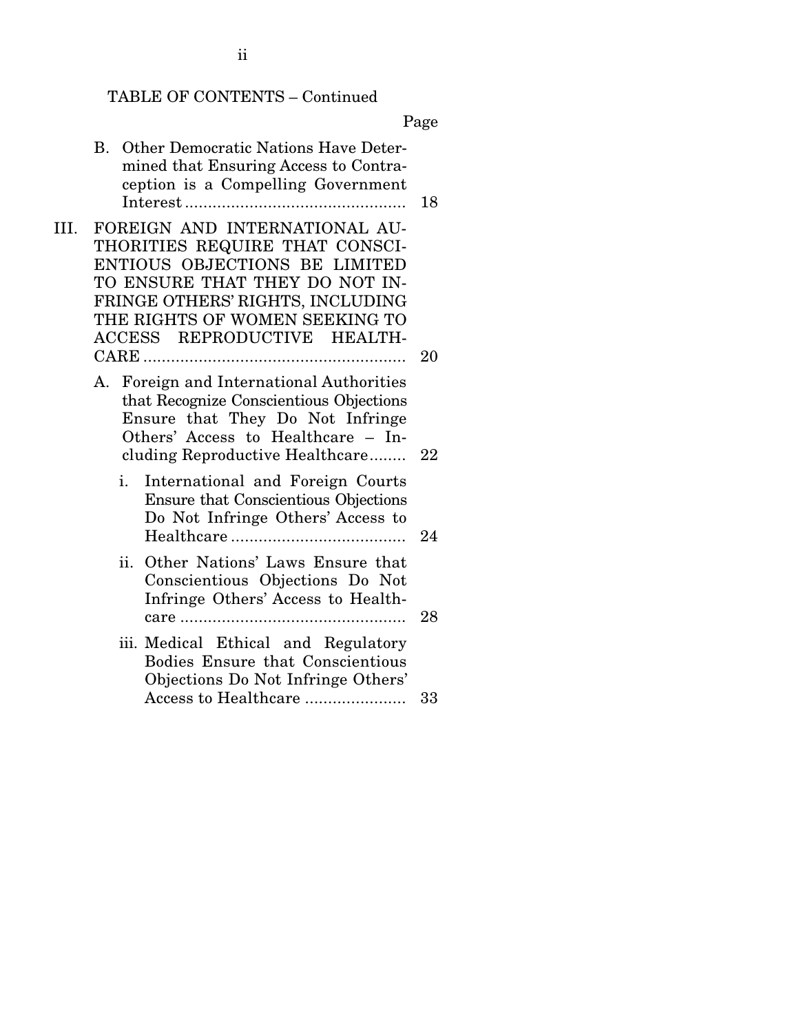TABLE OF CONTENTS – Continued

| | Page |
|---|---|
| B. Other Democratic Nations Have Determined that Ensuring Access to Contraception is a Compelling Government Interest | 18 |
| III. FOREIGN AND INTERNATIONAL AUTHORITIES REQUIRE THAT CONSCIENTIOUS OBJECTIONS BE LIMITED TO ENSURE THAT THEY DO NOT INFRINGE OTHERS' RIGHTS, INCLUDING THE RIGHTS OF WOMEN SEEKING TO ACCESS REPRODUCTIVE HEALTHCARE | 20 |
| A. Foreign and International Authorities that Recognize Conscientious Objections Ensure that They Do Not Infringe Others' Access to Healthcare – Including Reproductive Healthcare | 22 |
| i. International and Foreign Courts Ensure that Conscientious Objections Do Not Infringe Others' Access to Healthcare | 24 |
| ii. Other Nations' Laws Ensure that Conscientious Objections Do Not Infringe Others' Access to Healthcare | 28 |
| iii. Medical Ethical and Regulatory Bodies Ensure that Conscientious Objections Do Not Infringe Others' Access to Healthcare | 33 |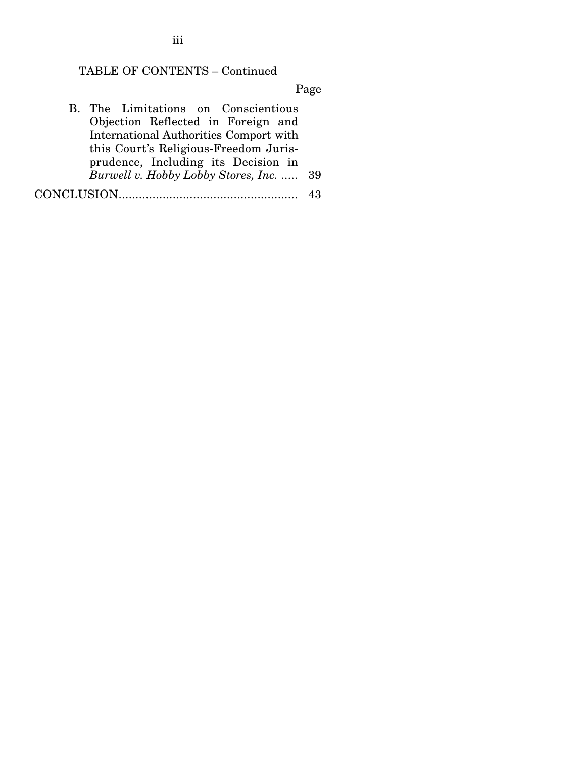TABLE OF CONTENTS – Continued

| | Page |
|---|---|
| B. The Limitations on Conscientious Objection Reflected in Foreign and International Authorities Comport with this Court's Religious-Freedom Jurisprudence, Including its Decision in *Burwell v. Hobby Lobby Stores, Inc.* | 39 |
| CONCLUSION | 43 |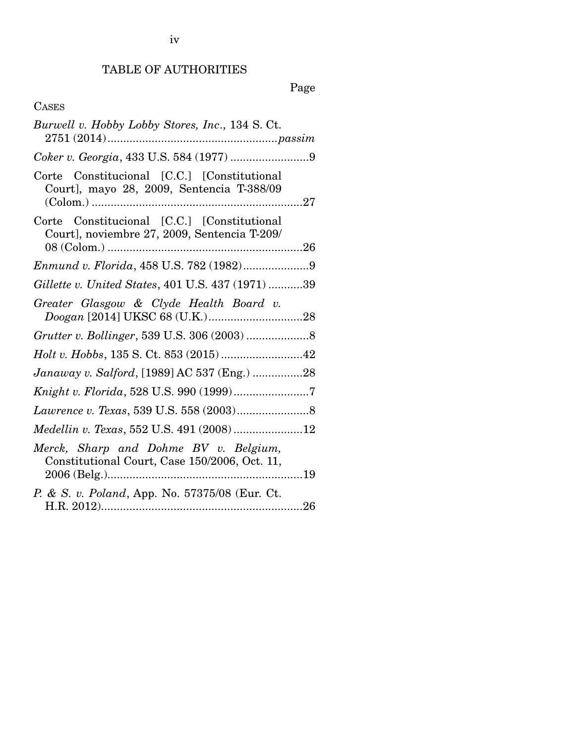# TABLE OF AUTHORITIES

Page

CASES

*Burwell v. Hobby Lobby Stores, Inc.*, 134 S. Ct. 2751 (2014) ...................................................... *passim*

*Coker v. Georgia*, 433 U.S. 584 (1977) .........................9

Corte Constitucional [C.C.] [Constitutional Court], mayo 28, 2009, Sentencia T-388/09 (Colom.) ...................................................................27

Corte Constitucional [C.C.] [Constitutional Court], noviembre 27, 2009, Sentencia T-209/08 (Colom.) ...............................................................26

*Enmund v. Florida*, 458 U.S. 782 (1982).....................9

*Gillette v. United States*, 401 U.S. 437 (1971) ...........39

*Greater Glasgow & Clyde Health Board v. Doogan* [2014] UKSC 68 (U.K.)..............................28

*Grutter v. Bollinger*, 539 U.S. 306 (2003) ....................8

*Holt v. Hobbs*, 135 S. Ct. 853 (2015) ..........................42

*Janaway v. Salford*, [1989] AC 537 (Eng.) ................28

*Knight v. Florida*, 528 U.S. 990 (1999) ........................7

*Lawrence v. Texas*, 539 U.S. 558 (2003).......................8

*Medellin v. Texas*, 552 U.S. 491 (2008) ......................12

*Merck, Sharp and Dohme BV v. Belgium*, Constitutional Court, Case 150/2006, Oct. 11, 2006 (Belg.)..............................................................19

*P. & S. v. Poland*, App. No. 57375/08 (Eur. Ct. H.R. 2012)................................................................26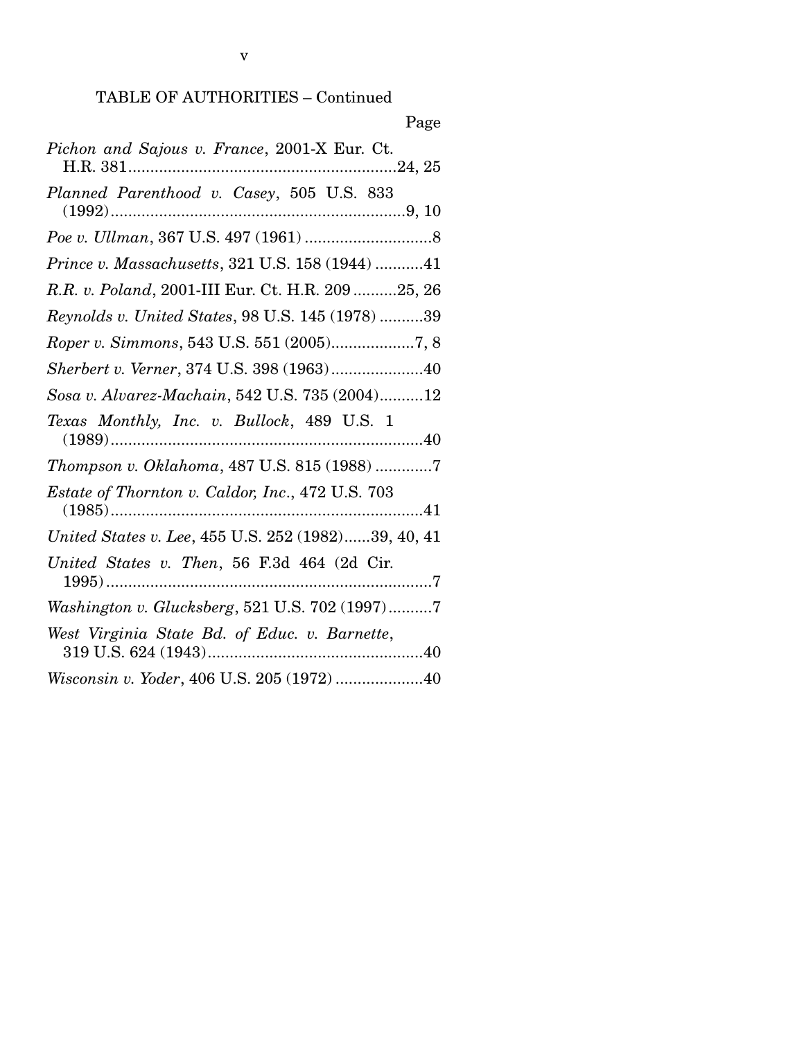TABLE OF AUTHORITIES – Continued

Page

*Pichon and Sajous v. France*, 2001-X Eur. Ct. H.R. 381....................................................24, 25

*Planned Parenthood v. Casey*, 505 U.S. 833 (1992)....................................................................9, 10

*Poe v. Ullman*, 367 U.S. 497 (1961) ..............................8

*Prince v. Massachusetts*, 321 U.S. 158 (1944) ...........41

*R.R. v. Poland*, 2001-III Eur. Ct. H.R. 209 ..........25, 26

*Reynolds v. United States*, 98 U.S. 145 (1978) ..........39

*Roper v. Simmons*, 543 U.S. 551 (2005)...................7, 8

*Sherbert v. Verner*, 374 U.S. 398 (1963).....................40

*Sosa v. Alvarez-Machain*, 542 U.S. 735 (2004)..........12

*Texas Monthly, Inc. v. Bullock*, 489 U.S. 1 (1989)........................................................................40

*Thompson v. Oklahoma*, 487 U.S. 815 (1988) .............7

*Estate of Thornton v. Caldor, Inc.*, 472 U.S. 703 (1985)........................................................................41

*United States v. Lee*, 455 U.S. 252 (1982)......39, 40, 41

*United States v. Then*, 56 F.3d 464 (2d Cir. 1995)..........................................................................7

*Washington v. Glucksberg*, 521 U.S. 702 (1997)..........7

*West Virginia State Bd. of Educ. v. Barnette*, 319 U.S. 624 (1943).................................................40

*Wisconsin v. Yoder*, 406 U.S. 205 (1972) ....................40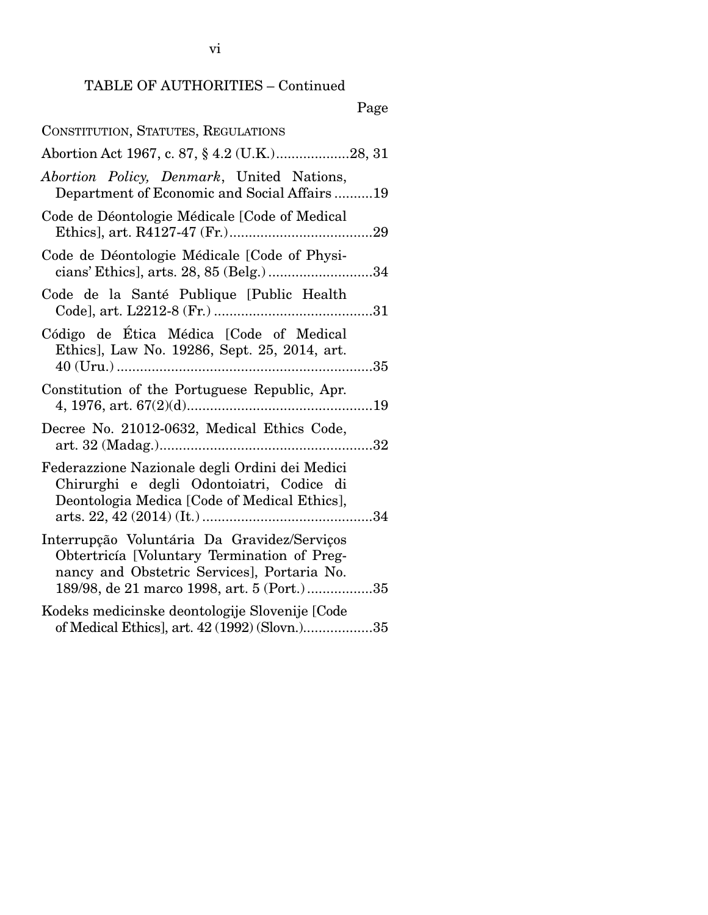## TABLE OF AUTHORITIES – Continued

Page

CONSTITUTION, STATUTES, REGULATIONS

Abortion Act 1967, c. 87, § 4.2 (U.K.)....................28, 31

*Abortion Policy, Denmark*, United Nations, Department of Economic and Social Affairs ..........19

Code de Déontologie Médicale [Code of Medical Ethics], art. R4127-47 (Fr.).....................................29

Code de Déontologie Médicale [Code of Physicians' Ethics], arts. 28, 85 (Belg.) ...........................34

Code de la Santé Publique [Public Health Code], art. L2212-8 (Fr.) .........................................31

Código de Ética Médica [Code of Medical Ethics], Law No. 19286, Sept. 25, 2014, art. 40 (Uru.) ..................................................................35

Constitution of the Portuguese Republic, Apr. 4, 1976, art. 67(2)(d)................................................19

Decree No. 21012-0632, Medical Ethics Code, art. 32 (Madag.).......................................................32

Federazzione Nazionale degli Ordini dei Medici Chirurghi e degli Odontoiatri, Codice di Deontologia Medica [Code of Medical Ethics], arts. 22, 42 (2014) (It.) ............................................34

Interrupção Voluntária Da Gravidez/Serviços Obtertricía [Voluntary Termination of Pregnancy and Obstetric Services], Portaria No. 189/98, de 21 marco 1998, art. 5 (Port.).................35

Kodeks medicinske deontologije Slovenije [Code of Medical Ethics], art. 42 (1992) (Slovn.)..................35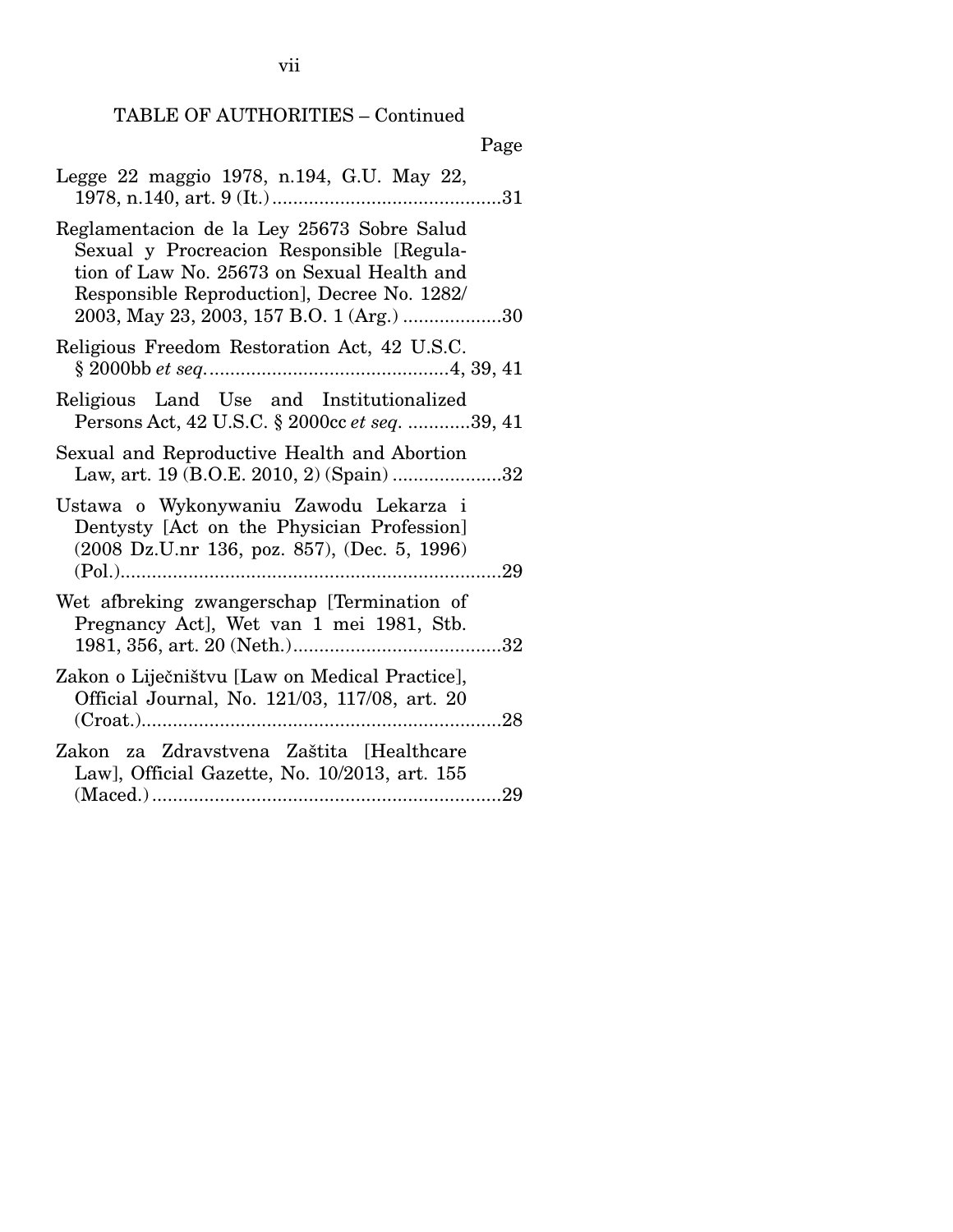TABLE OF AUTHORITIES – Continued

Page

Legge 22 maggio 1978, n.194, G.U. May 22, 1978, n.140, art. 9 (It.) ............................................31

Reglamentacion de la Ley 25673 Sobre Salud Sexual y Procreacion Responsible [Regulation of Law No. 25673 on Sexual Health and Responsible Reproduction], Decree No. 1282/2003, May 23, 2003, 157 B.O. 1 (Arg.) ...................30

Religious Freedom Restoration Act, 42 U.S.C. § 2000bb *et seq.* .............................................4, 39, 41

Religious Land Use and Institutionalized Persons Act, 42 U.S.C. § 2000cc *et seq.* ............39, 41

Sexual and Reproductive Health and Abortion Law, art. 19 (B.O.E. 2010, 2) (Spain) .....................32

Ustawa o Wykonywaniu Zawodu Lekarza i Dentysty [Act on the Physician Profession] (2008 Dz.U.nr 136, poz. 857), (Dec. 5, 1996) (Pol.).........................................................................29

Wet afbreking zwangerschap [Termination of Pregnancy Act], Wet van 1 mei 1981, Stb. 1981, 356, art. 20 (Neth.)........................................32

Zakon o Liječništvu [Law on Medical Practice], Official Journal, No. 121/03, 117/08, art. 20 (Croat.).....................................................................28

Zakon za Zdravstvena Zaštita [Healthcare Law], Official Gazette, No. 10/2013, art. 155 (Maced.)...................................................................29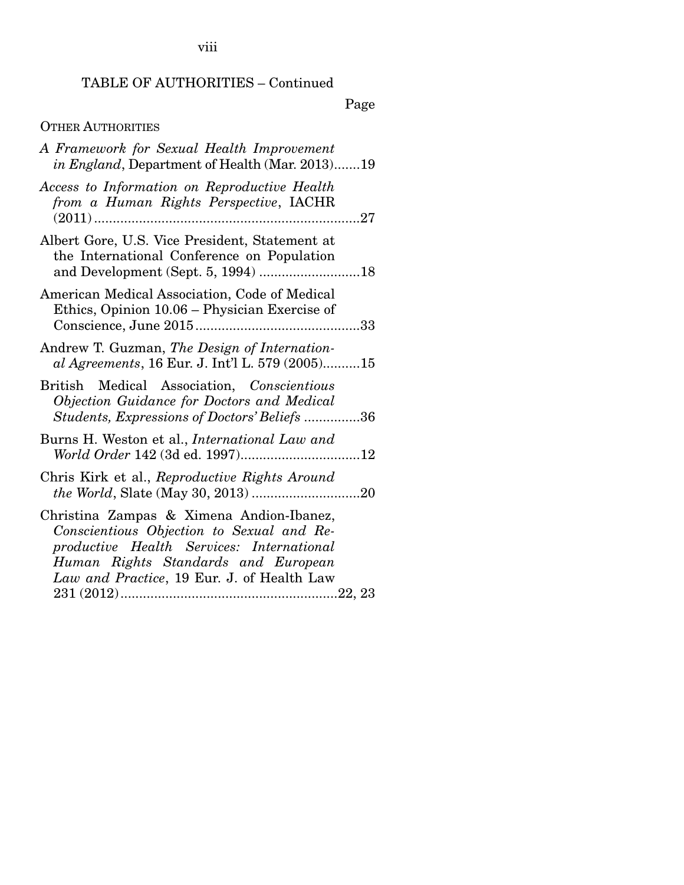TABLE OF AUTHORITIES – Continued

Page

OTHER AUTHORITIES

*A Framework for Sexual Health Improvement in England*, Department of Health (Mar. 2013).......19

*Access to Information on Reproductive Health from a Human Rights Perspective*, IACHR (2011).......................................................................27

Albert Gore, U.S. Vice President, Statement at the International Conference on Population and Development (Sept. 5, 1994) ...........................18

American Medical Association, Code of Medical Ethics, Opinion 10.06 – Physician Exercise of Conscience, June 2015............................................33

Andrew T. Guzman, *The Design of International Agreements*, 16 Eur. J. Int'l L. 579 (2005)..........15

British Medical Association, *Conscientious Objection Guidance for Doctors and Medical Students, Expressions of Doctors' Beliefs* ...............36

Burns H. Weston et al., *International Law and World Order* 142 (3d ed. 1997)................................12

Chris Kirk et al., *Reproductive Rights Around the World*, Slate (May 30, 2013) .............................20

Christina Zampas & Ximena Andion-Ibanez, *Conscientious Objection to Sexual and Reproductive Health Services: International Human Rights Standards and European Law and Practice*, 19 Eur. J. of Health Law 231 (2012)..........................................................22, 23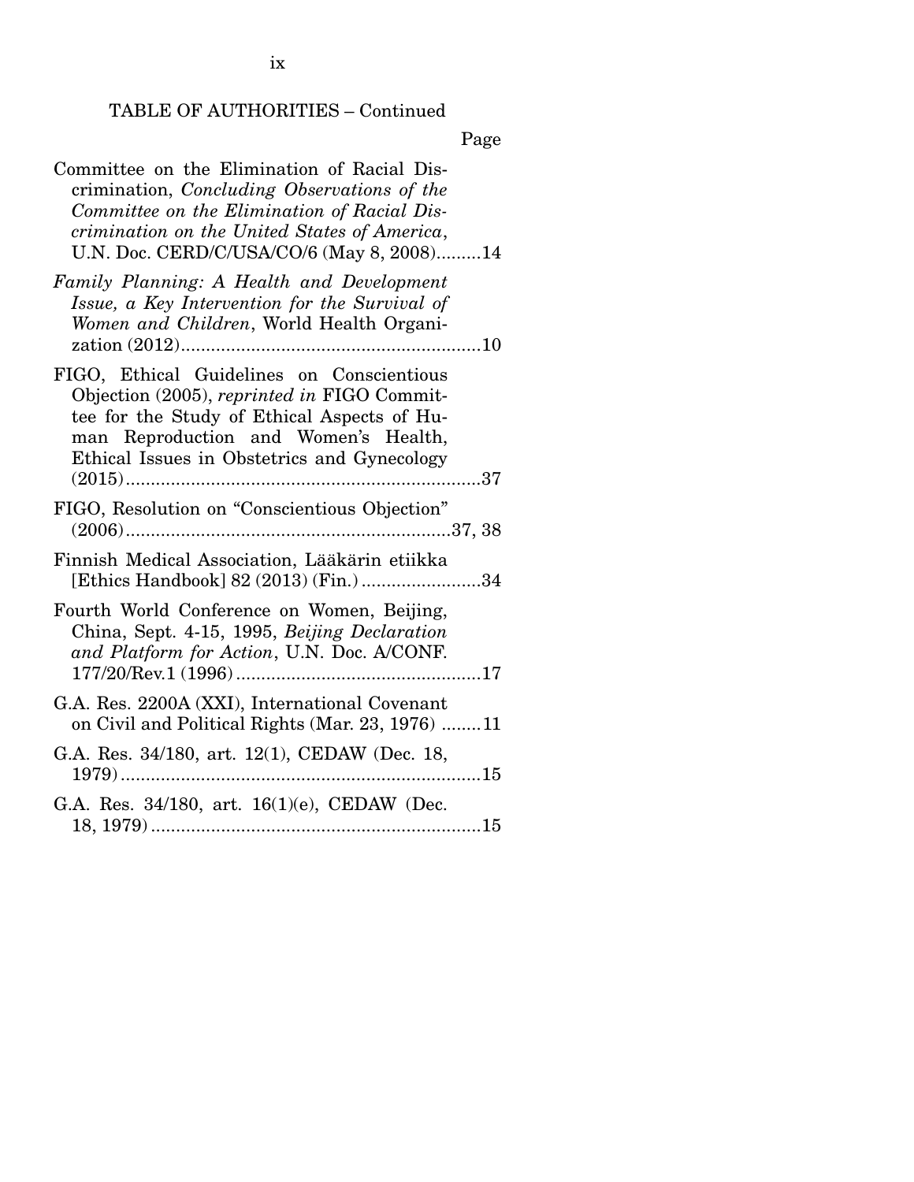TABLE OF AUTHORITIES – Continued

Page

Committee on the Elimination of Racial Discrimination, *Concluding Observations of the Committee on the Elimination of Racial Discrimination on the United States of America*, U.N. Doc. CERD/C/USA/CO/6 (May 8, 2008).........14

*Family Planning: A Health and Development Issue, a Key Intervention for the Survival of Women and Children*, World Health Organization (2012)............................................................10

FIGO, Ethical Guidelines on Conscientious Objection (2005), *reprinted in* FIGO Committee for the Study of Ethical Aspects of Human Reproduction and Women's Health, Ethical Issues in Obstetrics and Gynecology (2015).......................................................................37

FIGO, Resolution on "Conscientious Objection" (2006)................................................................37, 38

Finnish Medical Association, Lääkärin etiikka [Ethics Handbook] 82 (2013) (Fin.)........................34

Fourth World Conference on Women, Beijing, China, Sept. 4-15, 1995, *Beijing Declaration and Platform for Action*, U.N. Doc. A/CONF. 177/20/Rev.1 (1996)................................................17

G.A. Res. 2200A (XXI), International Covenant on Civil and Political Rights (Mar. 23, 1976) ........11

G.A. Res. 34/180, art. 12(1), CEDAW (Dec. 18, 1979)........................................................................15

G.A. Res. 34/180, art. 16(1)(e), CEDAW (Dec. 18, 1979).................................................................15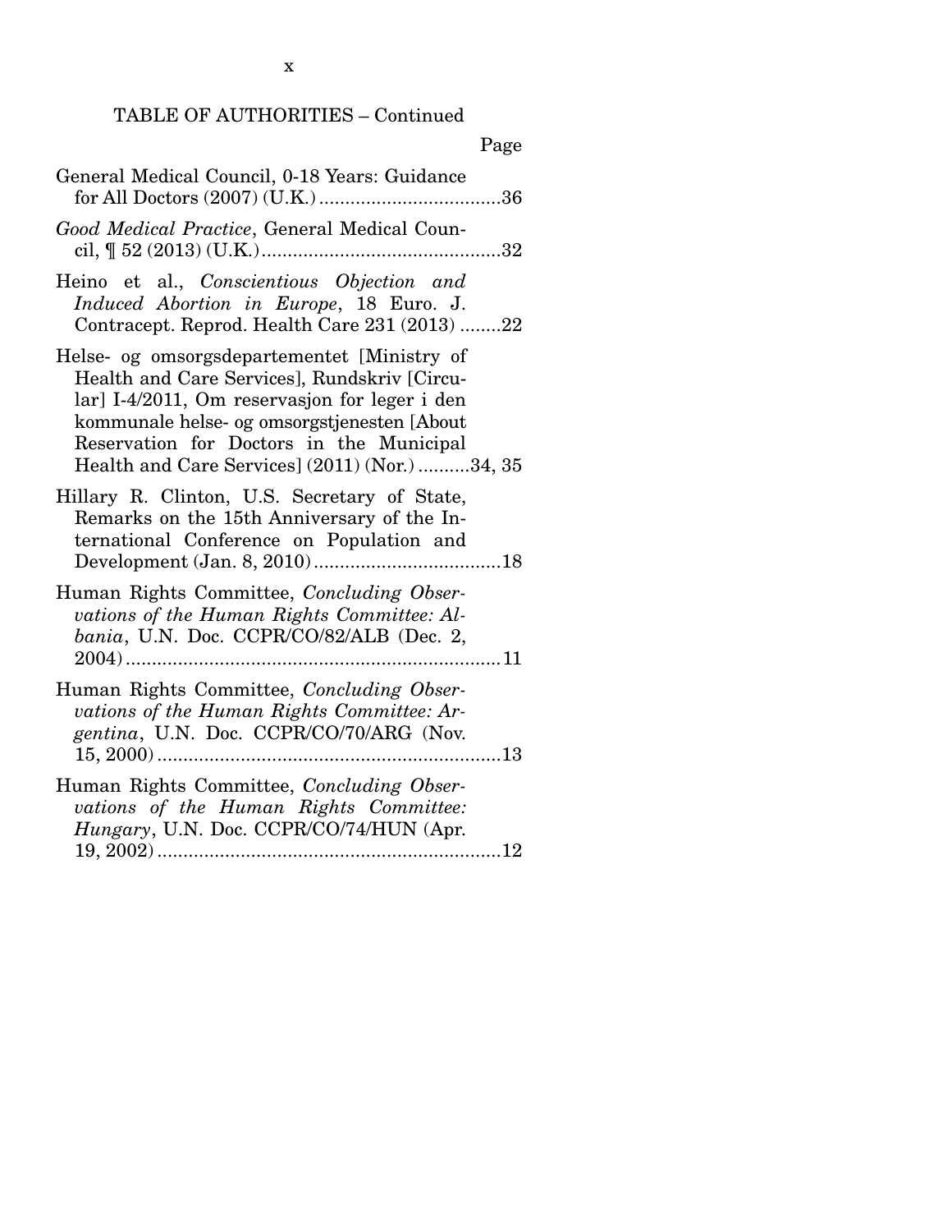TABLE OF AUTHORITIES – Continued

Page

General Medical Council, 0-18 Years: Guidance for All Doctors (2007) (U.K.) ....................................36

*Good Medical Practice*, General Medical Council, ¶ 52 (2013) (U.K.) ..............................................32

Heino et al., *Conscientious Objection and Induced Abortion in Europe*, 18 Euro. J. Contracept. Reprod. Health Care 231 (2013) ........22

Helse- og omsorgsdepartementet [Ministry of Health and Care Services], Rundskriv [Circular] I-4/2011, Om reservasjon for leger i den kommunale helse- og omsorgstjenesten [About Reservation for Doctors in the Municipal Health and Care Services] (2011) (Nor.) ..........34, 35

Hillary R. Clinton, U.S. Secretary of State, Remarks on the 15th Anniversary of the International Conference on Population and Development (Jan. 8, 2010) ....................................18

Human Rights Committee, *Concluding Observations of the Human Rights Committee: Albania*, U.N. Doc. CCPR/CO/82/ALB (Dec. 2, 2004) .........................................................................11

Human Rights Committee, *Concluding Observations of the Human Rights Committee: Argentina*, U.N. Doc. CCPR/CO/70/ARG (Nov. 15, 2000) ...................................................................13

Human Rights Committee, *Concluding Observations of the Human Rights Committee: Hungary*, U.N. Doc. CCPR/CO/74/HUN (Apr. 19, 2002) ..................................................................12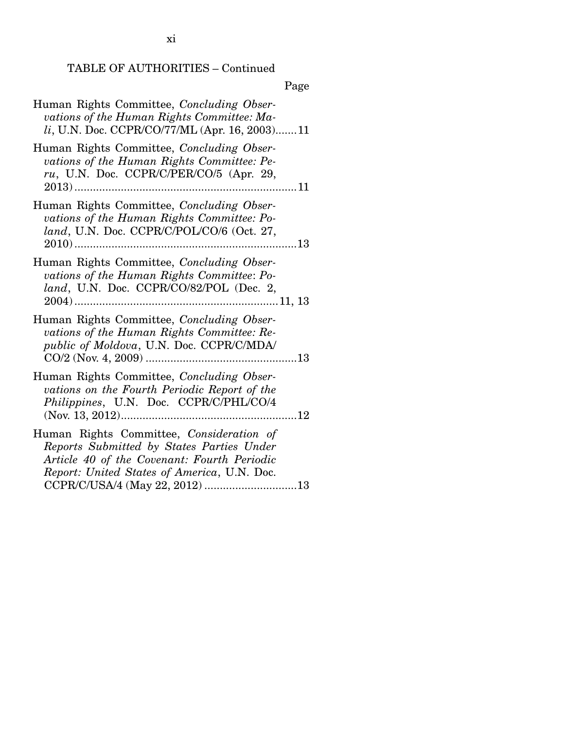TABLE OF AUTHORITIES – Continued

Page

Human Rights Committee, *Concluding Observations of the Human Rights Committee: Mali*, U.N. Doc. CCPR/CO/77/ML (Apr. 16, 2003).......11

Human Rights Committee, *Concluding Observations of the Human Rights Committee: Peru*, U.N. Doc. CCPR/C/PER/CO/5 (Apr. 29, 2013).......11

Human Rights Committee, *Concluding Observations of the Human Rights Committee: Poland*, U.N. Doc. CCPR/C/POL/CO/6 (Oct. 27, 2010).......13

Human Rights Committee, *Concluding Observations of the Human Rights Committee: Poland*, U.N. Doc. CCPR/CO/82/POL (Dec. 2, 2004).......11, 13

Human Rights Committee, *Concluding Observations of the Human Rights Committee: Republic of Moldova*, U.N. Doc. CCPR/C/MDA/CO/2 (Nov. 4, 2009).......13

Human Rights Committee, *Concluding Observations on the Fourth Periodic Report of the Philippines*, U.N. Doc. CCPR/C/PHL/CO/4 (Nov. 13, 2012).......12

Human Rights Committee, *Consideration of Reports Submitted by States Parties Under Article 40 of the Covenant: Fourth Periodic Report: United States of America*, U.N. Doc. CCPR/C/USA/4 (May 22, 2012).......13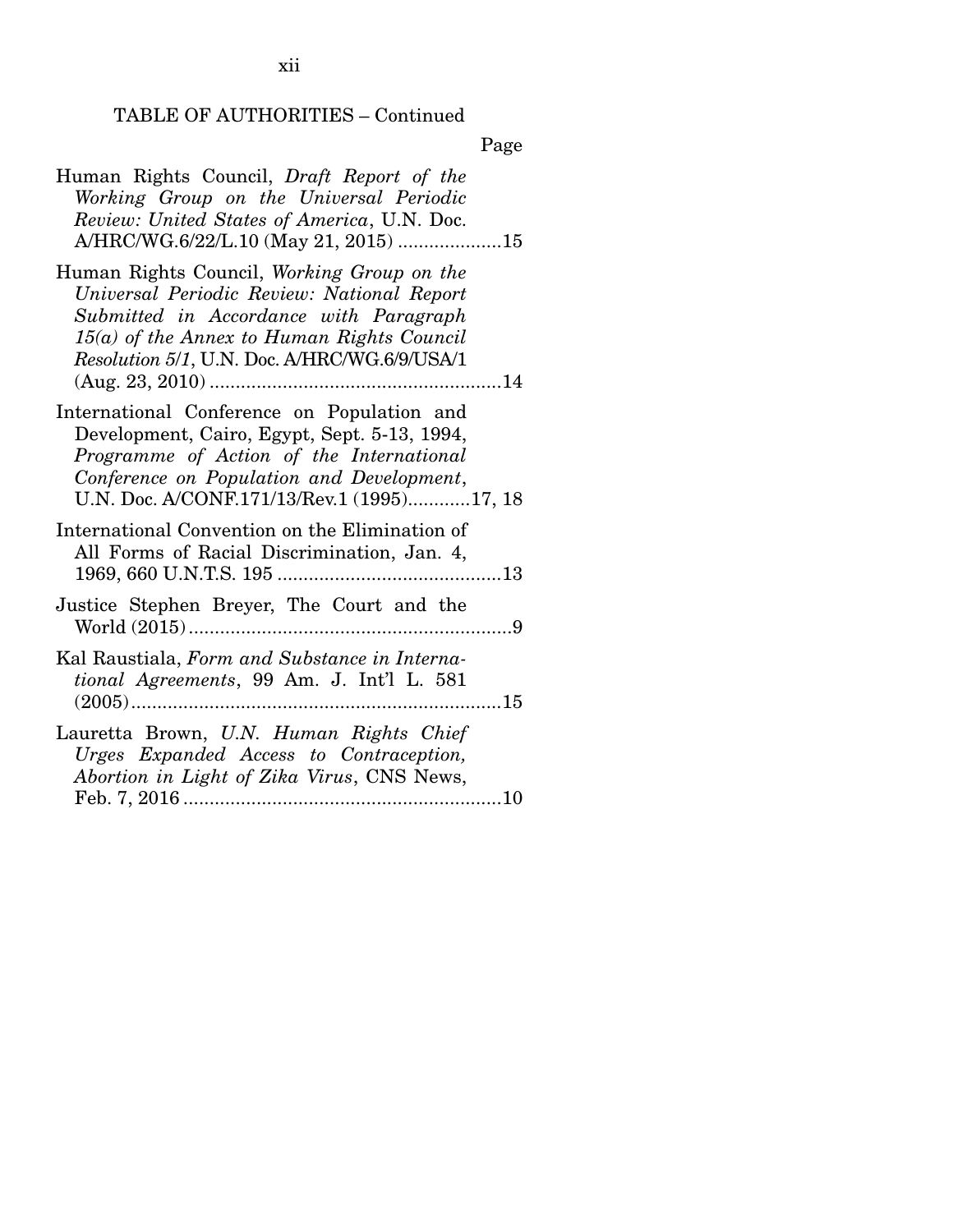TABLE OF AUTHORITIES – Continued

Page

Human Rights Council, *Draft Report of the Working Group on the Universal Periodic Review: United States of America*, U.N. Doc. A/HRC/WG.6/22/L.10 (May 21, 2015) ....................15

Human Rights Council, *Working Group on the Universal Periodic Review: National Report Submitted in Accordance with Paragraph 15(a) of the Annex to Human Rights Council Resolution 5/1*, U.N. Doc. A/HRC/WG.6/9/USA/1 (Aug. 23, 2010) ........................................................14

International Conference on Population and Development, Cairo, Egypt, Sept. 5-13, 1994, *Programme of Action of the International Conference on Population and Development*, U.N. Doc. A/CONF.171/13/Rev.1 (1995)............17, 18

International Convention on the Elimination of All Forms of Racial Discrimination, Jan. 4, 1969, 660 U.N.T.S. 195 ...........................................13

Justice Stephen Breyer, The Court and the World (2015)..............................................................9

Kal Raustiala, *Form and Substance in International Agreements*, 99 Am. J. Int'l L. 581 (2005).......................................................................15

Lauretta Brown, *U.N. Human Rights Chief Urges Expanded Access to Contraception, Abortion in Light of Zika Virus*, CNS News, Feb. 7, 2016 .............................................................10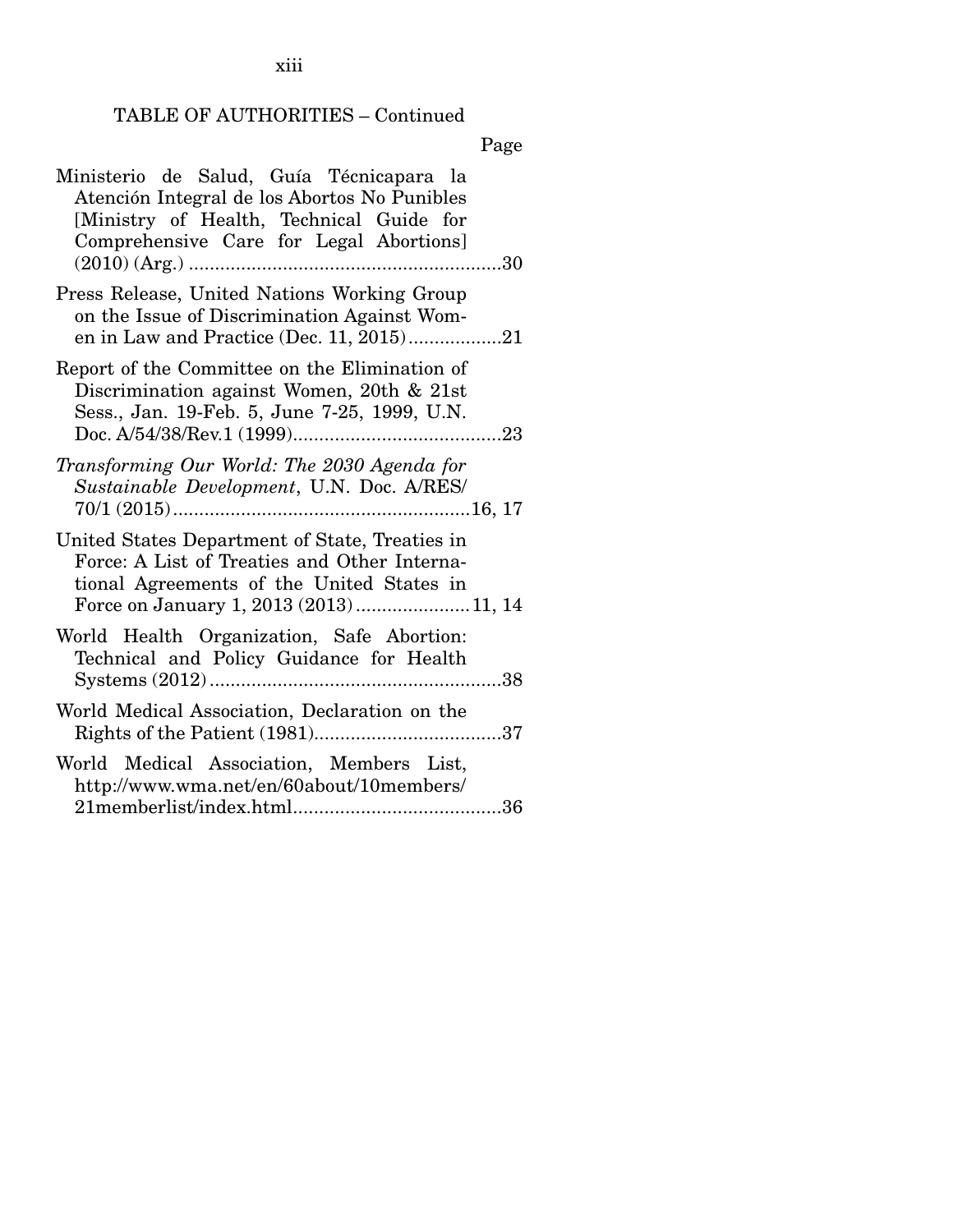TABLE OF AUTHORITIES – Continued

Page

Ministerio de Salud, Guía Técnicapara la Atención Integral de los Abortos No Punibles [Ministry of Health, Technical Guide for Comprehensive Care for Legal Abortions] (2010) (Arg.) ....................................................30

Press Release, United Nations Working Group on the Issue of Discrimination Against Women in Law and Practice (Dec. 11, 2015)..................21

Report of the Committee on the Elimination of Discrimination against Women, 20th & 21st Sess., Jan. 19-Feb. 5, June 7-25, 1999, U.N. Doc. A/54/38/Rev.1 (1999)........................................23

*Transforming Our World: The 2030 Agenda for Sustainable Development*, U.N. Doc. A/RES/70/1 (2015).........................................................16, 17

United States Department of State, Treaties in Force: A List of Treaties and Other International Agreements of the United States in Force on January 1, 2013 (2013)......................11, 14

World Health Organization, Safe Abortion: Technical and Policy Guidance for Health Systems (2012)........................................................38

World Medical Association, Declaration on the Rights of the Patient (1981)....................................37

World Medical Association, Members List, http://www.wma.net/en/60about/10members/21memberlist/index.html........................................36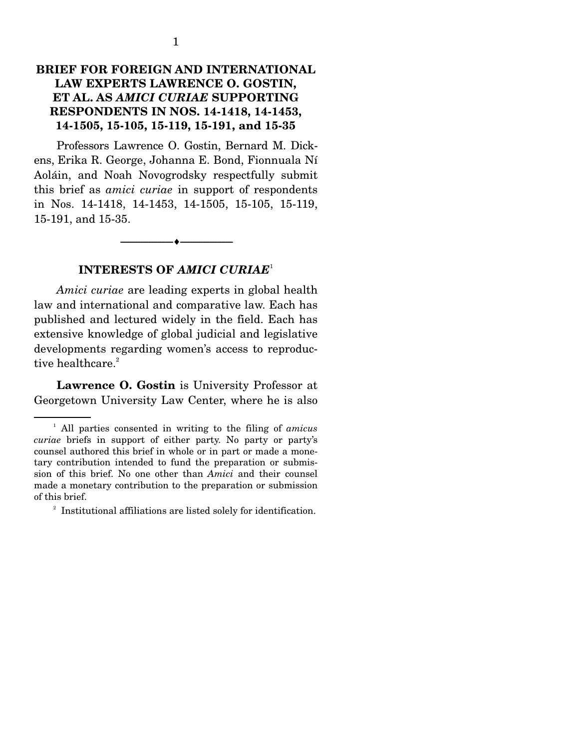## BRIEF FOR FOREIGN AND INTERNATIONAL LAW EXPERTS LAWRENCE O. GOSTIN, ET AL. AS *AMICI CURIAE* SUPPORTING RESPONDENTS IN NOS. 14-1418, 14-1453, 14-1505, 15-105, 15-119, 15-191, and 15-35

Professors Lawrence O. Gostin, Bernard M. Dickens, Erika R. George, Johanna E. Bond, Fionnuala Ní Aoláin, and Noah Novogrodsky respectfully submit this brief as *amici curiae* in support of respondents in Nos. 14-1418, 14-1453, 14-1505, 15-105, 15-119, 15-191, and 15-35.

---

### INTERESTS OF *AMICI CURIAE*[1]

*Amici curiae* are leading experts in global health law and international and comparative law. Each has published and lectured widely in the field. Each has extensive knowledge of global judicial and legislative developments regarding women's access to reproductive healthcare.[2]

**Lawrence O. Gostin** is University Professor at Georgetown University Law Center, where he is also

---

[1] All parties consented in writing to the filing of *amicus curiae* briefs in support of either party. No party or party's counsel authored this brief in whole or in part or made a monetary contribution intended to fund the preparation or submission of this brief. No one other than *Amici* and their counsel made a monetary contribution to the preparation or submission of this brief.

[2] Institutional affiliations are listed solely for identification.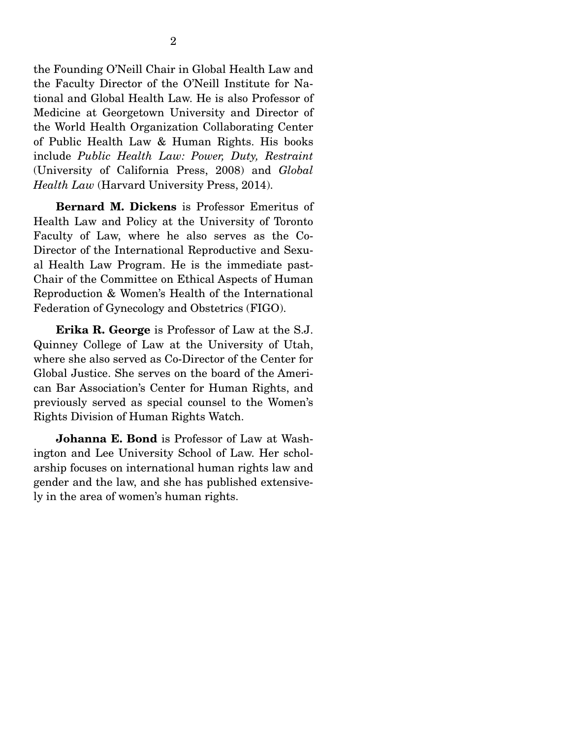the Founding O'Neill Chair in Global Health Law and the Faculty Director of the O'Neill Institute for National and Global Health Law. He is also Professor of Medicine at Georgetown University and Director of the World Health Organization Collaborating Center of Public Health Law & Human Rights. His books include *Public Health Law: Power, Duty, Restraint* (University of California Press, 2008) and *Global Health Law* (Harvard University Press, 2014).

**Bernard M. Dickens** is Professor Emeritus of Health Law and Policy at the University of Toronto Faculty of Law, where he also serves as the Co-Director of the International Reproductive and Sexual Health Law Program. He is the immediate past-Chair of the Committee on Ethical Aspects of Human Reproduction & Women's Health of the International Federation of Gynecology and Obstetrics (FIGO).

**Erika R. George** is Professor of Law at the S.J. Quinney College of Law at the University of Utah, where she also served as Co-Director of the Center for Global Justice. She serves on the board of the American Bar Association's Center for Human Rights, and previously served as special counsel to the Women's Rights Division of Human Rights Watch.

**Johanna E. Bond** is Professor of Law at Washington and Lee University School of Law. Her scholarship focuses on international human rights law and gender and the law, and she has published extensively in the area of women's human rights.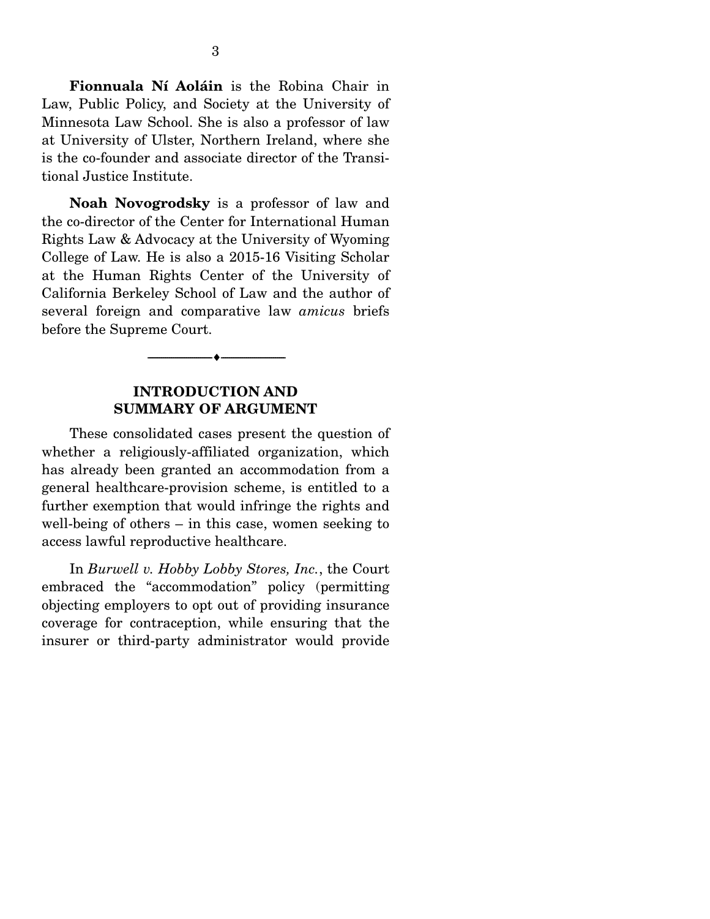**Fionnuala Ní Aoláin** is the Robina Chair in Law, Public Policy, and Society at the University of Minnesota Law School. She is also a professor of law at University of Ulster, Northern Ireland, where she is the co-founder and associate director of the Transitional Justice Institute.

**Noah Novogrodsky** is a professor of law and the co-director of the Center for International Human Rights Law & Advocacy at the University of Wyoming College of Law. He is also a 2015-16 Visiting Scholar at the Human Rights Center of the University of California Berkeley School of Law and the author of several foreign and comparative law *amicus* briefs before the Supreme Court.

---

## INTRODUCTION AND SUMMARY OF ARGUMENT

These consolidated cases present the question of whether a religiously-affiliated organization, which has already been granted an accommodation from a general healthcare-provision scheme, is entitled to a further exemption that would infringe the rights and well-being of others – in this case, women seeking to access lawful reproductive healthcare.

In *Burwell v. Hobby Lobby Stores, Inc.*, the Court embraced the "accommodation" policy (permitting objecting employers to opt out of providing insurance coverage for contraception, while ensuring that the insurer or third-party administrator would provide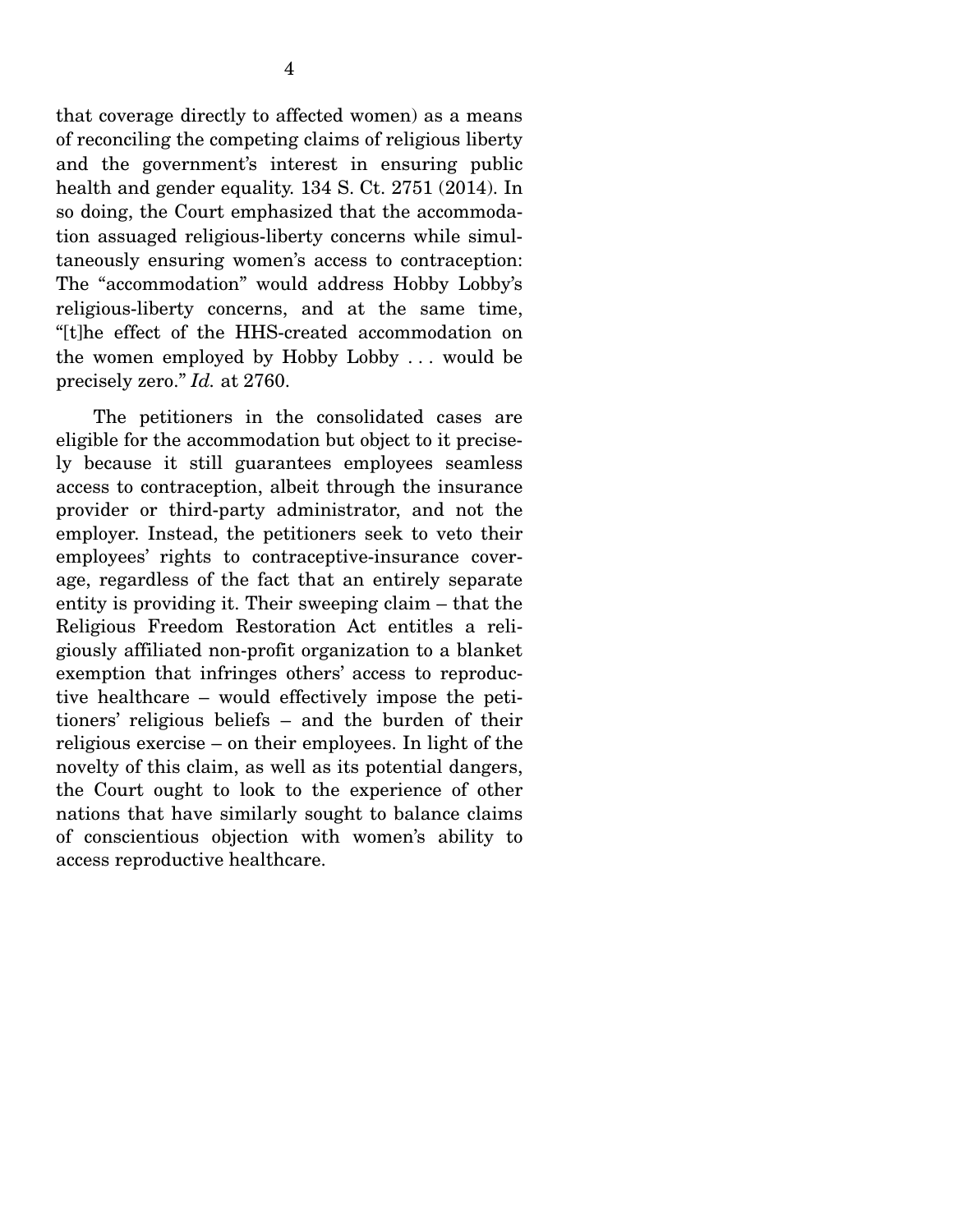that coverage directly to affected women) as a means of reconciling the competing claims of religious liberty and the government's interest in ensuring public health and gender equality. 134 S. Ct. 2751 (2014). In so doing, the Court emphasized that the accommodation assuaged religious-liberty concerns while simultaneously ensuring women's access to contraception: The "accommodation" would address Hobby Lobby's religious-liberty concerns, and at the same time, "[t]he effect of the HHS-created accommodation on the women employed by Hobby Lobby . . . would be precisely zero." *Id.* at 2760.

The petitioners in the consolidated cases are eligible for the accommodation but object to it precisely because it still guarantees employees seamless access to contraception, albeit through the insurance provider or third-party administrator, and not the employer. Instead, the petitioners seek to veto their employees' rights to contraceptive-insurance coverage, regardless of the fact that an entirely separate entity is providing it. Their sweeping claim – that the Religious Freedom Restoration Act entitles a religiously affiliated non-profit organization to a blanket exemption that infringes others' access to reproductive healthcare – would effectively impose the petitioners' religious beliefs – and the burden of their religious exercise – on their employees. In light of the novelty of this claim, as well as its potential dangers, the Court ought to look to the experience of other nations that have similarly sought to balance claims of conscientious objection with women's ability to access reproductive healthcare.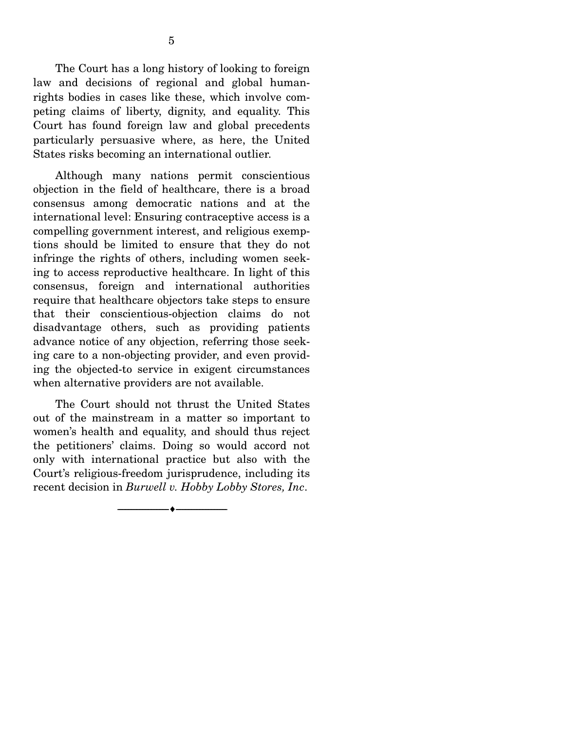The Court has a long history of looking to foreign law and decisions of regional and global human-rights bodies in cases like these, which involve competing claims of liberty, dignity, and equality. This Court has found foreign law and global precedents particularly persuasive where, as here, the United States risks becoming an international outlier.

Although many nations permit conscientious objection in the field of healthcare, there is a broad consensus among democratic nations and at the international level: Ensuring contraceptive access is a compelling government interest, and religious exemptions should be limited to ensure that they do not infringe the rights of others, including women seeking to access reproductive healthcare. In light of this consensus, foreign and international authorities require that healthcare objectors take steps to ensure that their conscientious-objection claims do not disadvantage others, such as providing patients advance notice of any objection, referring those seeking care to a non-objecting provider, and even providing the objected-to service in exigent circumstances when alternative providers are not available.

The Court should not thrust the United States out of the mainstream in a matter so important to women's health and equality, and should thus reject the petitioners' claims. Doing so would accord not only with international practice but also with the Court's religious-freedom jurisprudence, including its recent decision in *Burwell v. Hobby Lobby Stores, Inc*.

---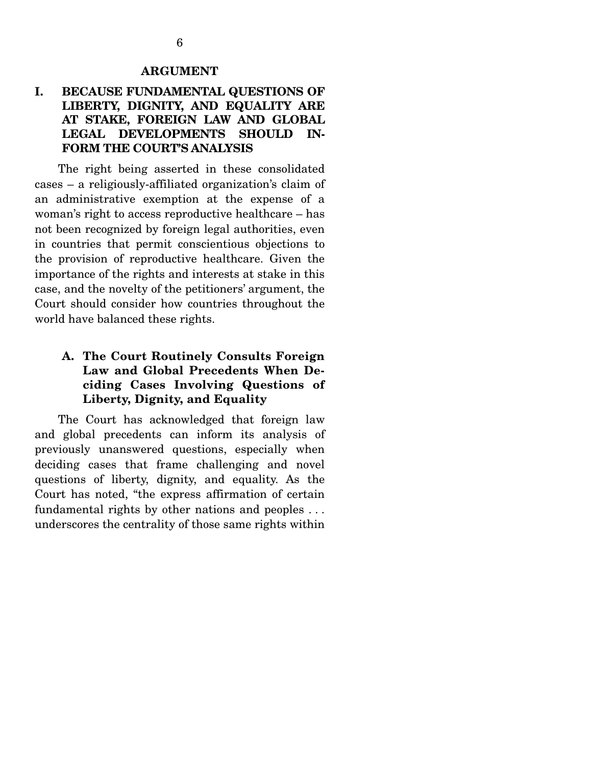## ARGUMENT

### I. BECAUSE FUNDAMENTAL QUESTIONS OF LIBERTY, DIGNITY, AND EQUALITY ARE AT STAKE, FOREIGN LAW AND GLOBAL LEGAL DEVELOPMENTS SHOULD INFORM THE COURT'S ANALYSIS

The right being asserted in these consolidated cases – a religiously-affiliated organization's claim of an administrative exemption at the expense of a woman's right to access reproductive healthcare – has not been recognized by foreign legal authorities, even in countries that permit conscientious objections to the provision of reproductive healthcare. Given the importance of the rights and interests at stake in this case, and the novelty of the petitioners' argument, the Court should consider how countries throughout the world have balanced these rights.

#### A. The Court Routinely Consults Foreign Law and Global Precedents When Deciding Cases Involving Questions of Liberty, Dignity, and Equality

The Court has acknowledged that foreign law and global precedents can inform its analysis of previously unanswered questions, especially when deciding cases that frame challenging and novel questions of liberty, dignity, and equality. As the Court has noted, "the express affirmation of certain fundamental rights by other nations and peoples . . . underscores the centrality of those same rights within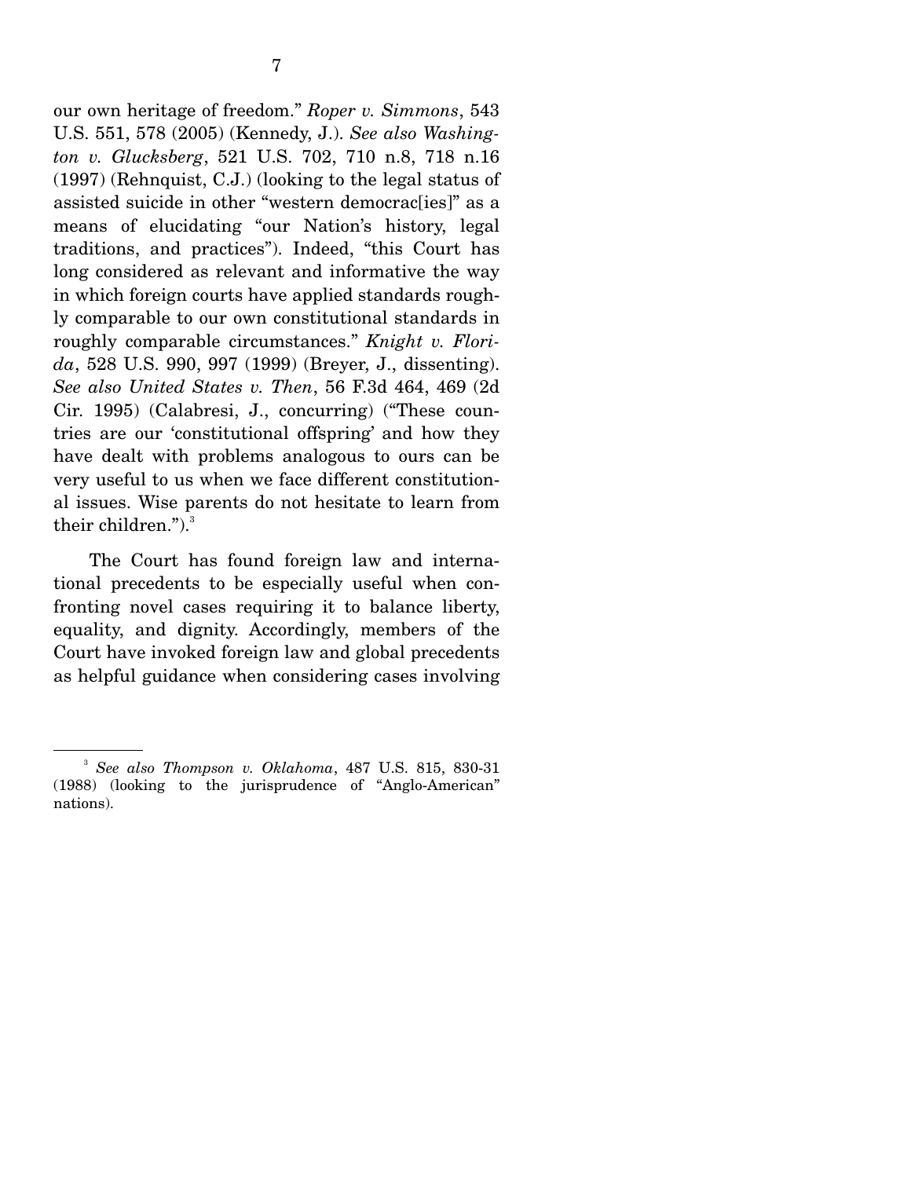our own heritage of freedom." *Roper v. Simmons*, 543 U.S. 551, 578 (2005) (Kennedy, J.). *See also Washington v. Glucksberg*, 521 U.S. 702, 710 n.8, 718 n.16 (1997) (Rehnquist, C.J.) (looking to the legal status of assisted suicide in other "western democrac[ies]" as a means of elucidating "our Nation's history, legal traditions, and practices"). Indeed, "this Court has long considered as relevant and informative the way in which foreign courts have applied standards roughly comparable to our own constitutional standards in roughly comparable circumstances." *Knight v. Florida*, 528 U.S. 990, 997 (1999) (Breyer, J., dissenting). *See also United States v. Then*, 56 F.3d 464, 469 (2d Cir. 1995) (Calabresi, J., concurring) ("These countries are our 'constitutional offspring' and how they have dealt with problems analogous to ours can be very useful to us when we face different constitutional issues. Wise parents do not hesitate to learn from their children.").[3]

The Court has found foreign law and international precedents to be especially useful when confronting novel cases requiring it to balance liberty, equality, and dignity. Accordingly, members of the Court have invoked foreign law and global precedents as helpful guidance when considering cases involving

---

[3] *See also Thompson v. Oklahoma*, 487 U.S. 815, 830-31 (1988) (looking to the jurisprudence of "Anglo-American" nations).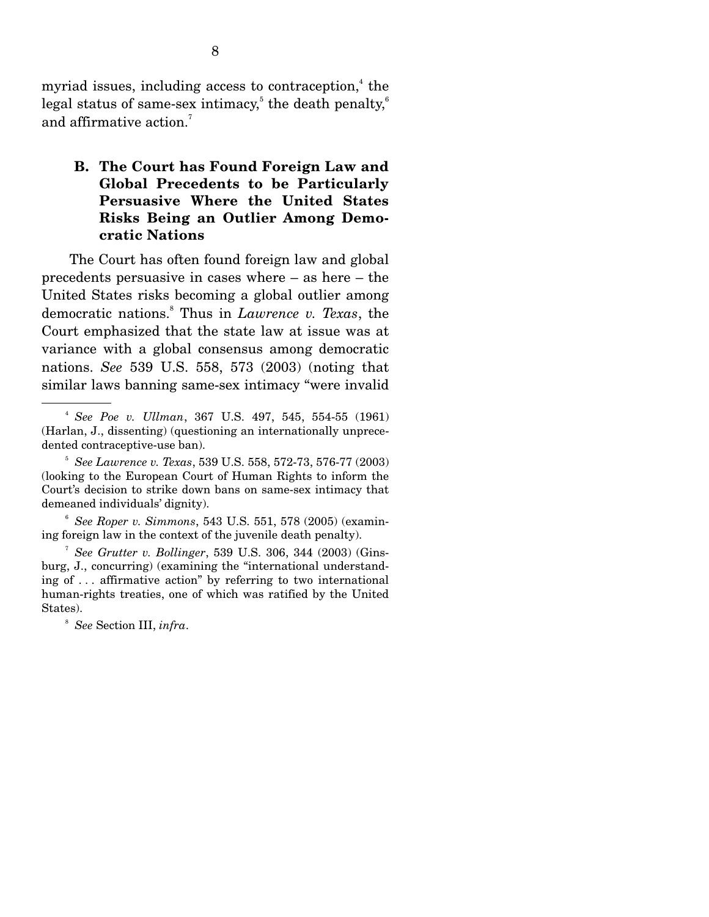myriad issues, including access to contraception,[4] the legal status of same-sex intimacy,[5] the death penalty,[6] and affirmative action.[7]

### B. The Court has Found Foreign Law and Global Precedents to be Particularly Persuasive Where the United States Risks Being an Outlier Among Democratic Nations

The Court has often found foreign law and global precedents persuasive in cases where – as here – the United States risks becoming a global outlier among democratic nations.[8] Thus in *Lawrence v. Texas*, the Court emphasized that the state law at issue was at variance with a global consensus among democratic nations. *See* 539 U.S. 558, 573 (2003) (noting that similar laws banning same-sex intimacy "were invalid

---

[4] *See Poe v. Ullman*, 367 U.S. 497, 545, 554-55 (1961) (Harlan, J., dissenting) (questioning an internationally unprecedented contraceptive-use ban).

[5] *See Lawrence v. Texas*, 539 U.S. 558, 572-73, 576-77 (2003) (looking to the European Court of Human Rights to inform the Court's decision to strike down bans on same-sex intimacy that demeaned individuals' dignity).

[6] *See Roper v. Simmons*, 543 U.S. 551, 578 (2005) (examining foreign law in the context of the juvenile death penalty).

[7] *See Grutter v. Bollinger*, 539 U.S. 306, 344 (2003) (Ginsburg, J., concurring) (examining the "international understanding of . . . affirmative action" by referring to two international human-rights treaties, one of which was ratified by the United States).

[8] *See* Section III, *infra*.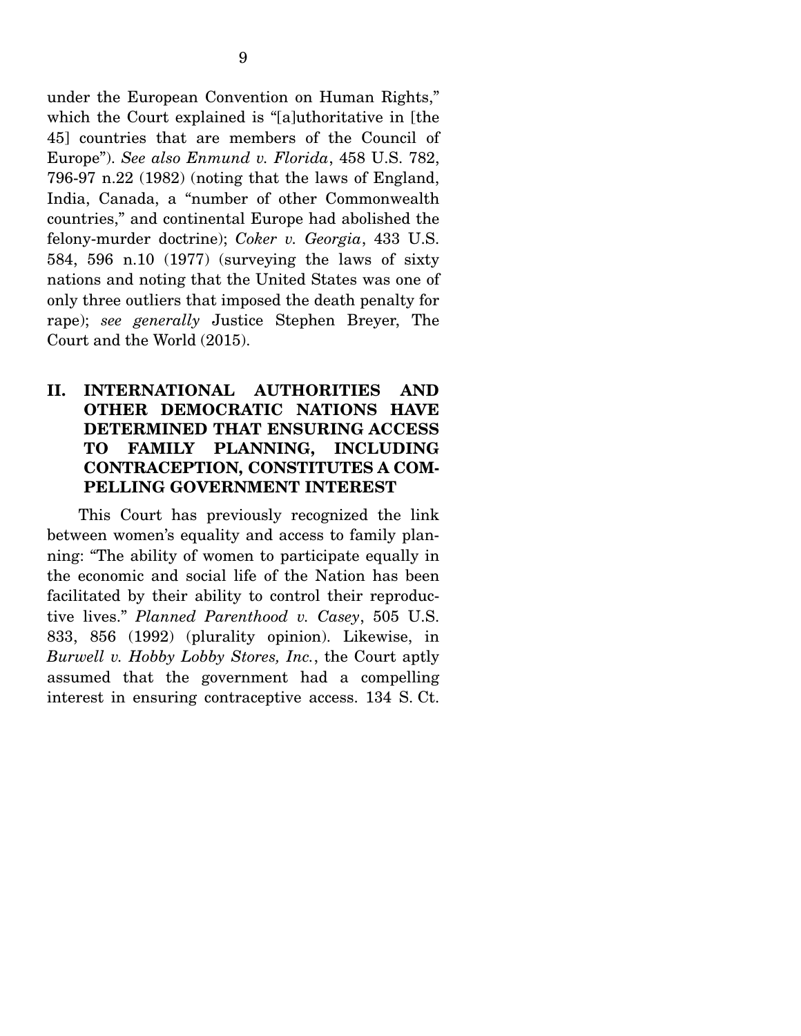under the European Convention on Human Rights," which the Court explained is "[a]uthoritative in [the 45] countries that are members of the Council of Europe"). *See also Enmund v. Florida*, 458 U.S. 782, 796-97 n.22 (1982) (noting that the laws of England, India, Canada, a "number of other Commonwealth countries," and continental Europe had abolished the felony-murder doctrine); *Coker v. Georgia*, 433 U.S. 584, 596 n.10 (1977) (surveying the laws of sixty nations and noting that the United States was one of only three outliers that imposed the death penalty for rape); *see generally* Justice Stephen Breyer, The Court and the World (2015).

## II. INTERNATIONAL AUTHORITIES AND OTHER DEMOCRATIC NATIONS HAVE DETERMINED THAT ENSURING ACCESS TO FAMILY PLANNING, INCLUDING CONTRACEPTION, CONSTITUTES A COMPELLING GOVERNMENT INTEREST

This Court has previously recognized the link between women's equality and access to family planning: "The ability of women to participate equally in the economic and social life of the Nation has been facilitated by their ability to control their reproductive lives." *Planned Parenthood v. Casey*, 505 U.S. 833, 856 (1992) (plurality opinion). Likewise, in *Burwell v. Hobby Lobby Stores, Inc.*, the Court aptly assumed that the government had a compelling interest in ensuring contraceptive access. 134 S. Ct.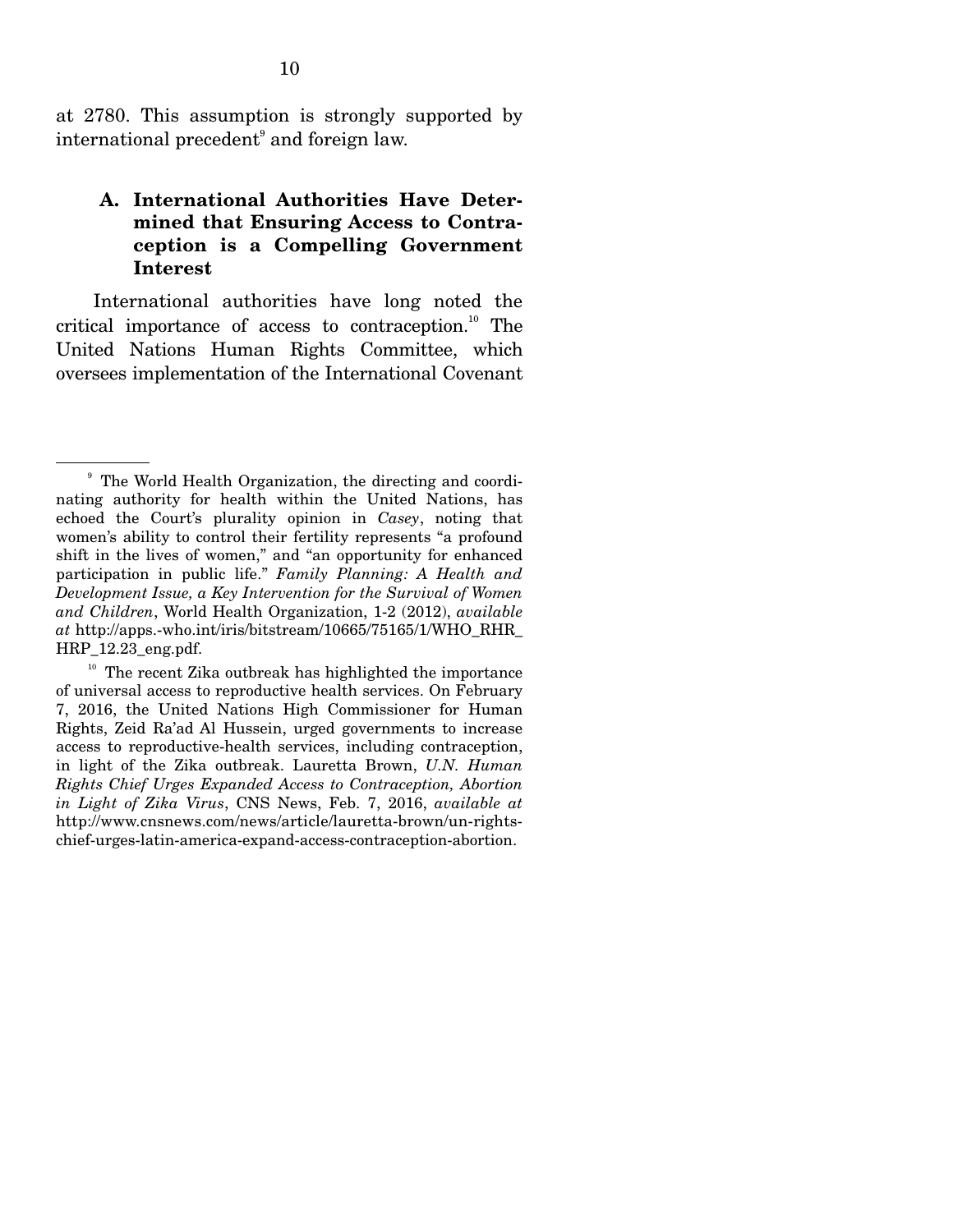at 2780. This assumption is strongly supported by international precedent[9] and foreign law.

### A. International Authorities Have Determined that Ensuring Access to Contraception is a Compelling Government Interest

International authorities have long noted the critical importance of access to contraception.[10] The United Nations Human Rights Committee, which oversees implementation of the International Covenant

---

[9] The World Health Organization, the directing and coordinating authority for health within the United Nations, has echoed the Court's plurality opinion in *Casey*, noting that women's ability to control their fertility represents "a profound shift in the lives of women," and "an opportunity for enhanced participation in public life." *Family Planning: A Health and Development Issue, a Key Intervention for the Survival of Women and Children*, World Health Organization, 1-2 (2012), *available at* http://apps.-who.int/iris/bitstream/10665/75165/1/WHO_RHR_HRP_12.23_eng.pdf.

[10] The recent Zika outbreak has highlighted the importance of universal access to reproductive health services. On February 7, 2016, the United Nations High Commissioner for Human Rights, Zeid Ra'ad Al Hussein, urged governments to increase access to reproductive-health services, including contraception, in light of the Zika outbreak. Lauretta Brown, *U.N. Human Rights Chief Urges Expanded Access to Contraception, Abortion in Light of Zika Virus*, CNS News, Feb. 7, 2016, *available at* http://www.cnsnews.com/news/article/lauretta-brown/un-rights-chief-urges-latin-america-expand-access-contraception-abortion.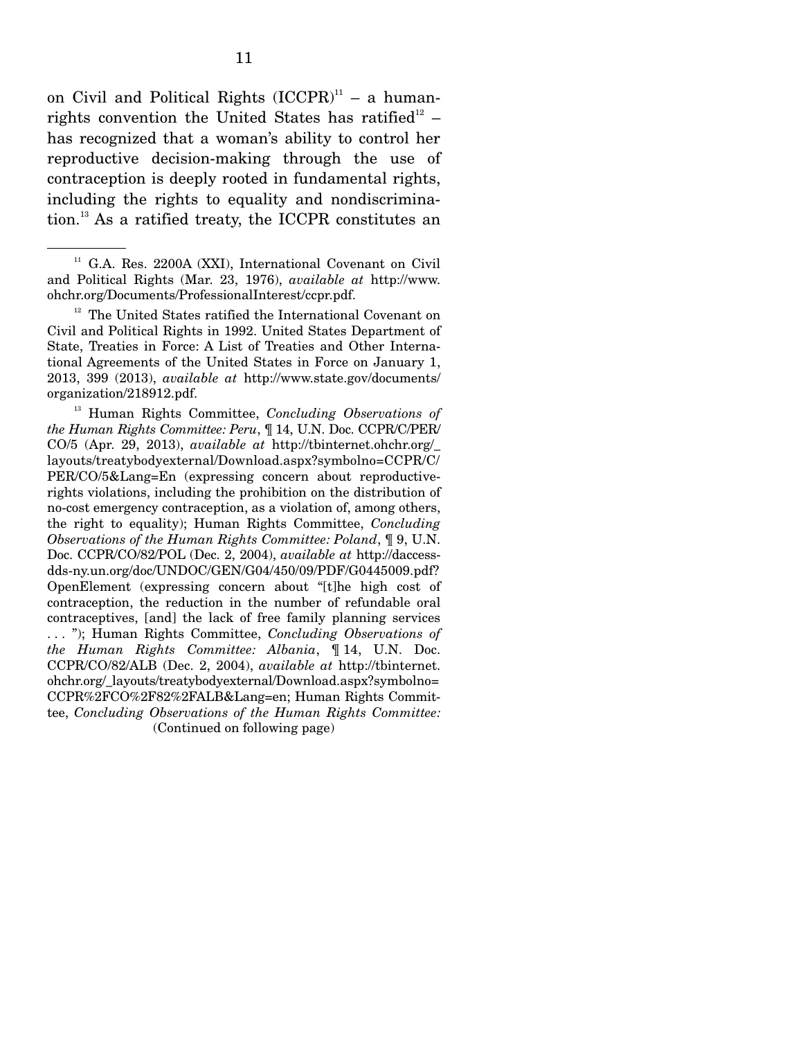on Civil and Political Rights (ICCPR)[11] – a human-rights convention the United States has ratified[12] – has recognized that a woman's ability to control her reproductive decision-making through the use of contraception is deeply rooted in fundamental rights, including the rights to equality and nondiscrimination.[13] As a ratified treaty, the ICCPR constitutes an

---

[11] G.A. Res. 2200A (XXI), International Covenant on Civil and Political Rights (Mar. 23, 1976), *available at* http://www.ohchr.org/Documents/ProfessionalInterest/ccpr.pdf.

[12] The United States ratified the International Covenant on Civil and Political Rights in 1992. United States Department of State, Treaties in Force: A List of Treaties and Other International Agreements of the United States in Force on January 1, 2013, 399 (2013), *available at* http://www.state.gov/documents/organization/218912.pdf.

[13] Human Rights Committee, *Concluding Observations of the Human Rights Committee: Peru*, ¶ 14, U.N. Doc. CCPR/C/PER/CO/5 (Apr. 29, 2013), *available at* http://tbinternet.ohchr.org/_layouts/treatybodyexternal/Download.aspx?symbolno=CCPR/C/PER/CO/5&Lang=En (expressing concern about reproductive-rights violations, including the prohibition on the distribution of no-cost emergency contraception, as a violation of, among others, the right to equality); Human Rights Committee, *Concluding Observations of the Human Rights Committee: Poland*, ¶ 9, U.N. Doc. CCPR/CO/82/POL (Dec. 2, 2004), *available at* http://daccess-dds-ny.un.org/doc/UNDOC/GEN/G04/450/09/PDF/G0445009.pdf?OpenElement (expressing concern about "[t]he high cost of contraception, the reduction in the number of refundable oral contraceptives, [and] the lack of free family planning services . . . "); Human Rights Committee, *Concluding Observations of the Human Rights Committee: Albania*, ¶ 14, U.N. Doc. CCPR/CO/82/ALB (Dec. 2, 2004), *available at* http://tbinternet.ohchr.org/_layouts/treatybodyexternal/Download.aspx?symbolno=CCPR%2FCO%2F82%2FALB&Lang=en; Human Rights Committee, *Concluding Observations of the Human Rights Committee:*

(Continued on following page)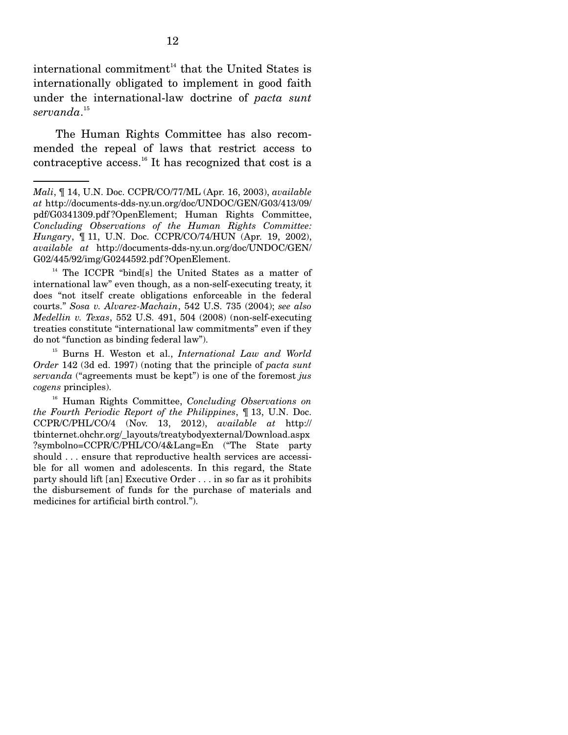international commitment[14] that the United States is internationally obligated to implement in good faith under the international-law doctrine of *pacta sunt servanda*.[15]

The Human Rights Committee has also recommended the repeal of laws that restrict access to contraceptive access.[16] It has recognized that cost is a

---

*Mali*, ¶ 14, U.N. Doc. CCPR/CO/77/ML (Apr. 16, 2003), *available at* http://documents-dds-ny.un.org/doc/UNDOC/GEN/G03/413/09/pdf/G0341309.pdf?OpenElement; Human Rights Committee, *Concluding Observations of the Human Rights Committee: Hungary*, ¶ 11, U.N. Doc. CCPR/CO/74/HUN (Apr. 19, 2002), *available at* http://documents-dds-ny.un.org/doc/UNDOC/GEN/G02/445/92/img/G0244592.pdf?OpenElement.

[14] The ICCPR "bind[s] the United States as a matter of international law" even though, as a non-self-executing treaty, it does "not itself create obligations enforceable in the federal courts." *Sosa v. Alvarez-Machain*, 542 U.S. 735 (2004); *see also Medellin v. Texas*, 552 U.S. 491, 504 (2008) (non-self-executing treaties constitute "international law commitments" even if they do not "function as binding federal law").

[15] Burns H. Weston et al., *International Law and World Order* 142 (3d ed. 1997) (noting that the principle of *pacta sunt servanda* ("agreements must be kept") is one of the foremost *jus cogens* principles).

[16] Human Rights Committee, *Concluding Observations on the Fourth Periodic Report of the Philippines*, ¶ 13, U.N. Doc. CCPR/C/PHL/CO/4 (Nov. 13, 2012), *available at* http://tbinternet.ohchr.org/_layouts/treatybodyexternal/Download.aspx?symbolno=CCPR/C/PHL/CO/4&Lang=En ("The State party should . . . ensure that reproductive health services are accessible for all women and adolescents. In this regard, the State party should lift [an] Executive Order . . . in so far as it prohibits the disbursement of funds for the purchase of materials and medicines for artificial birth control.").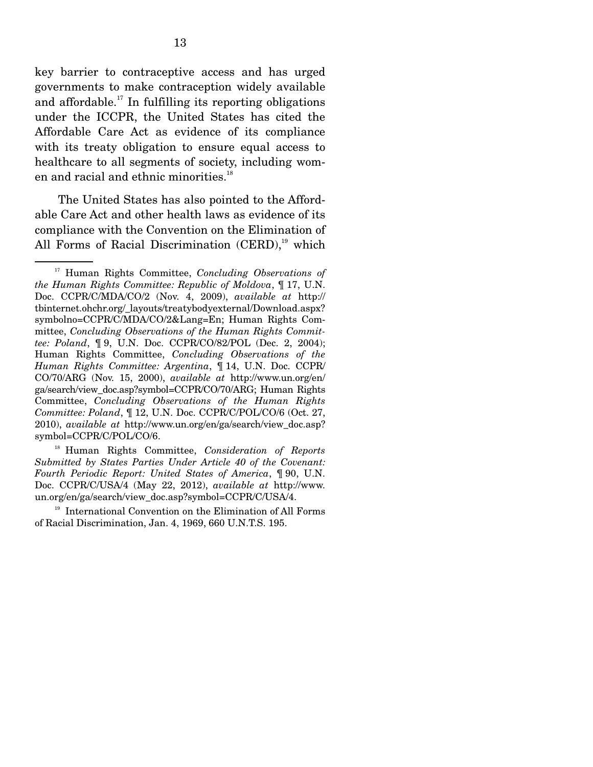key barrier to contraceptive access and has urged governments to make contraception widely available and affordable.[17] In fulfilling its reporting obligations under the ICCPR, the United States has cited the Affordable Care Act as evidence of its compliance with its treaty obligation to ensure equal access to healthcare to all segments of society, including women and racial and ethnic minorities.[18]

The United States has also pointed to the Affordable Care Act and other health laws as evidence of its compliance with the Convention on the Elimination of All Forms of Racial Discrimination (CERD),[19] which

---

[17] Human Rights Committee, *Concluding Observations of the Human Rights Committee: Republic of Moldova*, ¶ 17, U.N. Doc. CCPR/C/MDA/CO/2 (Nov. 4, 2009), *available at* http://tbinternet.ohchr.org/_layouts/treatybodyexternal/Download.aspx?symbolno=CCPR/C/MDA/CO/2&Lang=En; Human Rights Committee, *Concluding Observations of the Human Rights Committee: Poland*, ¶ 9, U.N. Doc. CCPR/CO/82/POL (Dec. 2, 2004); Human Rights Committee, *Concluding Observations of the Human Rights Committee: Argentina*, ¶ 14, U.N. Doc. CCPR/CO/70/ARG (Nov. 15, 2000), *available at* http://www.un.org/en/ga/search/view_doc.asp?symbol=CCPR/CO/70/ARG; Human Rights Committee, *Concluding Observations of the Human Rights Committee: Poland*, ¶ 12, U.N. Doc. CCPR/C/POL/CO/6 (Oct. 27, 2010), *available at* http://www.un.org/en/ga/search/view_doc.asp?symbol=CCPR/C/POL/CO/6.

[18] Human Rights Committee, *Consideration of Reports Submitted by States Parties Under Article 40 of the Covenant: Fourth Periodic Report: United States of America*, ¶ 90, U.N. Doc. CCPR/C/USA/4 (May 22, 2012), *available at* http://www.un.org/en/ga/search/view_doc.asp?symbol=CCPR/C/USA/4.

[19] International Convention on the Elimination of All Forms of Racial Discrimination, Jan. 4, 1969, 660 U.N.T.S. 195.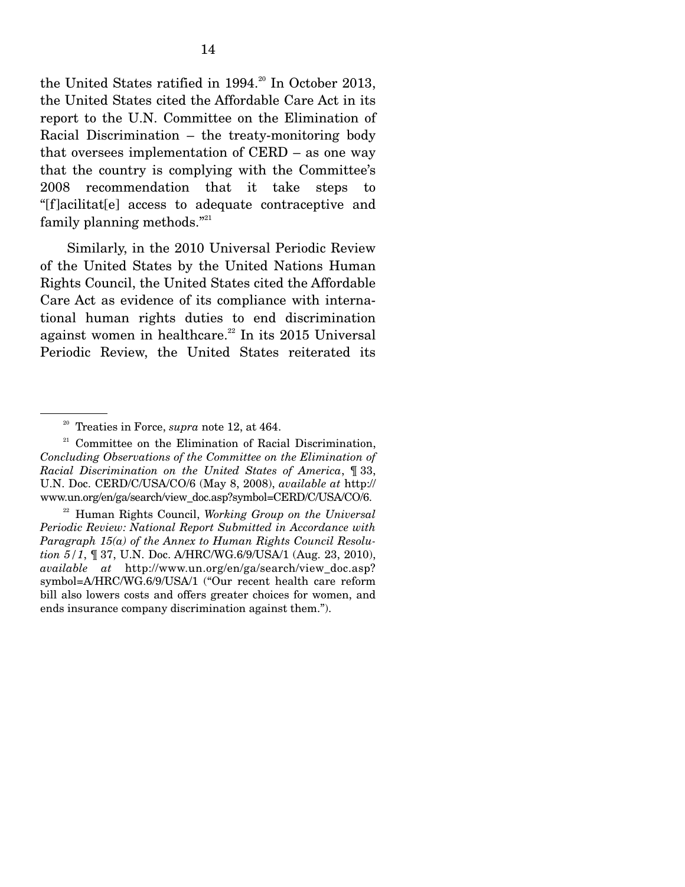the United States ratified in 1994.[20] In October 2013, the United States cited the Affordable Care Act in its report to the U.N. Committee on the Elimination of Racial Discrimination – the treaty-monitoring body that oversees implementation of CERD – as one way that the country is complying with the Committee's 2008 recommendation that it take steps to "[f]acilitat[e] access to adequate contraceptive and family planning methods."[21]

Similarly, in the 2010 Universal Periodic Review of the United States by the United Nations Human Rights Council, the United States cited the Affordable Care Act as evidence of its compliance with international human rights duties to end discrimination against women in healthcare.[22] In its 2015 Universal Periodic Review, the United States reiterated its

---

[20] Treaties in Force, *supra* note 12, at 464.

[21] Committee on the Elimination of Racial Discrimination, *Concluding Observations of the Committee on the Elimination of Racial Discrimination on the United States of America*, ¶ 33, U.N. Doc. CERD/C/USA/CO/6 (May 8, 2008), *available at* http://www.un.org/en/ga/search/view_doc.asp?symbol=CERD/C/USA/CO/6.

[22] Human Rights Council, *Working Group on the Universal Periodic Review: National Report Submitted in Accordance with Paragraph 15(a) of the Annex to Human Rights Council Resolution 5/1*, ¶ 37, U.N. Doc. A/HRC/WG.6/9/USA/1 (Aug. 23, 2010), *available at* http://www.un.org/en/ga/search/view_doc.asp?symbol=A/HRC/WG.6/9/USA/1 ("Our recent health care reform bill also lowers costs and offers greater choices for women, and ends insurance company discrimination against them.").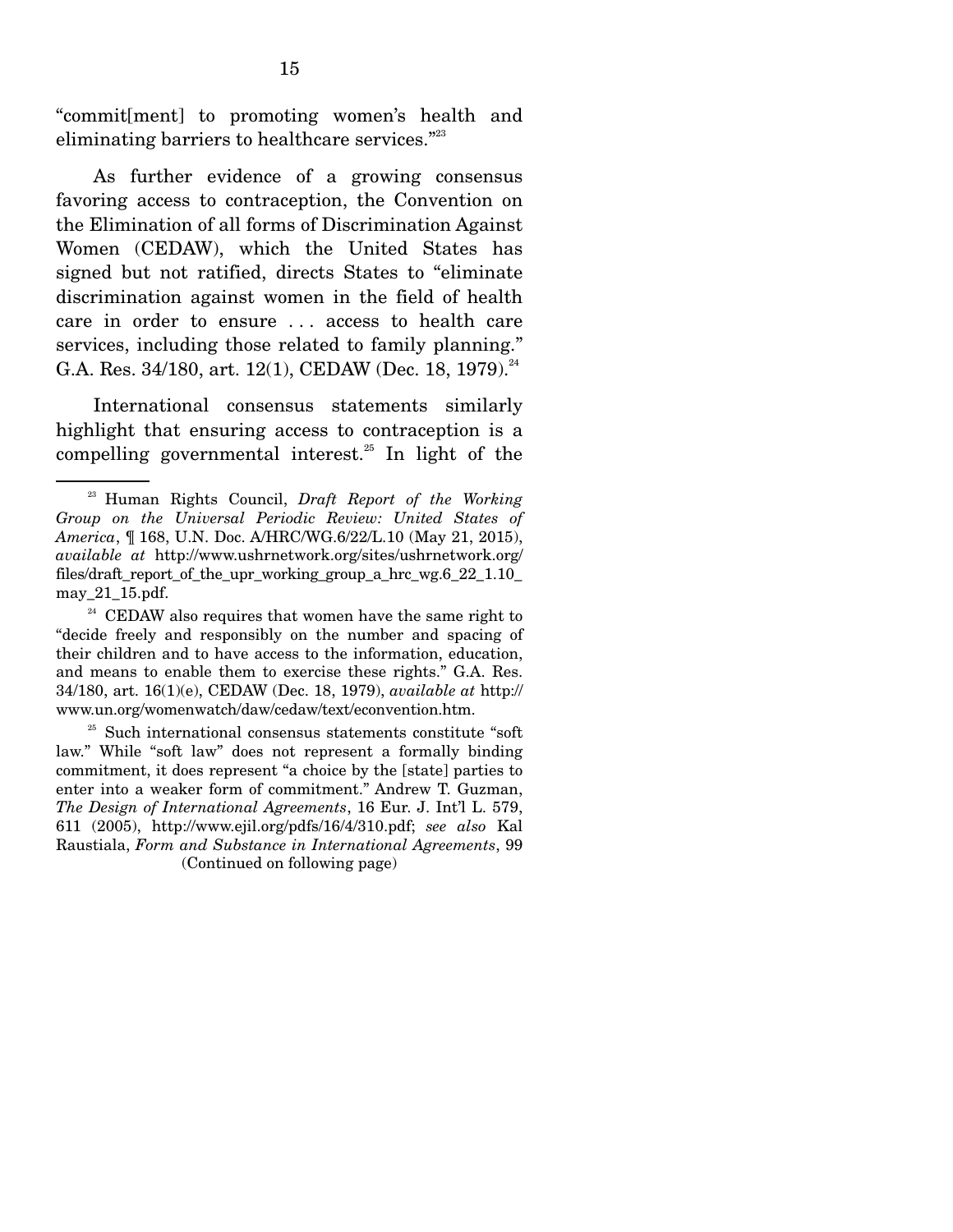"commit[ment] to promoting women's health and eliminating barriers to healthcare services."[23]

As further evidence of a growing consensus favoring access to contraception, the Convention on the Elimination of all forms of Discrimination Against Women (CEDAW), which the United States has signed but not ratified, directs States to "eliminate discrimination against women in the field of health care in order to ensure . . . access to health care services, including those related to family planning." G.A. Res. 34/180, art. 12(1), CEDAW (Dec. 18, 1979).[24]

International consensus statements similarly highlight that ensuring access to contraception is a compelling governmental interest.[25] In light of the

---

[23] Human Rights Council, *Draft Report of the Working Group on the Universal Periodic Review: United States of America*, ¶ 168, U.N. Doc. A/HRC/WG.6/22/L.10 (May 21, 2015), *available at* http://www.ushrnetwork.org/sites/ushrnetwork.org/files/draft_report_of_the_upr_working_group_a_hrc_wg.6_22_1.10_may_21_15.pdf.

[24] CEDAW also requires that women have the same right to "decide freely and responsibly on the number and spacing of their children and to have access to the information, education, and means to enable them to exercise these rights." G.A. Res. 34/180, art. 16(1)(e), CEDAW (Dec. 18, 1979), *available at* http://www.un.org/womenwatch/daw/cedaw/text/econvention.htm.

[25] Such international consensus statements constitute "soft law." While "soft law" does not represent a formally binding commitment, it does represent "a choice by the [state] parties to enter into a weaker form of commitment." Andrew T. Guzman, *The Design of International Agreements*, 16 Eur. J. Int'l L. 579, 611 (2005), http://www.ejil.org/pdfs/16/4/310.pdf; *see also* Kal Raustiala, *Form and Substance in International Agreements*, 99

(Continued on following page)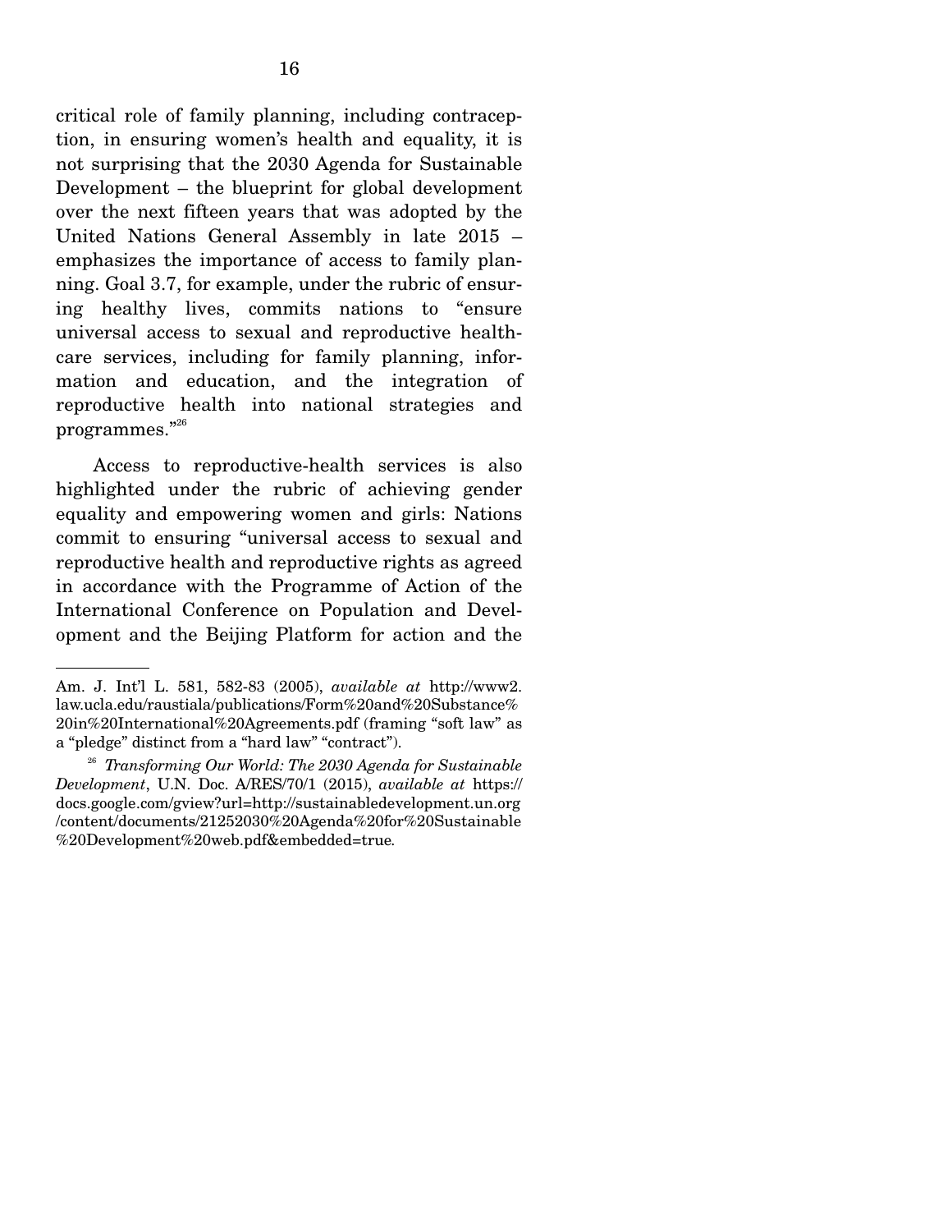critical role of family planning, including contraception, in ensuring women's health and equality, it is not surprising that the 2030 Agenda for Sustainable Development – the blueprint for global development over the next fifteen years that was adopted by the United Nations General Assembly in late 2015 – emphasizes the importance of access to family planning. Goal 3.7, for example, under the rubric of ensuring healthy lives, commits nations to "ensure universal access to sexual and reproductive healthcare services, including for family planning, information and education, and the integration of reproductive health into national strategies and programmes."[26]

Access to reproductive-health services is also highlighted under the rubric of achieving gender equality and empowering women and girls: Nations commit to ensuring "universal access to sexual and reproductive health and reproductive rights as agreed in accordance with the Programme of Action of the International Conference on Population and Development and the Beijing Platform for action and the

---

Am. J. Int'l L. 581, 582-83 (2005), *available at* http://www2.law.ucla.edu/raustiala/publications/Form%20and%20Substance%20in%20International%20Agreements.pdf (framing "soft law" as a "pledge" distinct from a "hard law" "contract").

[26] *Transforming Our World: The 2030 Agenda for Sustainable Development*, U.N. Doc. A/RES/70/1 (2015), *available at* https://docs.google.com/gview?url=http://sustainabledevelopment.un.org/content/documents/21252030%20Agenda%20for%20Sustainable%20Development%20web.pdf&embedded=true.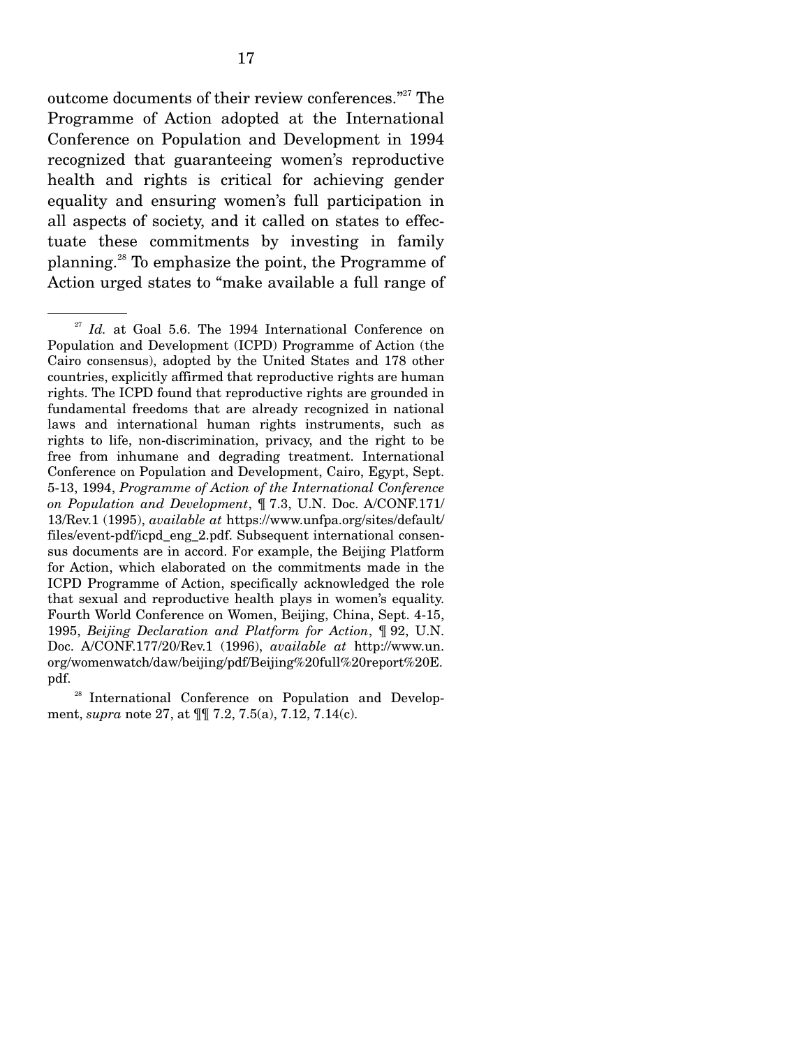outcome documents of their review conferences."[27] The Programme of Action adopted at the International Conference on Population and Development in 1994 recognized that guaranteeing women's reproductive health and rights is critical for achieving gender equality and ensuring women's full participation in all aspects of society, and it called on states to effectuate these commitments by investing in family planning.[28] To emphasize the point, the Programme of Action urged states to "make available a full range of

---

[27] *Id.* at Goal 5.6. The 1994 International Conference on Population and Development (ICPD) Programme of Action (the Cairo consensus), adopted by the United States and 178 other countries, explicitly affirmed that reproductive rights are human rights. The ICPD found that reproductive rights are grounded in fundamental freedoms that are already recognized in national laws and international human rights instruments, such as rights to life, non-discrimination, privacy, and the right to be free from inhumane and degrading treatment. International Conference on Population and Development, Cairo, Egypt, Sept. 5-13, 1994, *Programme of Action of the International Conference on Population and Development*, ¶ 7.3, U.N. Doc. A/CONF.171/13/Rev.1 (1995), *available at* https://www.unfpa.org/sites/default/files/event-pdf/icpd_eng_2.pdf. Subsequent international consensus documents are in accord. For example, the Beijing Platform for Action, which elaborated on the commitments made in the ICPD Programme of Action, specifically acknowledged the role that sexual and reproductive health plays in women's equality. Fourth World Conference on Women, Beijing, China, Sept. 4-15, 1995, *Beijing Declaration and Platform for Action*, ¶ 92, U.N. Doc. A/CONF.177/20/Rev.1 (1996), *available at* http://www.un.org/womenwatch/daw/beijing/pdf/Beijing%20full%20report%20E.pdf.

[28] International Conference on Population and Development, *supra* note 27, at ¶¶ 7.2, 7.5(a), 7.12, 7.14(c).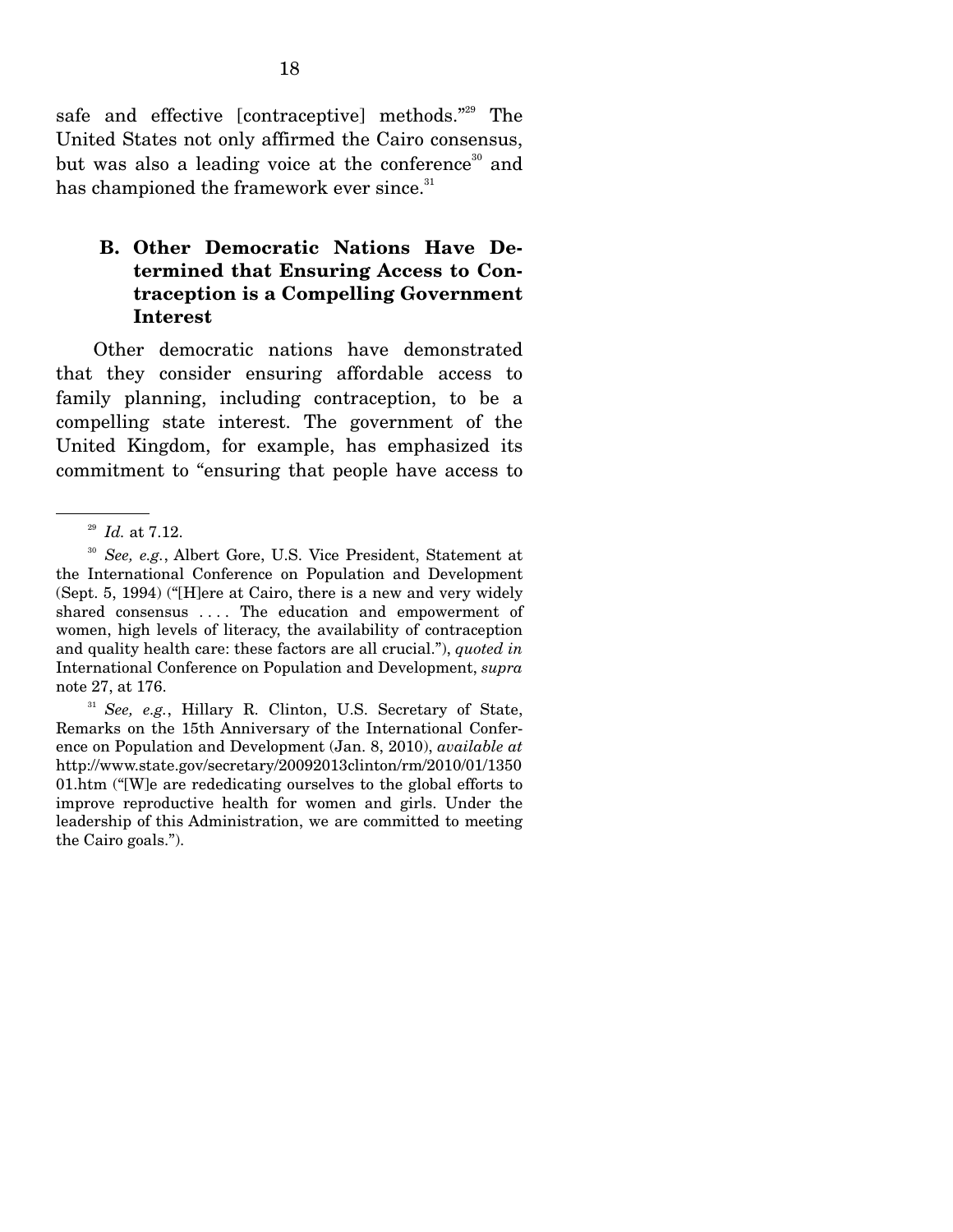safe and effective [contraceptive] methods."[29] The United States not only affirmed the Cairo consensus, but was also a leading voice at the conference[30] and has championed the framework ever since.[31]

### B. Other Democratic Nations Have Determined that Ensuring Access to Contraception is a Compelling Government Interest

Other democratic nations have demonstrated that they consider ensuring affordable access to family planning, including contraception, to be a compelling state interest. The government of the United Kingdom, for example, has emphasized its commitment to "ensuring that people have access to

---

[29] *Id.* at 7.12.

[30] *See, e.g.*, Albert Gore, U.S. Vice President, Statement at the International Conference on Population and Development (Sept. 5, 1994) ("[H]ere at Cairo, there is a new and very widely shared consensus . . . . The education and empowerment of women, high levels of literacy, the availability of contraception and quality health care: these factors are all crucial."), *quoted in* International Conference on Population and Development, *supra* note 27, at 176.

[31] *See, e.g.*, Hillary R. Clinton, U.S. Secretary of State, Remarks on the 15th Anniversary of the International Conference on Population and Development (Jan. 8, 2010), *available at* http://www.state.gov/secretary/20092013clinton/rm/2010/01/135001.htm ("[W]e are rededicating ourselves to the global efforts to improve reproductive health for women and girls. Under the leadership of this Administration, we are committed to meeting the Cairo goals.").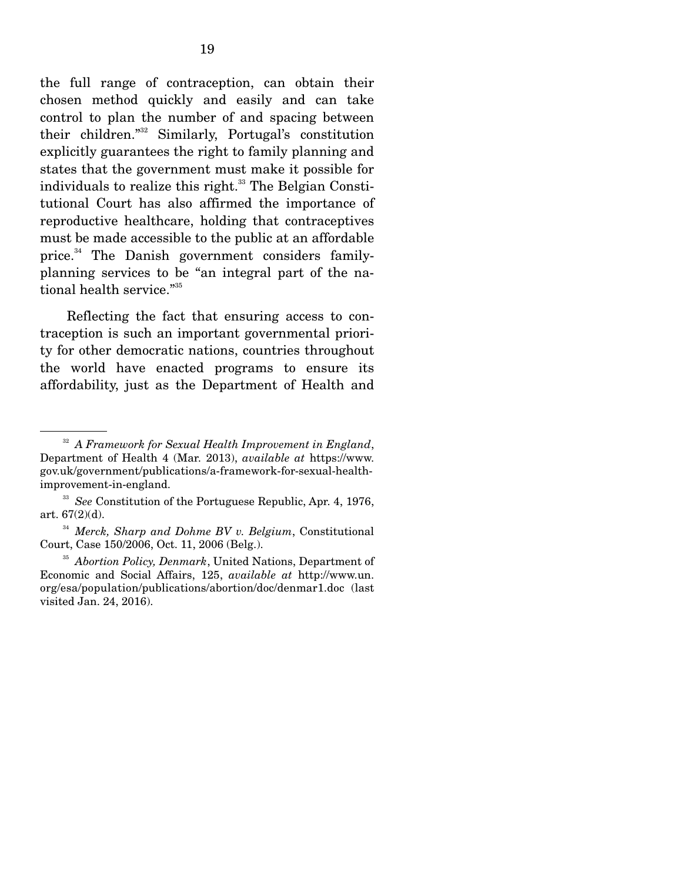the full range of contraception, can obtain their chosen method quickly and easily and can take control to plan the number of and spacing between their children."[32] Similarly, Portugal's constitution explicitly guarantees the right to family planning and states that the government must make it possible for individuals to realize this right.[33] The Belgian Constitutional Court has also affirmed the importance of reproductive healthcare, holding that contraceptives must be made accessible to the public at an affordable price.[34] The Danish government considers family-planning services to be "an integral part of the national health service."[35]

Reflecting the fact that ensuring access to contraception is such an important governmental priority for other democratic nations, countries throughout the world have enacted programs to ensure its affordability, just as the Department of Health and

---

[32] *A Framework for Sexual Health Improvement in England*, Department of Health 4 (Mar. 2013), *available at* https://www.gov.uk/government/publications/a-framework-for-sexual-health-improvement-in-england.

[33] *See* Constitution of the Portuguese Republic, Apr. 4, 1976, art. 67(2)(d).

[34] *Merck, Sharp and Dohme BV v. Belgium*, Constitutional Court, Case 150/2006, Oct. 11, 2006 (Belg.).

[35] *Abortion Policy, Denmark*, United Nations, Department of Economic and Social Affairs, 125, *available at* http://www.un.org/esa/population/publications/abortion/doc/denmar1.doc (last visited Jan. 24, 2016).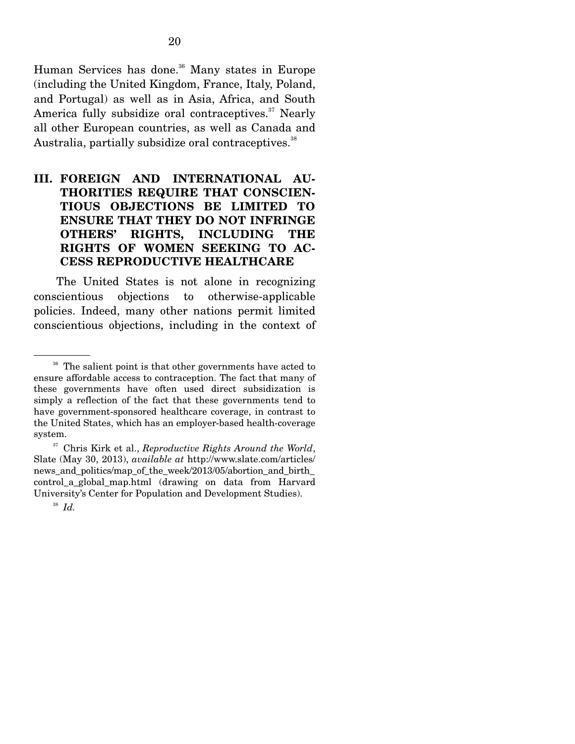Human Services has done.[36] Many states in Europe (including the United Kingdom, France, Italy, Poland, and Portugal) as well as in Asia, Africa, and South America fully subsidize oral contraceptives.[37] Nearly all other European countries, as well as Canada and Australia, partially subsidize oral contraceptives.[38]

## III. FOREIGN AND INTERNATIONAL AUTHORITIES REQUIRE THAT CONSCIENTIOUS OBJECTIONS BE LIMITED TO ENSURE THAT THEY DO NOT INFRINGE OTHERS' RIGHTS, INCLUDING THE RIGHTS OF WOMEN SEEKING TO ACCESS REPRODUCTIVE HEALTHCARE

The United States is not alone in recognizing conscientious objections to otherwise-applicable policies. Indeed, many other nations permit limited conscientious objections, including in the context of

---

[36] The salient point is that other governments have acted to ensure affordable access to contraception. The fact that many of these governments have often used direct subsidization is simply a reflection of the fact that these governments tend to have government-sponsored healthcare coverage, in contrast to the United States, which has an employer-based health-coverage system.

[37] Chris Kirk et al., *Reproductive Rights Around the World*, Slate (May 30, 2013), *available at* http://www.slate.com/articles/news_and_politics/map_of_the_week/2013/05/abortion_and_birth_control_a_global_map.html (drawing on data from Harvard University's Center for Population and Development Studies).

[38] *Id.*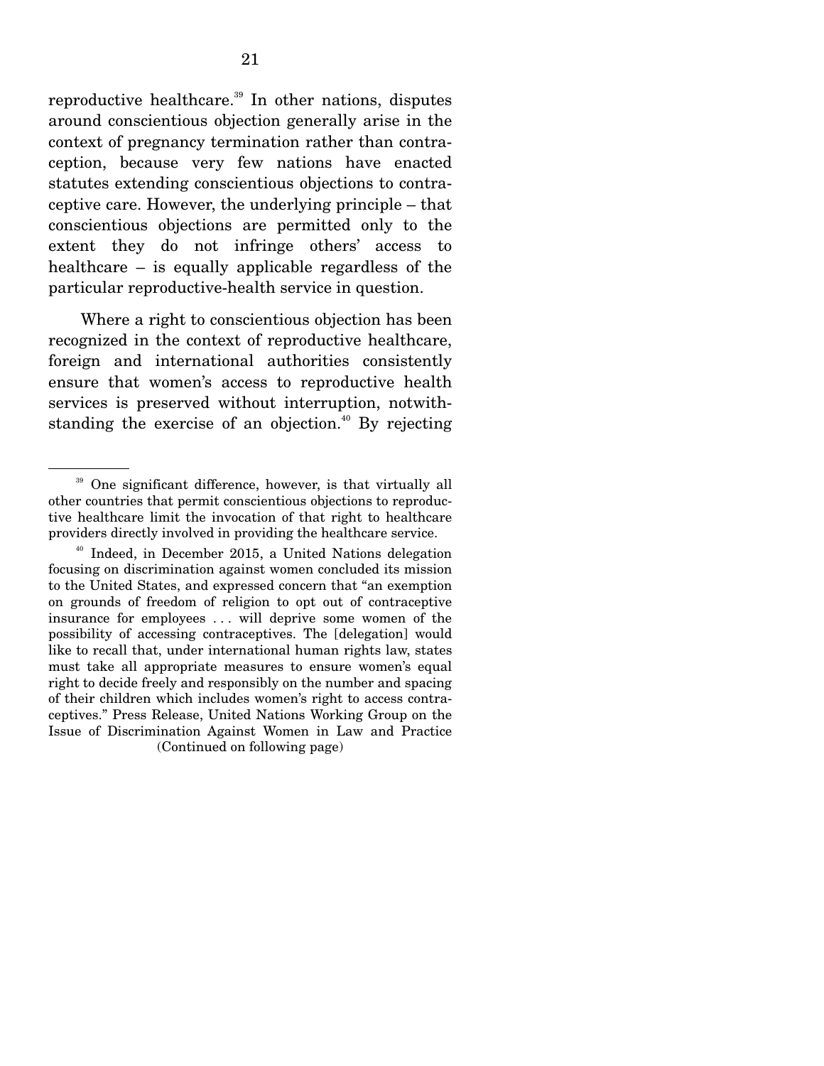reproductive healthcare.[39] In other nations, disputes around conscientious objection generally arise in the context of pregnancy termination rather than contraception, because very few nations have enacted statutes extending conscientious objections to contraceptive care. However, the underlying principle – that conscientious objections are permitted only to the extent they do not infringe others' access to healthcare – is equally applicable regardless of the particular reproductive-health service in question.

Where a right to conscientious objection has been recognized in the context of reproductive healthcare, foreign and international authorities consistently ensure that women's access to reproductive health services is preserved without interruption, notwithstanding the exercise of an objection.[40] By rejecting

---

[39] One significant difference, however, is that virtually all other countries that permit conscientious objections to reproductive healthcare limit the invocation of that right to healthcare providers directly involved in providing the healthcare service.

[40] Indeed, in December 2015, a United Nations delegation focusing on discrimination against women concluded its mission to the United States, and expressed concern that "an exemption on grounds of freedom of religion to opt out of contraceptive insurance for employees . . . will deprive some women of the possibility of accessing contraceptives. The [delegation] would like to recall that, under international human rights law, states must take all appropriate measures to ensure women's equal right to decide freely and responsibly on the number and spacing of their children which includes women's right to access contraceptives." Press Release, United Nations Working Group on the Issue of Discrimination Against Women in Law and Practice

(Continued on following page)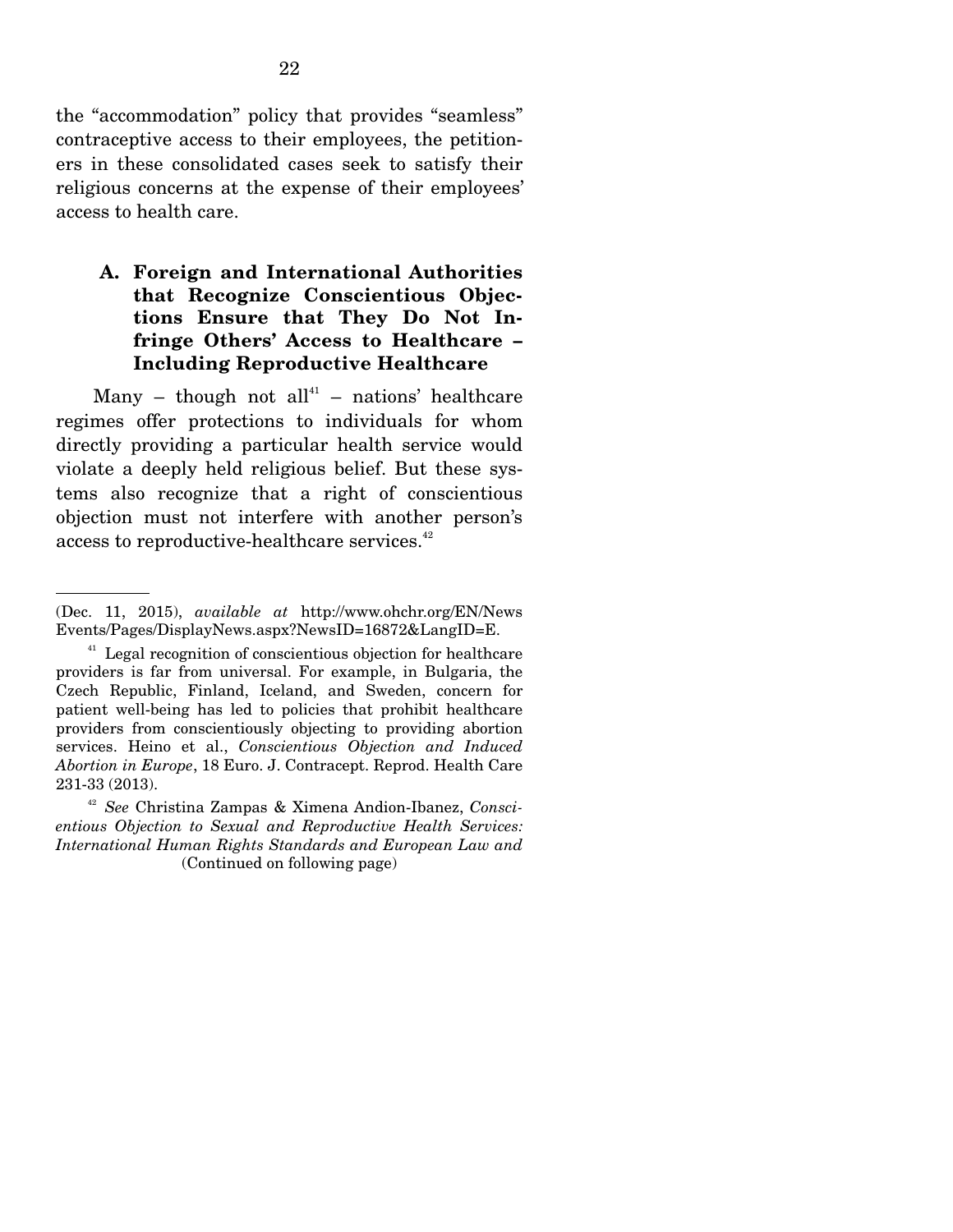the "accommodation" policy that provides "seamless" contraceptive access to their employees, the petitioners in these consolidated cases seek to satisfy their religious concerns at the expense of their employees' access to health care.

### A. Foreign and International Authorities that Recognize Conscientious Objections Ensure that They Do Not Infringe Others' Access to Healthcare – Including Reproductive Healthcare

Many – though not all[41] – nations' healthcare regimes offer protections to individuals for whom directly providing a particular health service would violate a deeply held religious belief. But these systems also recognize that a right of conscientious objection must not interfere with another person's access to reproductive-healthcare services.[42]

---

(Dec. 11, 2015), *available at* http://www.ohchr.org/EN/NewsEvents/Pages/DisplayNews.aspx?NewsID=16872&LangID=E.

[41] Legal recognition of conscientious objection for healthcare providers is far from universal. For example, in Bulgaria, the Czech Republic, Finland, Iceland, and Sweden, concern for patient well-being has led to policies that prohibit healthcare providers from conscientiously objecting to providing abortion services. Heino et al., *Conscientious Objection and Induced Abortion in Europe*, 18 Euro. J. Contracept. Reprod. Health Care 231-33 (2013).

[42] *See* Christina Zampas & Ximena Andion-Ibanez, *Conscientious Objection to Sexual and Reproductive Health Services: International Human Rights Standards and European Law and*

(Continued on following page)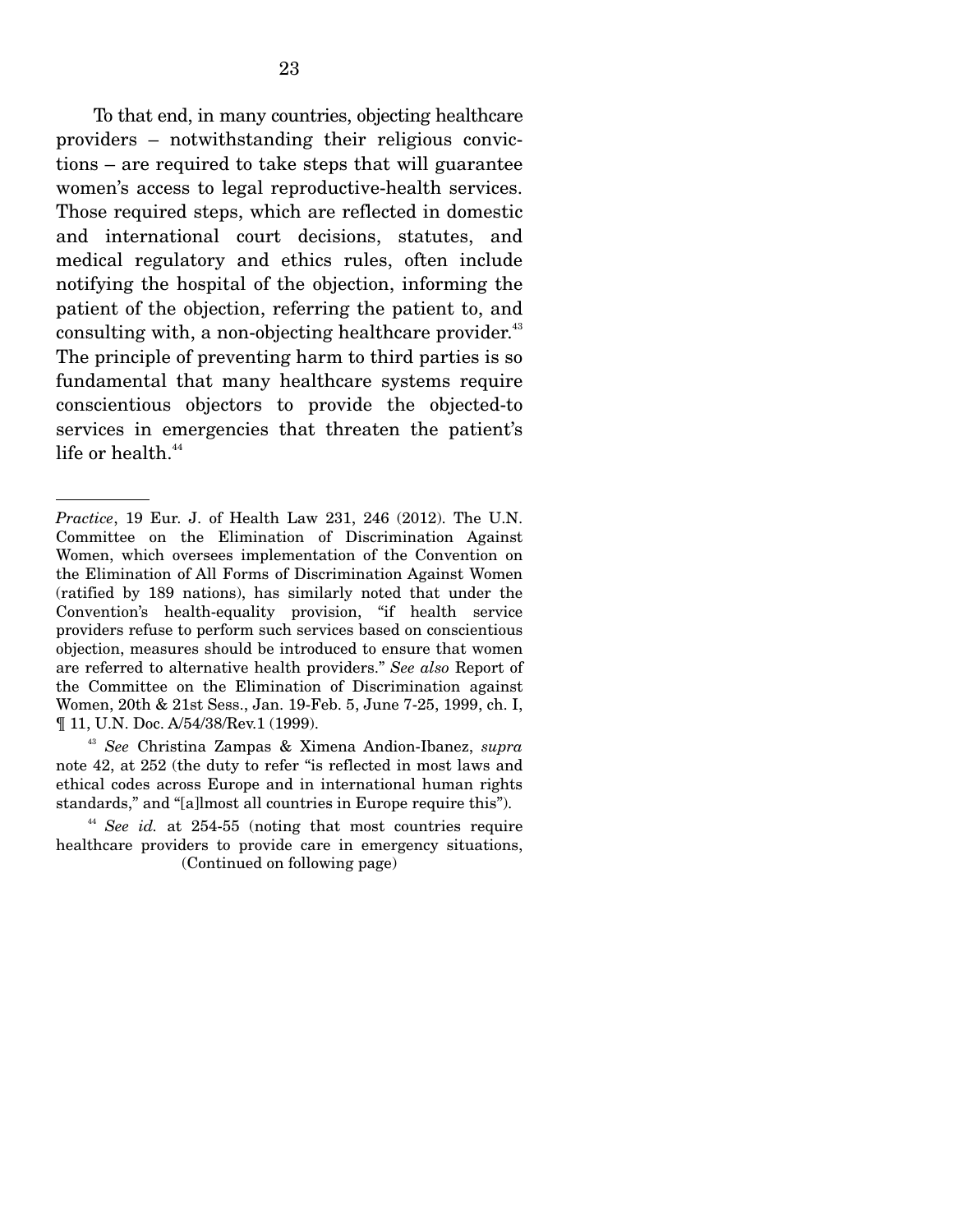To that end, in many countries, objecting healthcare providers – notwithstanding their religious convictions – are required to take steps that will guarantee women's access to legal reproductive-health services. Those required steps, which are reflected in domestic and international court decisions, statutes, and medical regulatory and ethics rules, often include notifying the hospital of the objection, informing the patient of the objection, referring the patient to, and consulting with, a non-objecting healthcare provider.[43] The principle of preventing harm to third parties is so fundamental that many healthcare systems require conscientious objectors to provide the objected-to services in emergencies that threaten the patient's life or health.[44]

---

*Practice*, 19 Eur. J. of Health Law 231, 246 (2012). The U.N. Committee on the Elimination of Discrimination Against Women, which oversees implementation of the Convention on the Elimination of All Forms of Discrimination Against Women (ratified by 189 nations), has similarly noted that under the Convention's health-equality provision, "if health service providers refuse to perform such services based on conscientious objection, measures should be introduced to ensure that women are referred to alternative health providers." *See also* Report of the Committee on the Elimination of Discrimination against Women, 20th & 21st Sess., Jan. 19-Feb. 5, June 7-25, 1999, ch. I, ¶ 11, U.N. Doc. A/54/38/Rev.1 (1999).

[43] *See* Christina Zampas & Ximena Andion-Ibanez, *supra* note 42, at 252 (the duty to refer "is reflected in most laws and ethical codes across Europe and in international human rights standards," and "[a]lmost all countries in Europe require this").

[44] *See id.* at 254-55 (noting that most countries require healthcare providers to provide care in emergency situations,

(Continued on following page)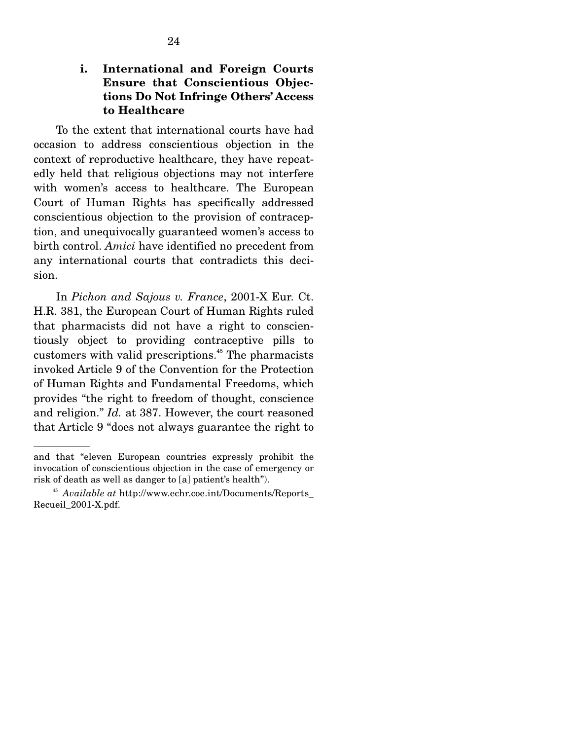#### i. International and Foreign Courts Ensure that Conscientious Objections Do Not Infringe Others' Access to Healthcare

To the extent that international courts have had occasion to address conscientious objection in the context of reproductive healthcare, they have repeatedly held that religious objections may not interfere with women's access to healthcare. The European Court of Human Rights has specifically addressed conscientious objection to the provision of contraception, and unequivocally guaranteed women's access to birth control. *Amici* have identified no precedent from any international courts that contradicts this decision.

In *Pichon and Sajous v. France*, 2001-X Eur. Ct. H.R. 381, the European Court of Human Rights ruled that pharmacists did not have a right to conscientiously object to providing contraceptive pills to customers with valid prescriptions.[45] The pharmacists invoked Article 9 of the Convention for the Protection of Human Rights and Fundamental Freedoms, which provides "the right to freedom of thought, conscience and religion." *Id.* at 387. However, the court reasoned that Article 9 "does not always guarantee the right to

---

and that "eleven European countries expressly prohibit the invocation of conscientious objection in the case of emergency or risk of death as well as danger to [a] patient's health").

[45] *Available at* http://www.echr.coe.int/Documents/Reports_Recueil_2001-X.pdf.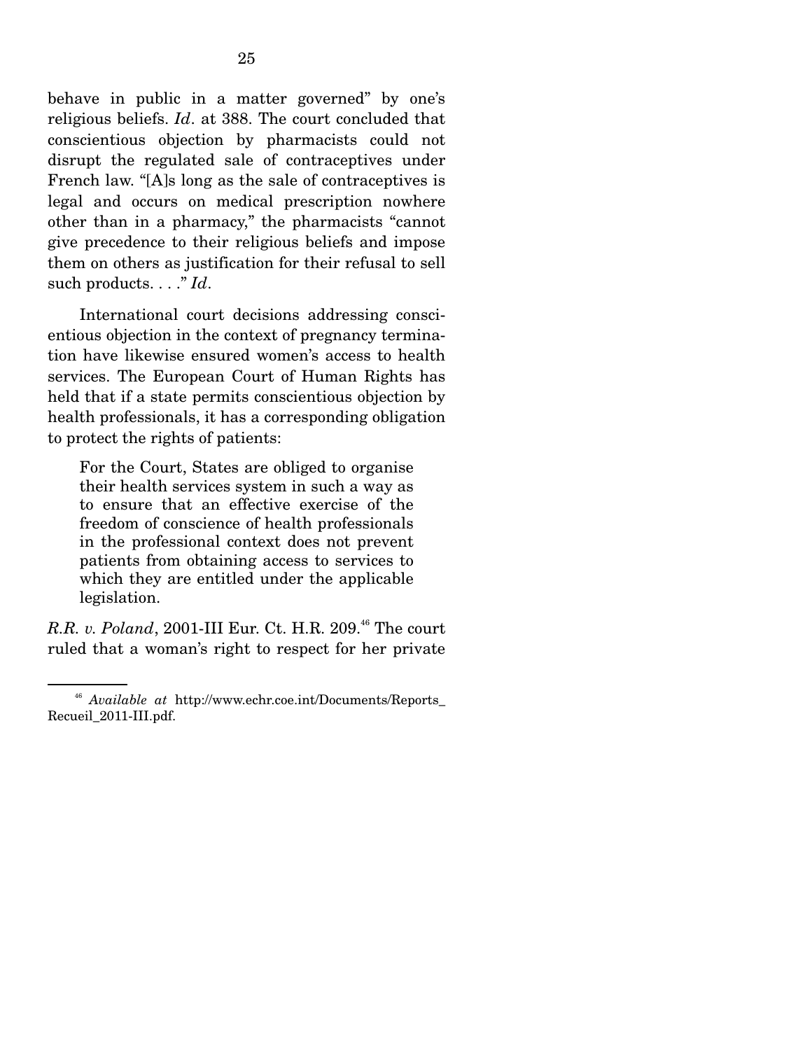behave in public in a matter governed" by one's religious beliefs. *Id*. at 388. The court concluded that conscientious objection by pharmacists could not disrupt the regulated sale of contraceptives under French law. "[A]s long as the sale of contraceptives is legal and occurs on medical prescription nowhere other than in a pharmacy," the pharmacists "cannot give precedence to their religious beliefs and impose them on others as justification for their refusal to sell such products. . . ." *Id*.

International court decisions addressing conscientious objection in the context of pregnancy termination have likewise ensured women's access to health services. The European Court of Human Rights has held that if a state permits conscientious objection by health professionals, it has a corresponding obligation to protect the rights of patients:

> For the Court, States are obliged to organise their health services system in such a way as to ensure that an effective exercise of the freedom of conscience of health professionals in the professional context does not prevent patients from obtaining access to services to which they are entitled under the applicable legislation.

*R.R. v. Poland*, 2001-III Eur. Ct. H.R. 209.[46] The court ruled that a woman's right to respect for her private

---

[46] *Available at* http://www.echr.coe.int/Documents/Reports_Recueil_2011-III.pdf.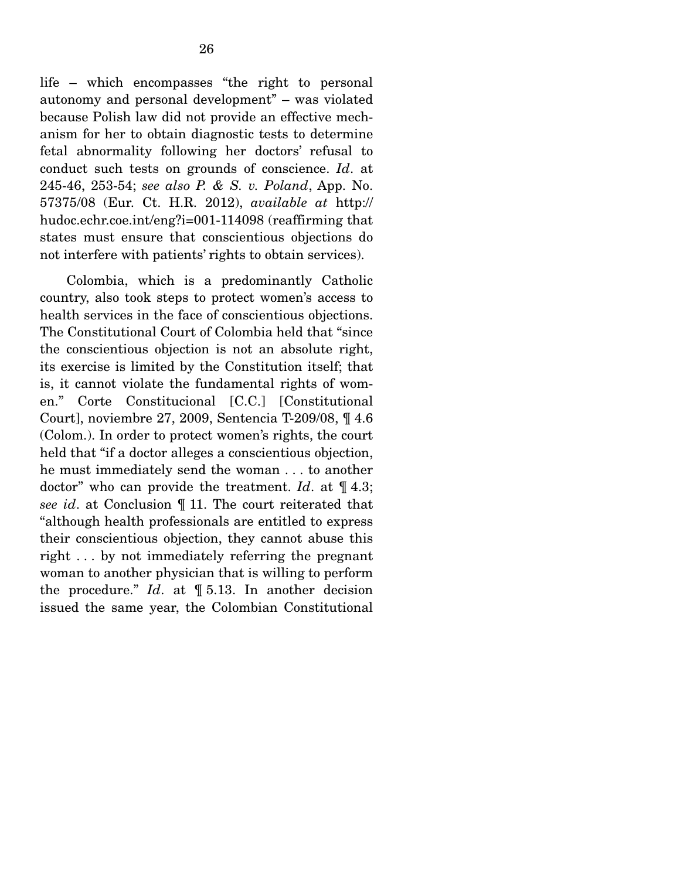life – which encompasses "the right to personal autonomy and personal development" – was violated because Polish law did not provide an effective mechanism for her to obtain diagnostic tests to determine fetal abnormality following her doctors' refusal to conduct such tests on grounds of conscience. *Id*. at 245-46, 253-54; *see also P. & S. v. Poland*, App. No. 57375/08 (Eur. Ct. H.R. 2012), *available at* http://hudoc.echr.coe.int/eng?i=001-114098 (reaffirming that states must ensure that conscientious objections do not interfere with patients' rights to obtain services).

Colombia, which is a predominantly Catholic country, also took steps to protect women's access to health services in the face of conscientious objections. The Constitutional Court of Colombia held that "since the conscientious objection is not an absolute right, its exercise is limited by the Constitution itself; that is, it cannot violate the fundamental rights of women." Corte Constitucional [C.C.] [Constitutional Court], noviembre 27, 2009, Sentencia T-209/08, ¶ 4.6 (Colom.). In order to protect women's rights, the court held that "if a doctor alleges a conscientious objection, he must immediately send the woman . . . to another doctor" who can provide the treatment. *Id*. at ¶ 4.3; *see id*. at Conclusion ¶ 11. The court reiterated that "although health professionals are entitled to express their conscientious objection, they cannot abuse this right . . . by not immediately referring the pregnant woman to another physician that is willing to perform the procedure." *Id*. at ¶ 5.13. In another decision issued the same year, the Colombian Constitutional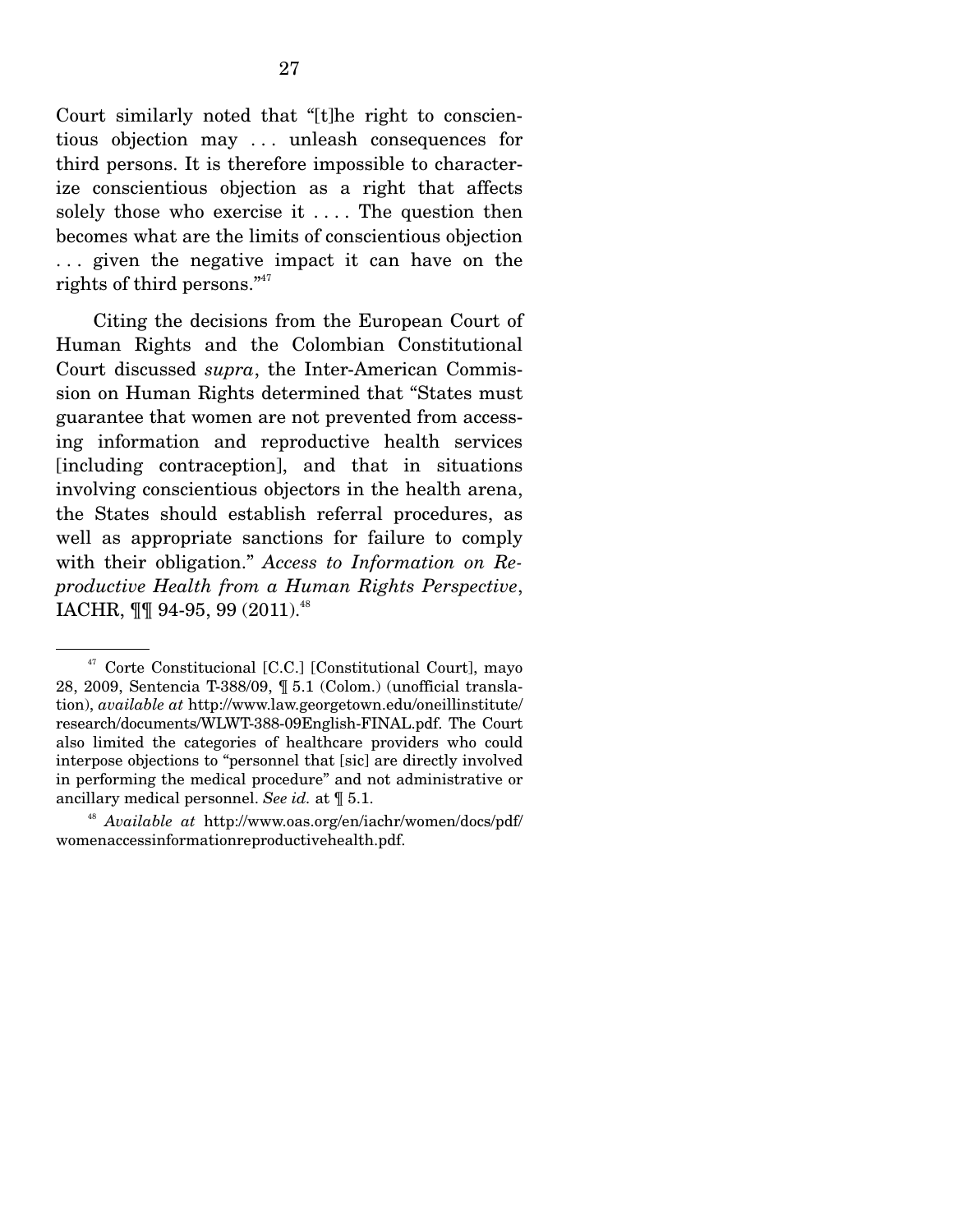Court similarly noted that "[t]he right to conscientious objection may . . . unleash consequences for third persons. It is therefore impossible to characterize conscientious objection as a right that affects solely those who exercise it . . . . The question then becomes what are the limits of conscientious objection . . . given the negative impact it can have on the rights of third persons."[47]

Citing the decisions from the European Court of Human Rights and the Colombian Constitutional Court discussed *supra*, the Inter-American Commission on Human Rights determined that "States must guarantee that women are not prevented from accessing information and reproductive health services [including contraception], and that in situations involving conscientious objectors in the health arena, the States should establish referral procedures, as well as appropriate sanctions for failure to comply with their obligation." *Access to Information on Reproductive Health from a Human Rights Perspective*, IACHR, ¶¶ 94-95, 99 (2011).[48]

---

[47] Corte Constitucional [C.C.] [Constitutional Court], mayo 28, 2009, Sentencia T-388/09, ¶ 5.1 (Colom.) (unofficial translation), *available at* http://www.law.georgetown.edu/oneillinstitute/research/documents/WLWT-388-09English-FINAL.pdf. The Court also limited the categories of healthcare providers who could interpose objections to "personnel that [sic] are directly involved in performing the medical procedure" and not administrative or ancillary medical personnel. *See id.* at ¶ 5.1.

[48] *Available at* http://www.oas.org/en/iachr/women/docs/pdf/womenaccessinformationreproductivehealth.pdf.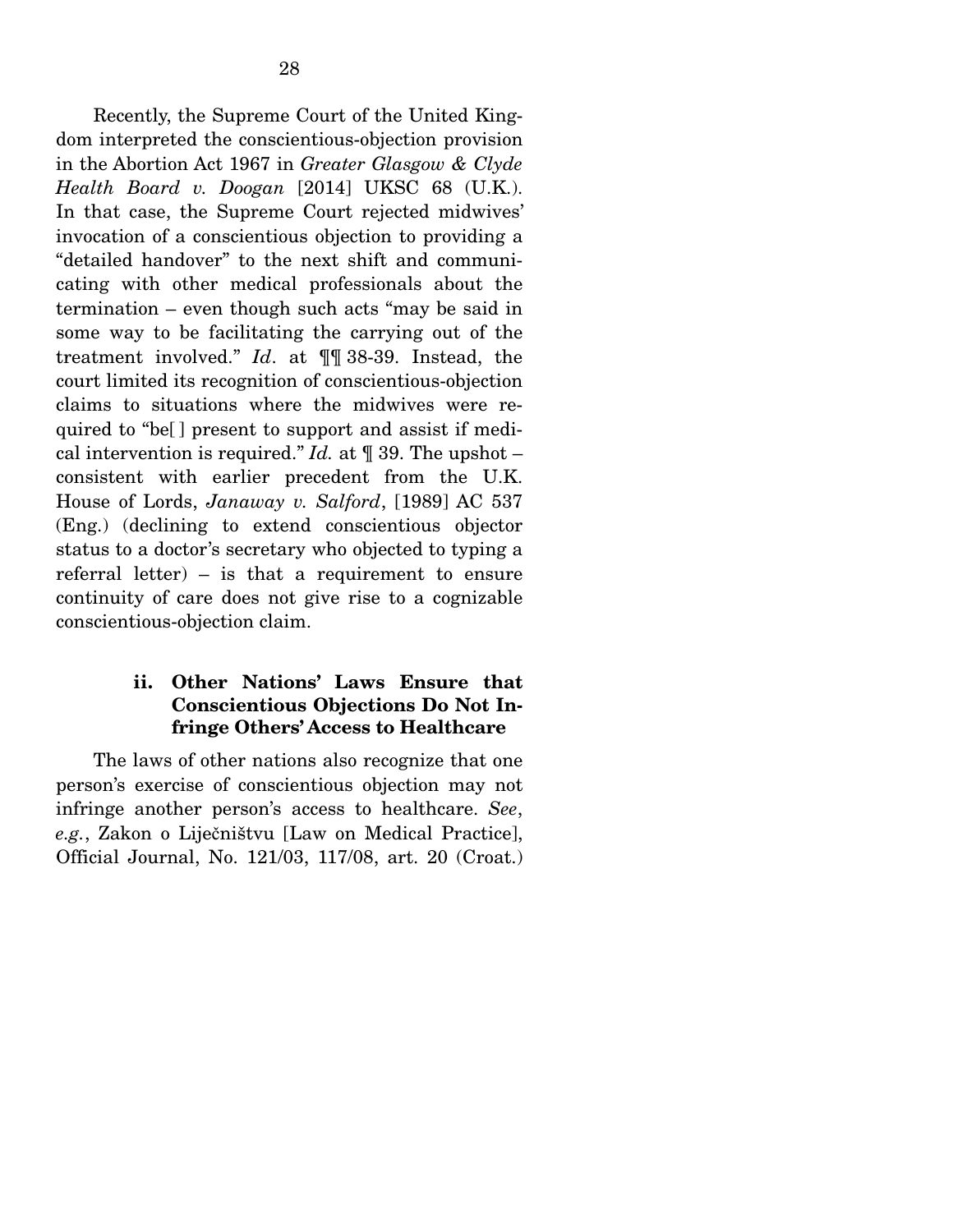Recently, the Supreme Court of the United Kingdom interpreted the conscientious-objection provision in the Abortion Act 1967 in *Greater Glasgow & Clyde Health Board v. Doogan* [2014] UKSC 68 (U.K.). In that case, the Supreme Court rejected midwives' invocation of a conscientious objection to providing a "detailed handover" to the next shift and communicating with other medical professionals about the termination – even though such acts "may be said in some way to be facilitating the carrying out of the treatment involved." *Id*. at ¶¶ 38-39. Instead, the court limited its recognition of conscientious-objection claims to situations where the midwives were required to "be[ ] present to support and assist if medical intervention is required." *Id.* at ¶ 39. The upshot – consistent with earlier precedent from the U.K. House of Lords, *Janaway v. Salford*, [1989] AC 537 (Eng.) (declining to extend conscientious objector status to a doctor's secretary who objected to typing a referral letter) – is that a requirement to ensure continuity of care does not give rise to a cognizable conscientious-objection claim.

#### ii. Other Nations' Laws Ensure that Conscientious Objections Do Not Infringe Others' Access to Healthcare

The laws of other nations also recognize that one person's exercise of conscientious objection may not infringe another person's access to healthcare. *See*, *e.g.*, Zakon o Liječništvu [Law on Medical Practice], Official Journal, No. 121/03, 117/08, art. 20 (Croat.)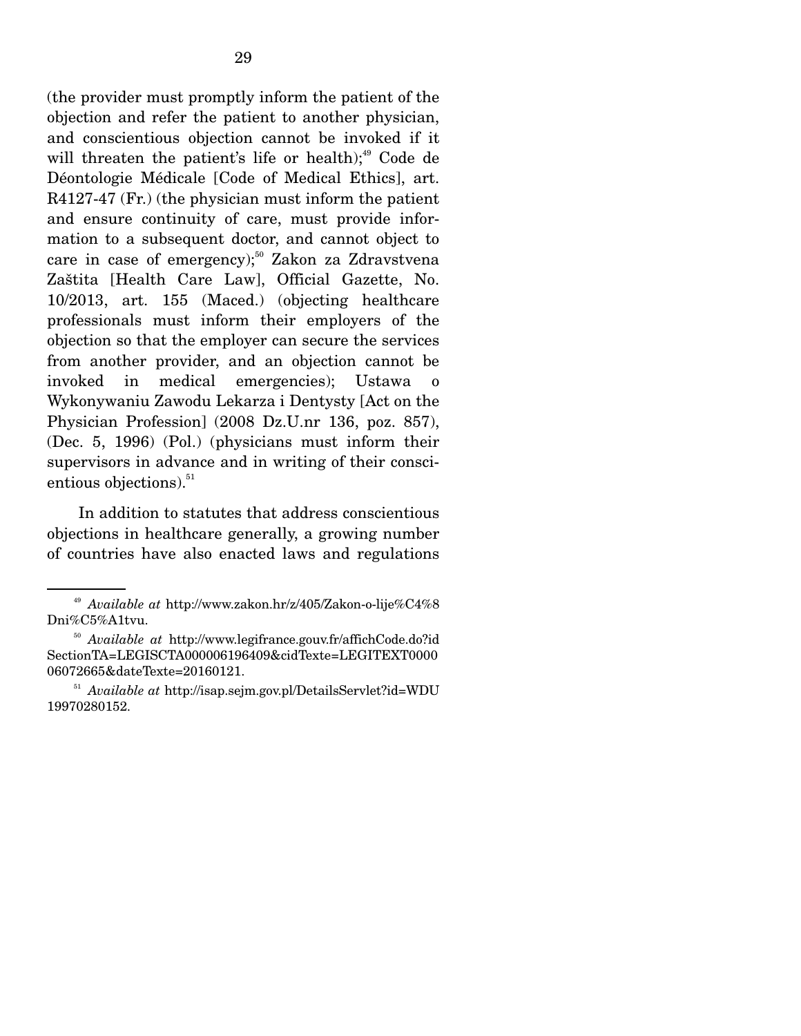(the provider must promptly inform the patient of the objection and refer the patient to another physician, and conscientious objection cannot be invoked if it will threaten the patient's life or health);[49] Code de Déontologie Médicale [Code of Medical Ethics], art. R4127-47 (Fr.) (the physician must inform the patient and ensure continuity of care, must provide information to a subsequent doctor, and cannot object to care in case of emergency);[50] Zakon za Zdravstvena Zaštita [Health Care Law], Official Gazette, No. 10/2013, art. 155 (Maced.) (objecting healthcare professionals must inform their employers of the objection so that the employer can secure the services from another provider, and an objection cannot be invoked in medical emergencies); Ustawa o Wykonywaniu Zawodu Lekarza i Dentysty [Act on the Physician Profession] (2008 Dz.U.nr 136, poz. 857), (Dec. 5, 1996) (Pol.) (physicians must inform their supervisors in advance and in writing of their conscientious objections).[51]

In addition to statutes that address conscientious objections in healthcare generally, a growing number of countries have also enacted laws and regulations

---

[49] *Available at* http://www.zakon.hr/z/405/Zakon-o-lije%C4%8Dni%C5%A1tvu.

[50] *Available at* http://www.legifrance.gouv.fr/affichCode.do?idSectionTA=LEGISCTA000006196409&cidTexte=LEGITEXT000006072665&dateTexte=20160121.

[51] *Available at* http://isap.sejm.gov.pl/DetailsServlet?id=WDU19970280152.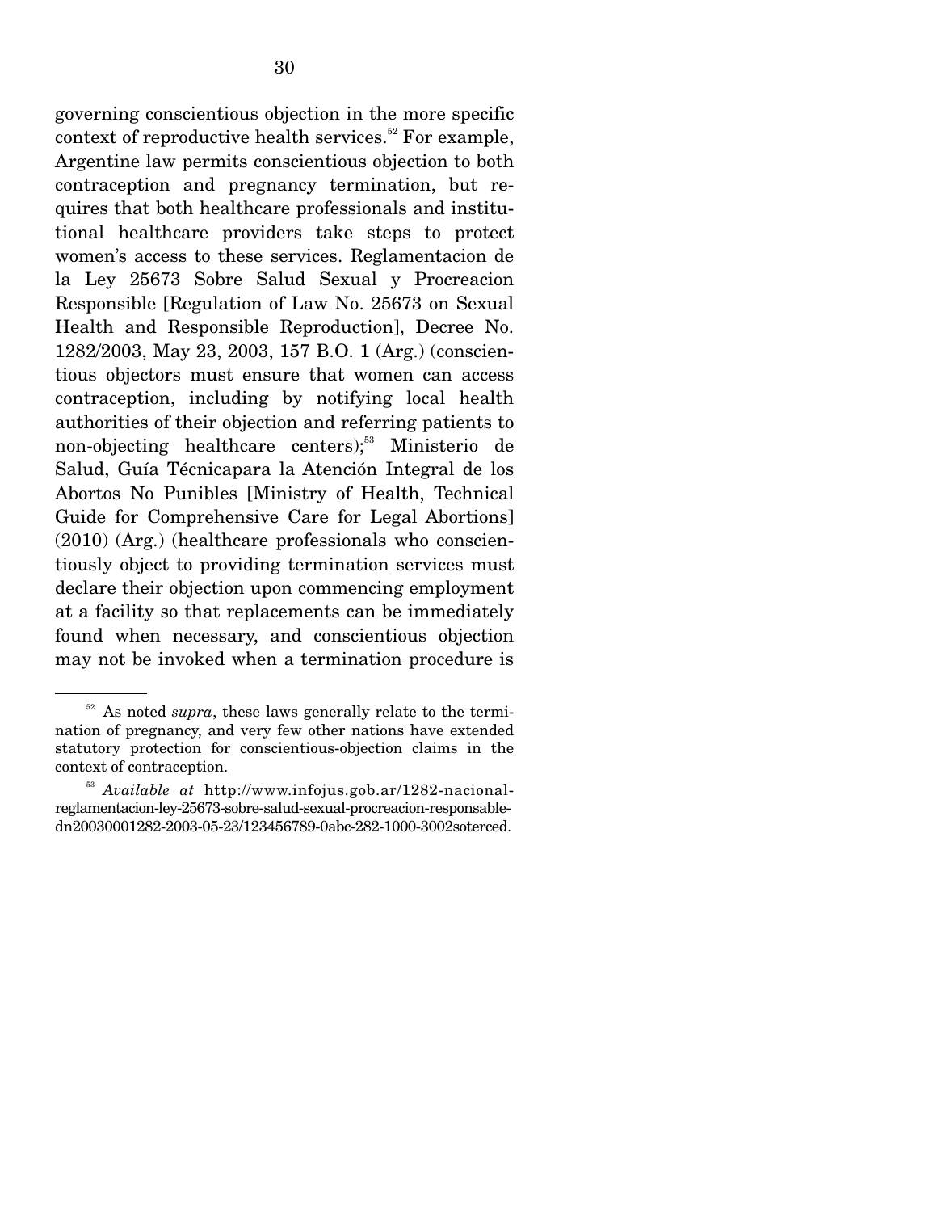governing conscientious objection in the more specific context of reproductive health services.[52] For example, Argentine law permits conscientious objection to both contraception and pregnancy termination, but requires that both healthcare professionals and institutional healthcare providers take steps to protect women's access to these services. Reglamentacion de la Ley 25673 Sobre Salud Sexual y Procreacion Responsible [Regulation of Law No. 25673 on Sexual Health and Responsible Reproduction], Decree No. 1282/2003, May 23, 2003, 157 B.O. 1 (Arg.) (conscientious objectors must ensure that women can access contraception, including by notifying local health authorities of their objection and referring patients to non-objecting healthcare centers);[53] Ministerio de Salud, Guía Técnicapara la Atención Integral de los Abortos No Punibles [Ministry of Health, Technical Guide for Comprehensive Care for Legal Abortions] (2010) (Arg.) (healthcare professionals who conscientiously object to providing termination services must declare their objection upon commencing employment at a facility so that replacements can be immediately found when necessary, and conscientious objection may not be invoked when a termination procedure is

---

[52] As noted *supra*, these laws generally relate to the termination of pregnancy, and very few other nations have extended statutory protection for conscientious-objection claims in the context of contraception.

[53] *Available at* http://www.infojus.gob.ar/1282-nacional-reglamentacion-ley-25673-sobre-salud-sexual-procreacion-responsable-dn20030001282-2003-05-23/123456789-0abc-282-1000-3002soterced.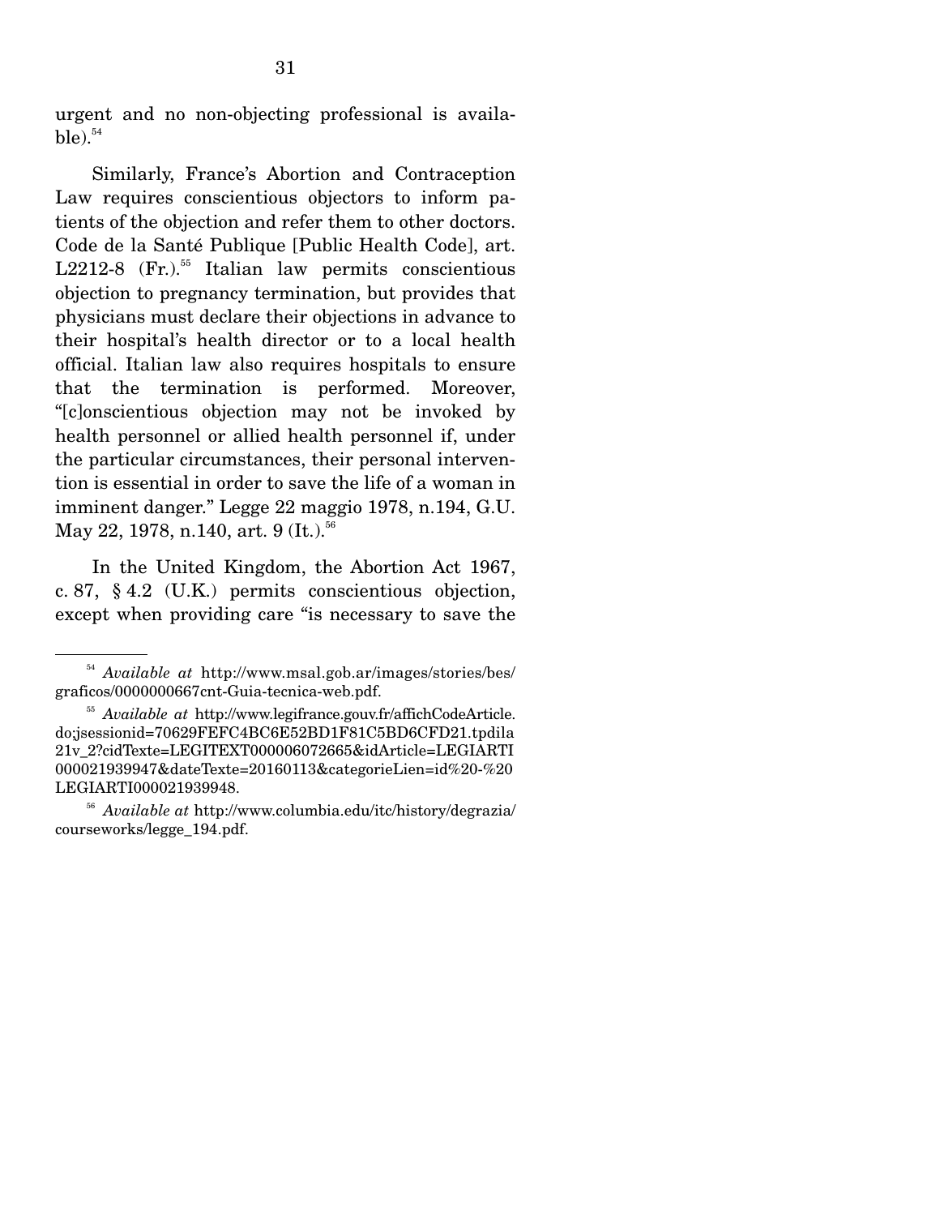urgent and no non-objecting professional is available).[54]

Similarly, France's Abortion and Contraception Law requires conscientious objectors to inform patients of the objection and refer them to other doctors. Code de la Santé Publique [Public Health Code], art. L2212-8 (Fr.).[55] Italian law permits conscientious objection to pregnancy termination, but provides that physicians must declare their objections in advance to their hospital's health director or to a local health official. Italian law also requires hospitals to ensure that the termination is performed. Moreover, "[c]onscientious objection may not be invoked by health personnel or allied health personnel if, under the particular circumstances, their personal intervention is essential in order to save the life of a woman in imminent danger." Legge 22 maggio 1978, n.194, G.U. May 22, 1978, n.140, art. 9 (It.).[56]

In the United Kingdom, the Abortion Act 1967, c. 87, § 4.2 (U.K.) permits conscientious objection, except when providing care "is necessary to save the

---

[54] *Available at* http://www.msal.gob.ar/images/stories/bes/graficos/0000000667cnt-Guia-tecnica-web.pdf.

[55] *Available at* http://www.legifrance.gouv.fr/affichCodeArticle.do;jsessionid=70629FEFC4BC6E52BD1F81C5BD6CFD21.tpdila21v_2?cidTexte=LEGITEXT000006072665&idArticle=LEGIARTI000021939947&dateTexte=20160113&categorieLien=id%20-%20LEGIARTI000021939948.

[56] *Available at* http://www.columbia.edu/itc/history/degrazia/courseworks/legge_194.pdf.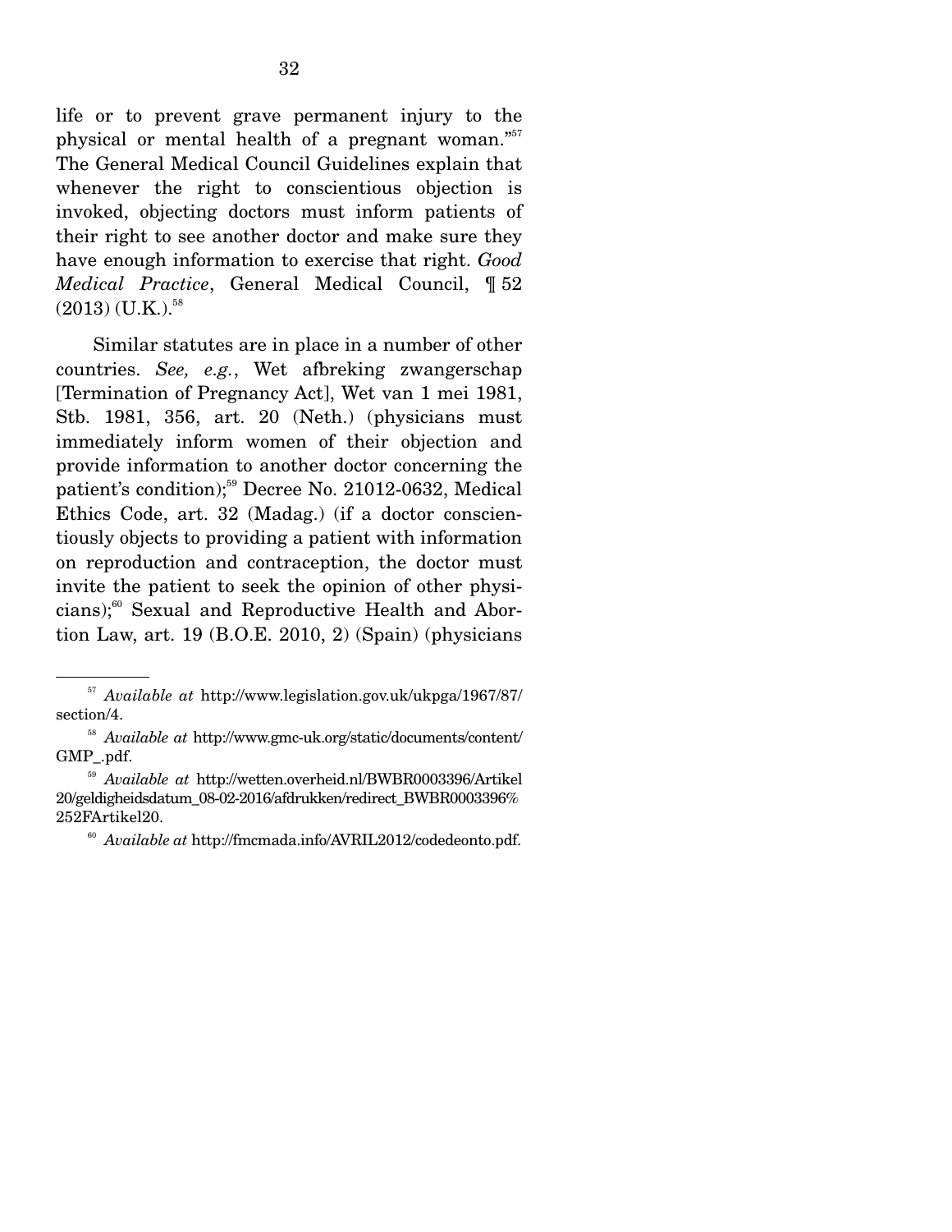life or to prevent grave permanent injury to the physical or mental health of a pregnant woman."[57] The General Medical Council Guidelines explain that whenever the right to conscientious objection is invoked, objecting doctors must inform patients of their right to see another doctor and make sure they have enough information to exercise that right. *Good Medical Practice*, General Medical Council, ¶ 52 (2013) (U.K.).[58]

Similar statutes are in place in a number of other countries. *See, e.g.*, Wet afbreking zwangerschap [Termination of Pregnancy Act], Wet van 1 mei 1981, Stb. 1981, 356, art. 20 (Neth.) (physicians must immediately inform women of their objection and provide information to another doctor concerning the patient's condition);[59] Decree No. 21012-0632, Medical Ethics Code, art. 32 (Madag.) (if a doctor conscientiously objects to providing a patient with information on reproduction and contraception, the doctor must invite the patient to seek the opinion of other physicians);[60] Sexual and Reproductive Health and Abortion Law, art. 19 (B.O.E. 2010, 2) (Spain) (physicians

---

[57] *Available at* http://www.legislation.gov.uk/ukpga/1967/87/section/4.

[58] *Available at* http://www.gmc-uk.org/static/documents/content/GMP_.pdf.

[59] *Available at* http://wetten.overheid.nl/BWBR0003396/Artikel20/geldigheidsdatum_08-02-2016/afdrukken/redirect_BWBR0003396%252FArtikel20.

[60] *Available at* http://fmcmada.info/AVRIL2012/codedeonto.pdf.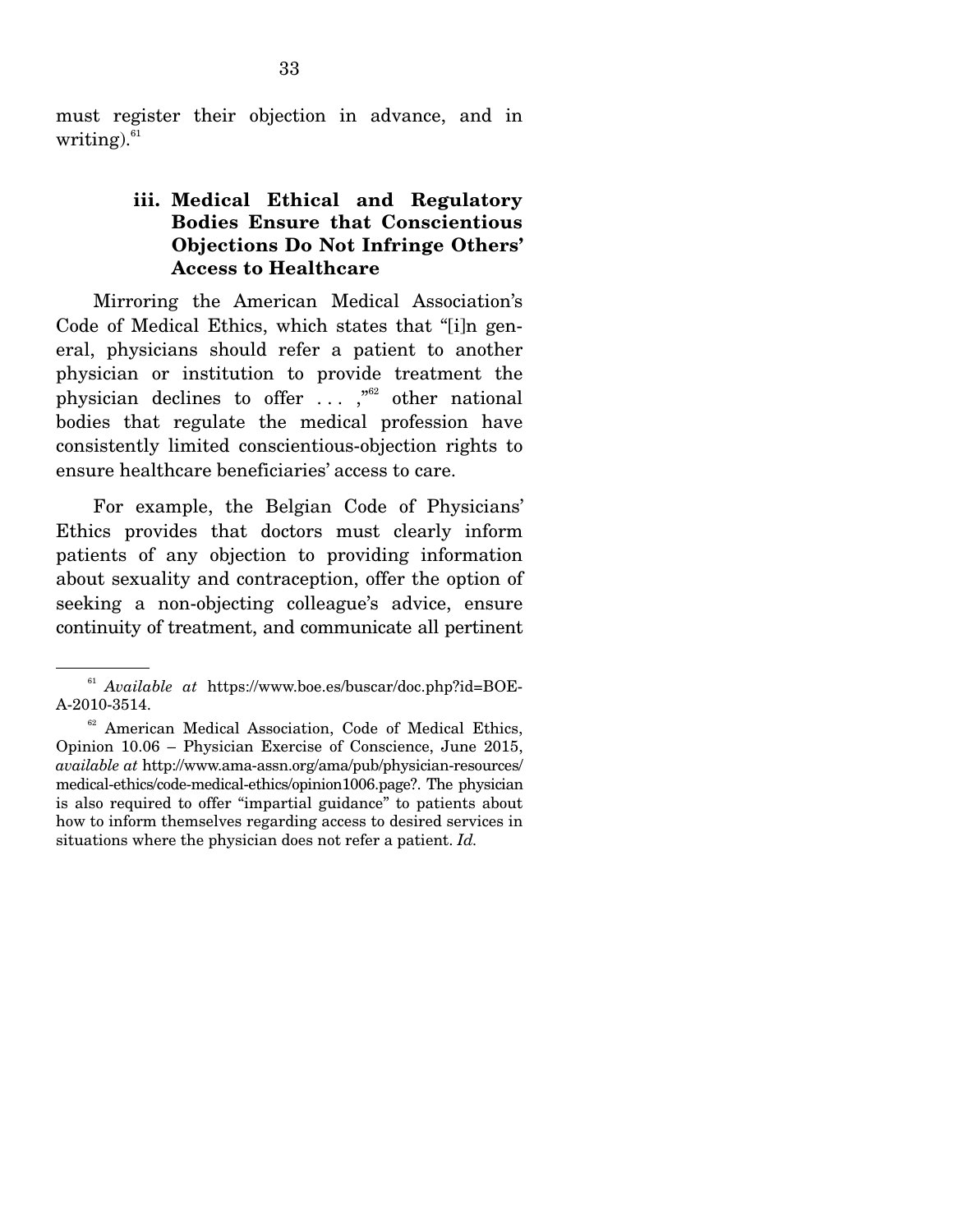must register their objection in advance, and in writing).[61]

### iii. Medical Ethical and Regulatory Bodies Ensure that Conscientious Objections Do Not Infringe Others' Access to Healthcare

Mirroring the American Medical Association's Code of Medical Ethics, which states that "[i]n general, physicians should refer a patient to another physician or institution to provide treatment the physician declines to offer . . . ,"[62] other national bodies that regulate the medical profession have consistently limited conscientious-objection rights to ensure healthcare beneficiaries' access to care.

For example, the Belgian Code of Physicians' Ethics provides that doctors must clearly inform patients of any objection to providing information about sexuality and contraception, offer the option of seeking a non-objecting colleague's advice, ensure continuity of treatment, and communicate all pertinent

---

[61] *Available at* https://www.boe.es/buscar/doc.php?id=BOE-A-2010-3514.

[62] American Medical Association, Code of Medical Ethics, Opinion 10.06 – Physician Exercise of Conscience, June 2015, *available at* http://www.ama-assn.org/ama/pub/physician-resources/medical-ethics/code-medical-ethics/opinion1006.page?. The physician is also required to offer "impartial guidance" to patients about how to inform themselves regarding access to desired services in situations where the physician does not refer a patient. *Id.*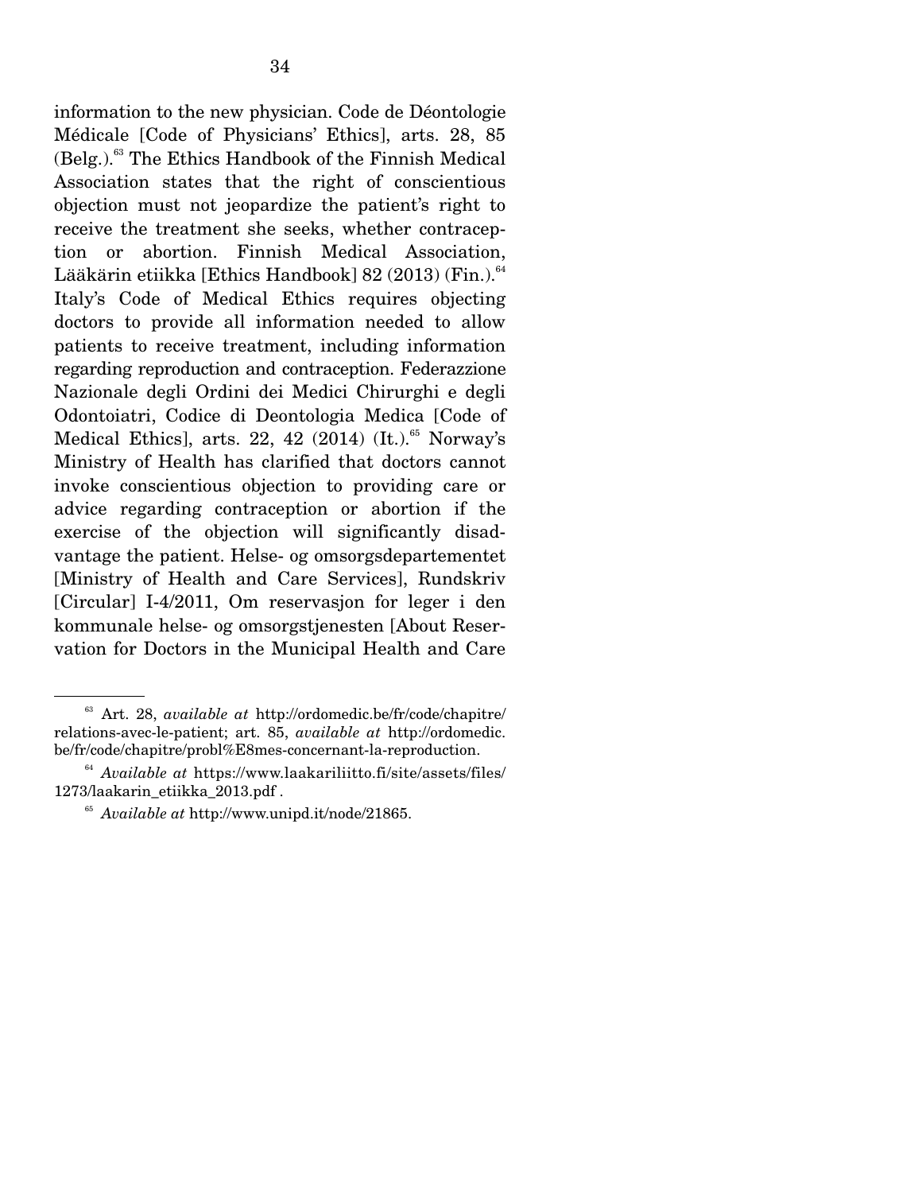information to the new physician. Code de Déontologie Médicale [Code of Physicians' Ethics], arts. 28, 85 (Belg.).[63] The Ethics Handbook of the Finnish Medical Association states that the right of conscientious objection must not jeopardize the patient's right to receive the treatment she seeks, whether contraception or abortion. Finnish Medical Association, Lääkärin etiikka [Ethics Handbook] 82 (2013) (Fin.).[64] Italy's Code of Medical Ethics requires objecting doctors to provide all information needed to allow patients to receive treatment, including information regarding reproduction and contraception. Federazzione Nazionale degli Ordini dei Medici Chirurghi e degli Odontoiatri, Codice di Deontologia Medica [Code of Medical Ethics], arts. 22, 42 (2014) (It.).[65] Norway's Ministry of Health has clarified that doctors cannot invoke conscientious objection to providing care or advice regarding contraception or abortion if the exercise of the objection will significantly disadvantage the patient. Helse- og omsorgsdepartementet [Ministry of Health and Care Services], Rundskriv [Circular] I-4/2011, Om reservasjon for leger i den kommunale helse- og omsorgstjenesten [About Reservation for Doctors in the Municipal Health and Care

---

[63] Art. 28, *available at* http://ordomedic.be/fr/code/chapitre/relations-avec-le-patient; art. 85, *available at* http://ordomedic.be/fr/code/chapitre/probl%E8mes-concernant-la-reproduction.

[64] *Available at* https://www.laakariliitto.fi/site/assets/files/1273/laakarin_etiikka_2013.pdf .

[65] *Available at* http://www.unipd.it/node/21865.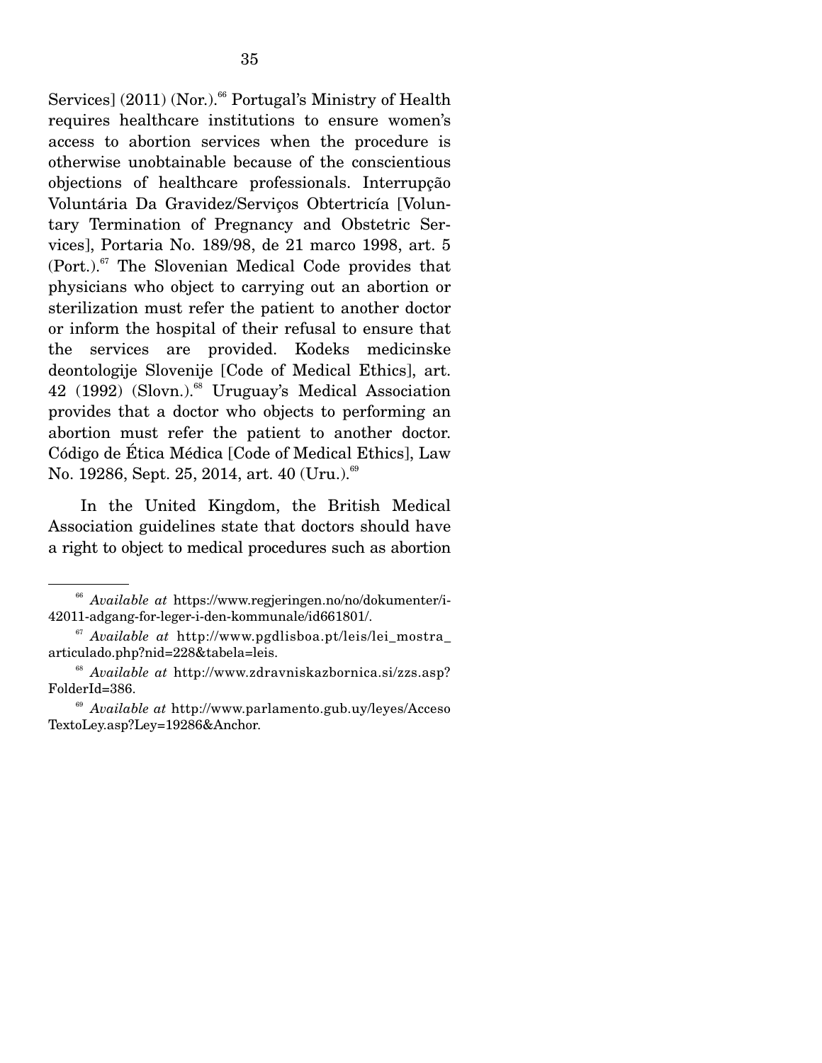Services] (2011) (Nor.).[66] Portugal's Ministry of Health requires healthcare institutions to ensure women's access to abortion services when the procedure is otherwise unobtainable because of the conscientious objections of healthcare professionals. Interrupção Voluntária Da Gravidez/Serviços Obtertricía [Voluntary Termination of Pregnancy and Obstetric Services], Portaria No. 189/98, de 21 marco 1998, art. 5 (Port.).[67] The Slovenian Medical Code provides that physicians who object to carrying out an abortion or sterilization must refer the patient to another doctor or inform the hospital of their refusal to ensure that the services are provided. Kodeks medicinske deontologije Slovenije [Code of Medical Ethics], art. 42 (1992) (Slovn.).[68] Uruguay's Medical Association provides that a doctor who objects to performing an abortion must refer the patient to another doctor. Código de Ética Médica [Code of Medical Ethics], Law No. 19286, Sept. 25, 2014, art. 40 (Uru.).[69]

In the United Kingdom, the British Medical Association guidelines state that doctors should have a right to object to medical procedures such as abortion

---

[66] *Available at* https://www.regjeringen.no/no/dokumenter/i-42011-adgang-for-leger-i-den-kommunale/id661801/.

[67] *Available at* http://www.pgdlisboa.pt/leis/lei_mostra_articulado.php?nid=228&tabela=leis.

[68] *Available at* http://www.zdravniskazbornica.si/zzs.asp?FolderId=386.

[69] *Available at* http://www.parlamento.gub.uy/leyes/AccesoTextoLey.asp?Ley=19286&Anchor.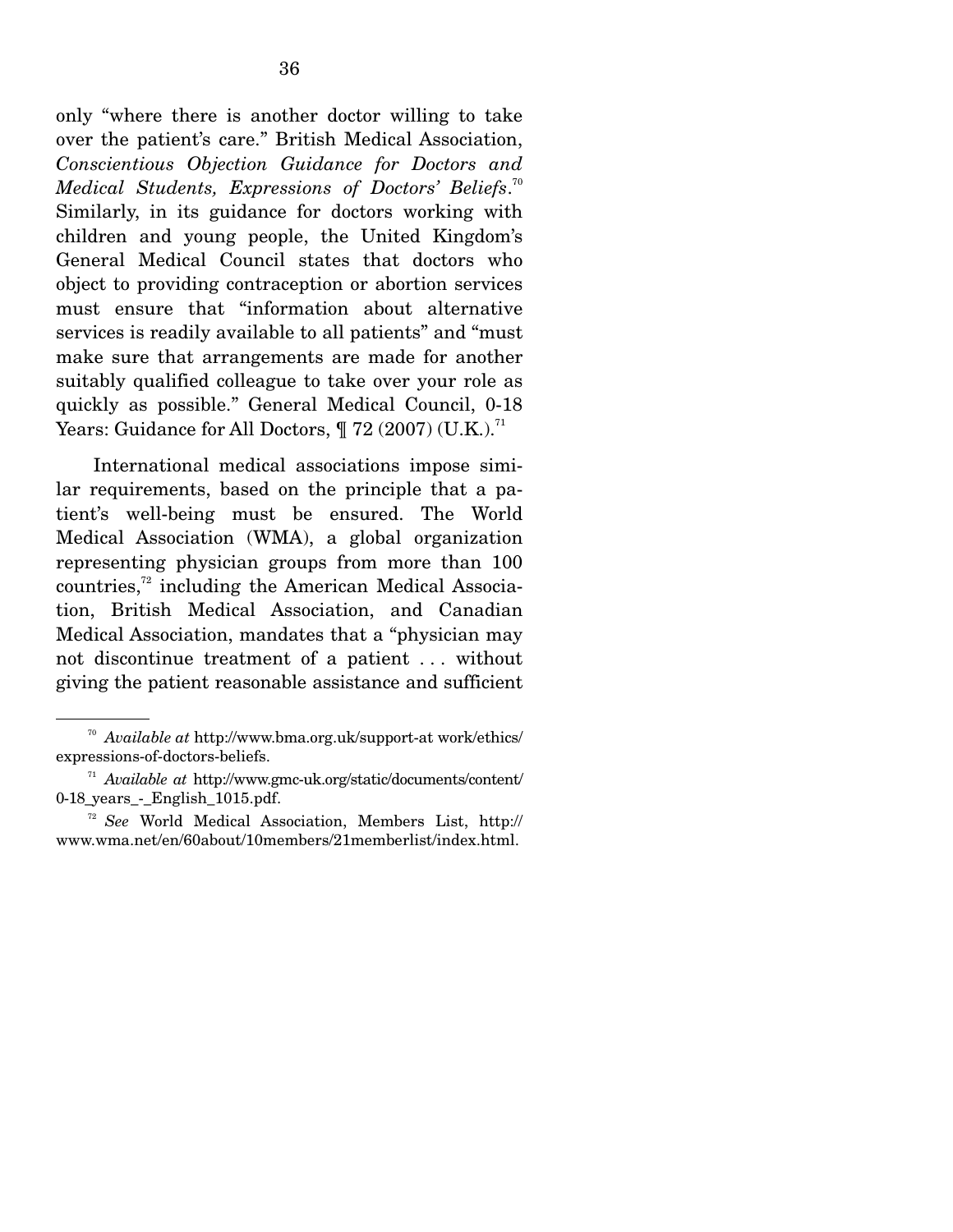only "where there is another doctor willing to take over the patient's care." British Medical Association, *Conscientious Objection Guidance for Doctors and Medical Students, Expressions of Doctors' Beliefs*.[70] Similarly, in its guidance for doctors working with children and young people, the United Kingdom's General Medical Council states that doctors who object to providing contraception or abortion services must ensure that "information about alternative services is readily available to all patients" and "must make sure that arrangements are made for another suitably qualified colleague to take over your role as quickly as possible." General Medical Council, 0-18 Years: Guidance for All Doctors, ¶ 72 (2007) (U.K.).[71]

International medical associations impose similar requirements, based on the principle that a patient's well-being must be ensured. The World Medical Association (WMA), a global organization representing physician groups from more than 100 countries,[72] including the American Medical Association, British Medical Association, and Canadian Medical Association, mandates that a "physician may not discontinue treatment of a patient . . . without giving the patient reasonable assistance and sufficient

---

[70] *Available at* http://www.bma.org.uk/support-at work/ethics/expressions-of-doctors-beliefs.

[71] *Available at* http://www.gmc-uk.org/static/documents/content/0-18_years_-_English_1015.pdf.

[72] *See* World Medical Association, Members List, http://www.wma.net/en/60about/10members/21memberlist/index.html.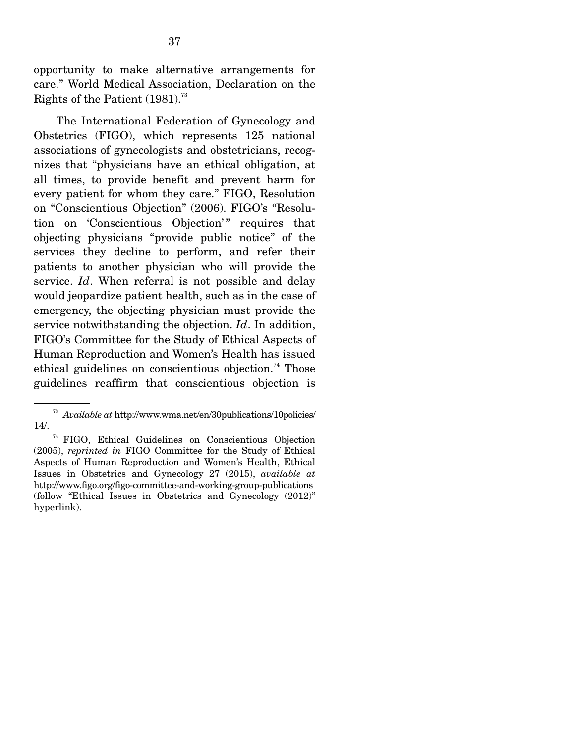opportunity to make alternative arrangements for care." World Medical Association, Declaration on the Rights of the Patient (1981).[73]

The International Federation of Gynecology and Obstetrics (FIGO), which represents 125 national associations of gynecologists and obstetricians, recognizes that "physicians have an ethical obligation, at all times, to provide benefit and prevent harm for every patient for whom they care." FIGO, Resolution on "Conscientious Objection" (2006). FIGO's "Resolution on 'Conscientious Objection'" requires that objecting physicians "provide public notice" of the services they decline to perform, and refer their patients to another physician who will provide the service. *Id*. When referral is not possible and delay would jeopardize patient health, such as in the case of emergency, the objecting physician must provide the service notwithstanding the objection. *Id*. In addition, FIGO's Committee for the Study of Ethical Aspects of Human Reproduction and Women's Health has issued ethical guidelines on conscientious objection.[74] Those guidelines reaffirm that conscientious objection is

---

[73] *Available at* http://www.wma.net/en/30publications/10policies/14/.

[74] FIGO, Ethical Guidelines on Conscientious Objection (2005), *reprinted in* FIGO Committee for the Study of Ethical Aspects of Human Reproduction and Women's Health, Ethical Issues in Obstetrics and Gynecology 27 (2015), *available at* http://www.figo.org/figo-committee-and-working-group-publications (follow "Ethical Issues in Obstetrics and Gynecology (2012)" hyperlink).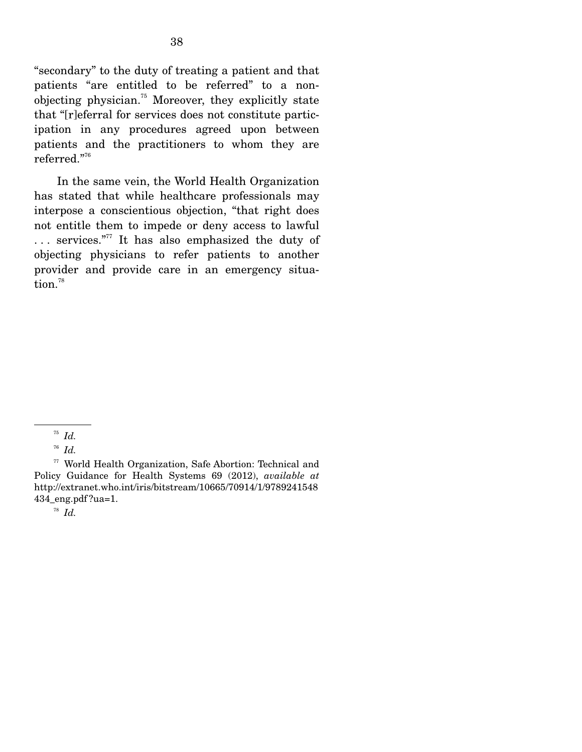"secondary" to the duty of treating a patient and that patients "are entitled to be referred" to a non-objecting physician.[75] Moreover, they explicitly state that "[r]eferral for services does not constitute participation in any procedures agreed upon between patients and the practitioners to whom they are referred."[76]

In the same vein, the World Health Organization has stated that while healthcare professionals may interpose a conscientious objection, "that right does not entitle them to impede or deny access to lawful . . . services."[77] It has also emphasized the duty of objecting physicians to refer patients to another provider and provide care in an emergency situation.[78]

---

[75] *Id.*

[76] *Id.*

[77] World Health Organization, Safe Abortion: Technical and Policy Guidance for Health Systems 69 (2012), *available at* http://extranet.who.int/iris/bitstream/10665/70914/1/9789241548434_eng.pdf?ua=1.

[78] *Id.*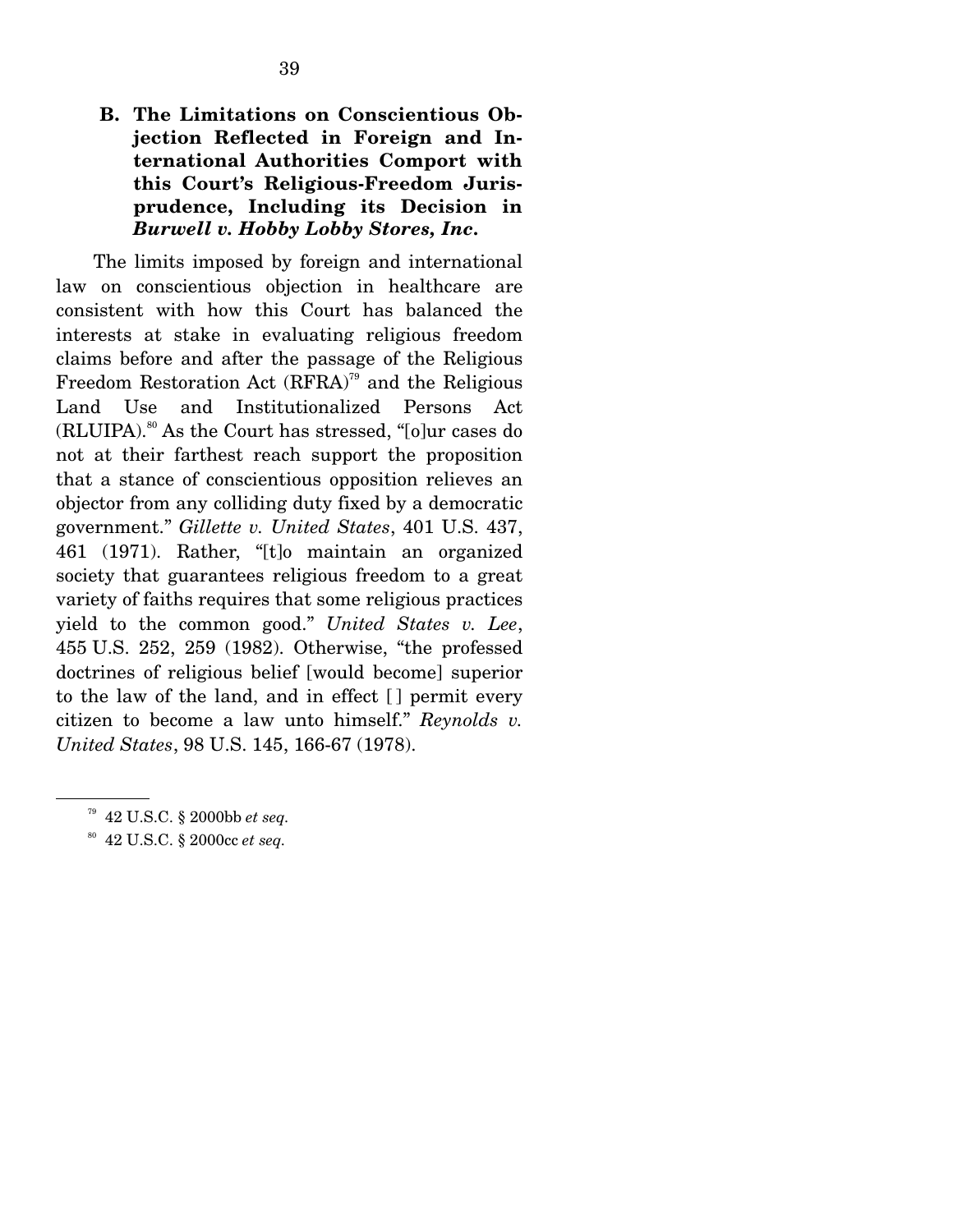### B. The Limitations on Conscientious Objection Reflected in Foreign and International Authorities Comport with this Court's Religious-Freedom Jurisprudence, Including its Decision in *Burwell v. Hobby Lobby Stores, Inc.*

The limits imposed by foreign and international law on conscientious objection in healthcare are consistent with how this Court has balanced the interests at stake in evaluating religious freedom claims before and after the passage of the Religious Freedom Restoration Act (RFRA)[79] and the Religious Land Use and Institutionalized Persons Act (RLUIPA).[80] As the Court has stressed, "[o]ur cases do not at their farthest reach support the proposition that a stance of conscientious opposition relieves an objector from any colliding duty fixed by a democratic government." *Gillette v. United States*, 401 U.S. 437, 461 (1971). Rather, "[t]o maintain an organized society that guarantees religious freedom to a great variety of faiths requires that some religious practices yield to the common good." *United States v. Lee*, 455 U.S. 252, 259 (1982). Otherwise, "the professed doctrines of religious belief [would become] superior to the law of the land, and in effect [ ] permit every citizen to become a law unto himself." *Reynolds v. United States*, 98 U.S. 145, 166-67 (1978).

---

[79] 42 U.S.C. § 2000bb *et seq.*

[80] 42 U.S.C. § 2000cc *et seq.*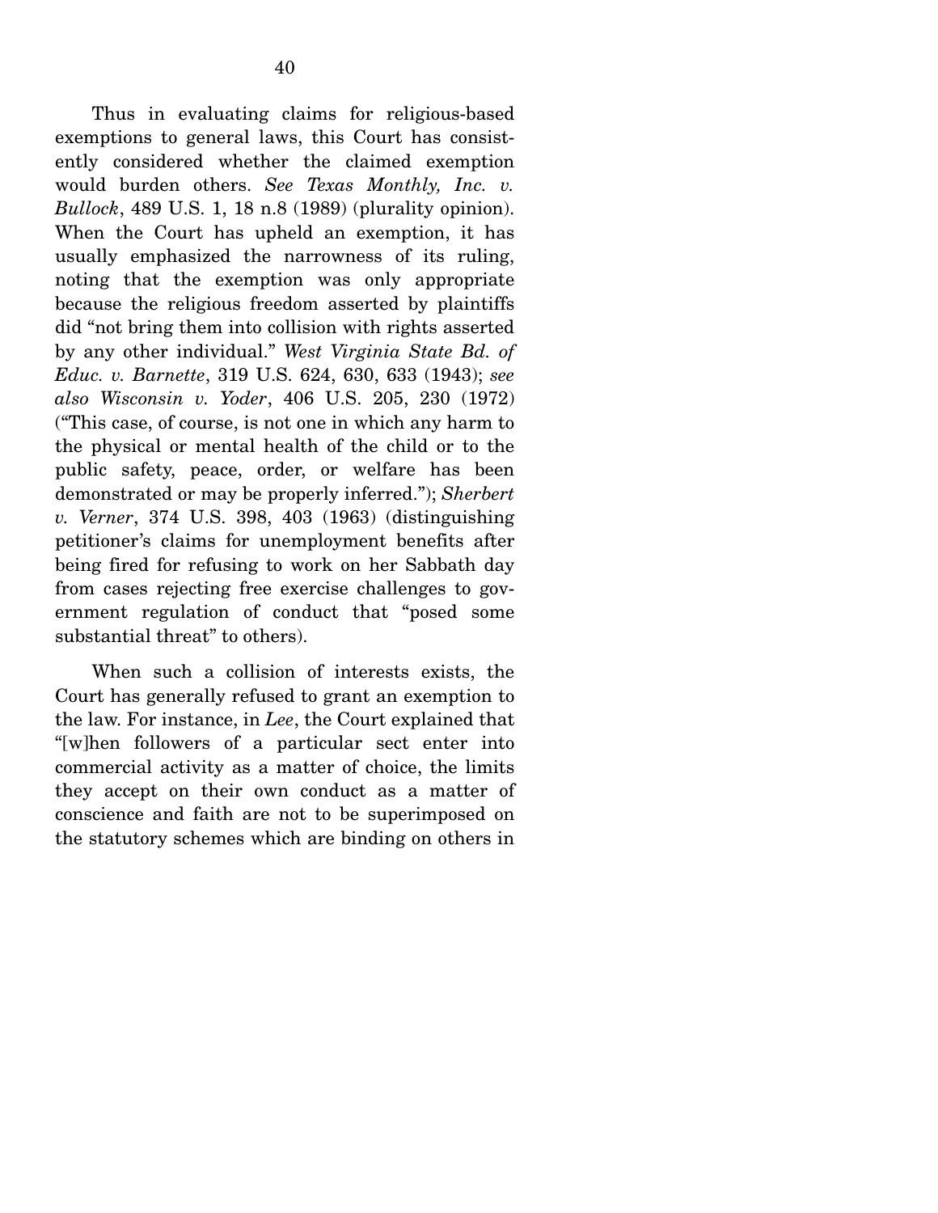Thus in evaluating claims for religious-based exemptions to general laws, this Court has consistently considered whether the claimed exemption would burden others. *See Texas Monthly, Inc. v. Bullock*, 489 U.S. 1, 18 n.8 (1989) (plurality opinion). When the Court has upheld an exemption, it has usually emphasized the narrowness of its ruling, noting that the exemption was only appropriate because the religious freedom asserted by plaintiffs did "not bring them into collision with rights asserted by any other individual." *West Virginia State Bd. of Educ. v. Barnette*, 319 U.S. 624, 630, 633 (1943); *see also Wisconsin v. Yoder*, 406 U.S. 205, 230 (1972) ("This case, of course, is not one in which any harm to the physical or mental health of the child or to the public safety, peace, order, or welfare has been demonstrated or may be properly inferred."); *Sherbert v. Verner*, 374 U.S. 398, 403 (1963) (distinguishing petitioner's claims for unemployment benefits after being fired for refusing to work on her Sabbath day from cases rejecting free exercise challenges to government regulation of conduct that "posed some substantial threat" to others).

When such a collision of interests exists, the Court has generally refused to grant an exemption to the law. For instance, in *Lee*, the Court explained that "[w]hen followers of a particular sect enter into commercial activity as a matter of choice, the limits they accept on their own conduct as a matter of conscience and faith are not to be superimposed on the statutory schemes which are binding on others in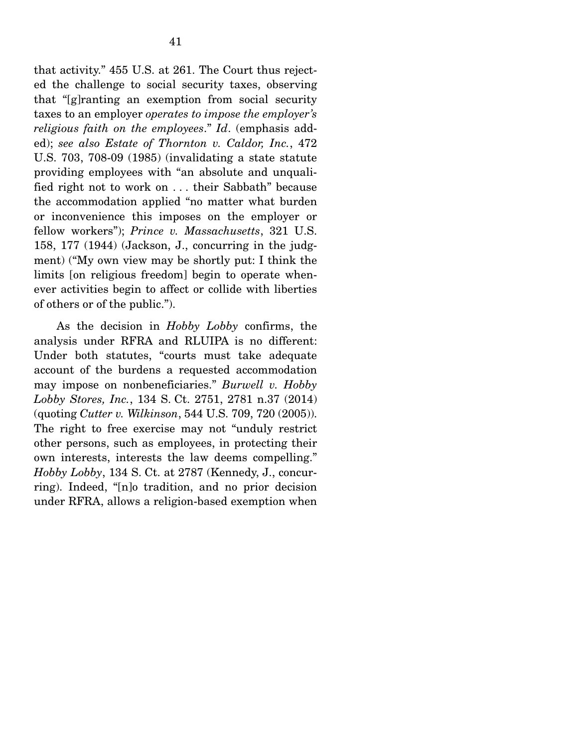that activity." 455 U.S. at 261. The Court thus rejected the challenge to social security taxes, observing that "[g]ranting an exemption from social security taxes to an employer *operates to impose the employer's religious faith on the employees*." *Id*. (emphasis added); *see also Estate of Thornton v. Caldor, Inc.*, 472 U.S. 703, 708-09 (1985) (invalidating a state statute providing employees with "an absolute and unqualified right not to work on . . . their Sabbath" because the accommodation applied "no matter what burden or inconvenience this imposes on the employer or fellow workers"); *Prince v. Massachusetts*, 321 U.S. 158, 177 (1944) (Jackson, J., concurring in the judgment) ("My own view may be shortly put: I think the limits [on religious freedom] begin to operate whenever activities begin to affect or collide with liberties of others or of the public.").

As the decision in *Hobby Lobby* confirms, the analysis under RFRA and RLUIPA is no different: Under both statutes, "courts must take adequate account of the burdens a requested accommodation may impose on nonbeneficiaries." *Burwell v. Hobby Lobby Stores, Inc.*, 134 S. Ct. 2751, 2781 n.37 (2014) (quoting *Cutter v. Wilkinson*, 544 U.S. 709, 720 (2005)). The right to free exercise may not "unduly restrict other persons, such as employees, in protecting their own interests, interests the law deems compelling." *Hobby Lobby*, 134 S. Ct. at 2787 (Kennedy, J., concurring). Indeed, "[n]o tradition, and no prior decision under RFRA, allows a religion-based exemption when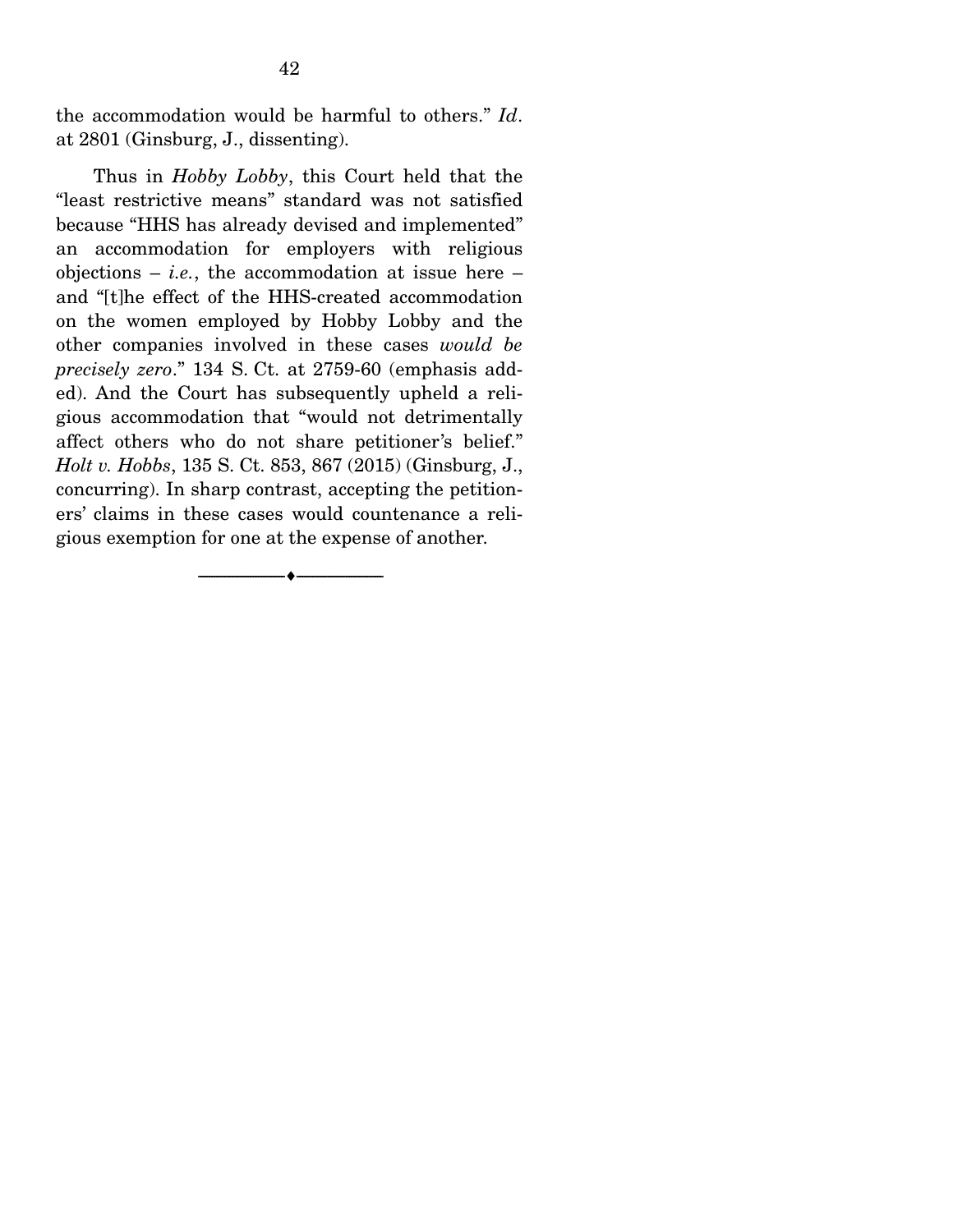the accommodation would be harmful to others." *Id*. at 2801 (Ginsburg, J., dissenting).

Thus in *Hobby Lobby*, this Court held that the "least restrictive means" standard was not satisfied because "HHS has already devised and implemented" an accommodation for employers with religious objections – *i.e.*, the accommodation at issue here – and "[t]he effect of the HHS-created accommodation on the women employed by Hobby Lobby and the other companies involved in these cases *would be precisely zero*." 134 S. Ct. at 2759-60 (emphasis added). And the Court has subsequently upheld a religious accommodation that "would not detrimentally affect others who do not share petitioner's belief." *Holt v. Hobbs*, 135 S. Ct. 853, 867 (2015) (Ginsburg, J., concurring). In sharp contrast, accepting the petitioners' claims in these cases would countenance a religious exemption for one at the expense of another.

---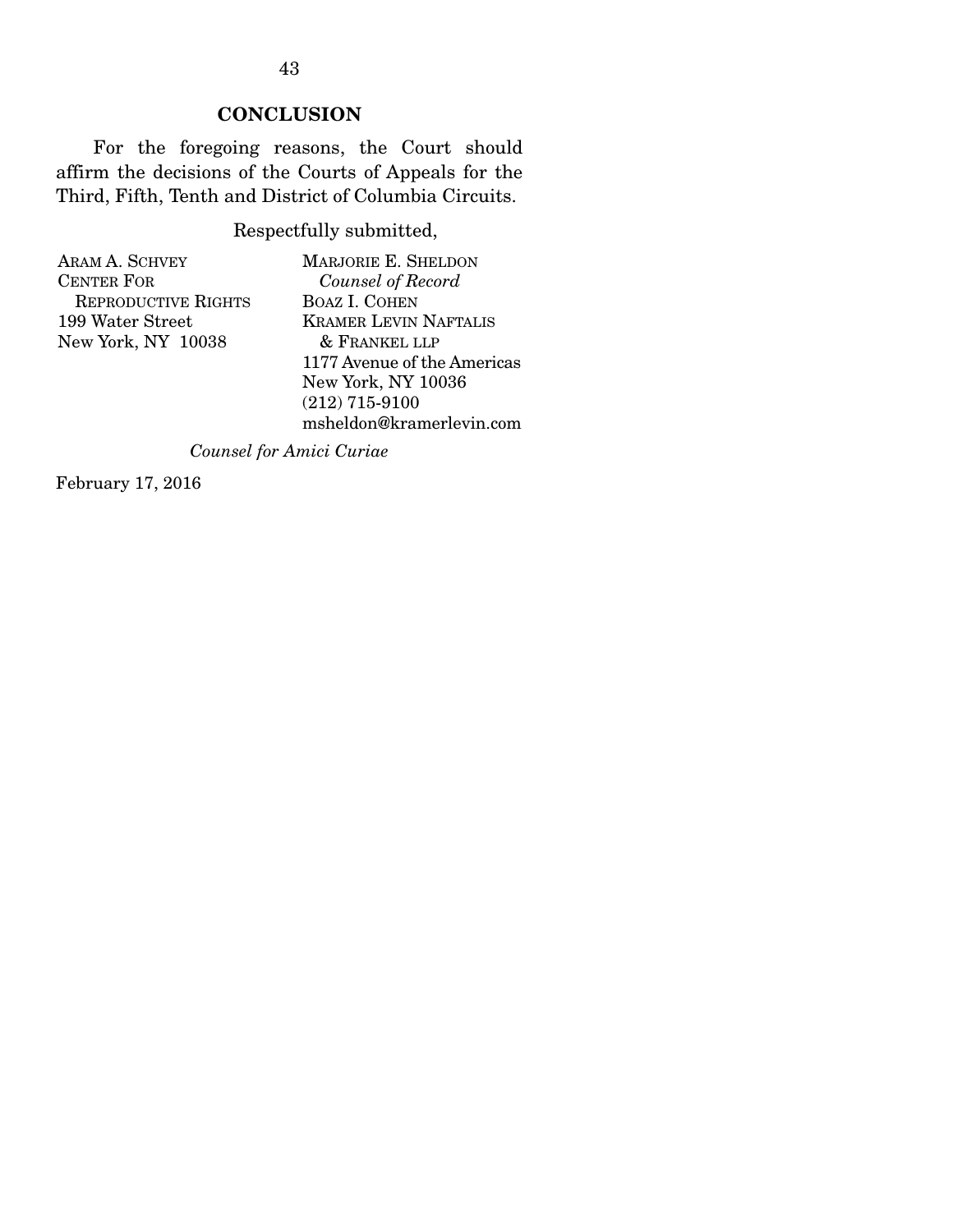## CONCLUSION

For the foregoing reasons, the Court should affirm the decisions of the Courts of Appeals for the Third, Fifth, Tenth and District of Columbia Circuits.

Respectfully submitted,

ARAM A. SCHVEY
CENTER FOR REPRODUCTIVE RIGHTS
199 Water Street
New York, NY 10038

MARJORIE E. SHELDON
*Counsel of Record*
BOAZ I. COHEN
KRAMER LEVIN NAFTALIS & FRANKEL LLP
1177 Avenue of the Americas
New York, NY 10036
(212) 715-9100
msheldon@kramerlevin.com

*Counsel for Amici Curiae*

February 17, 2016